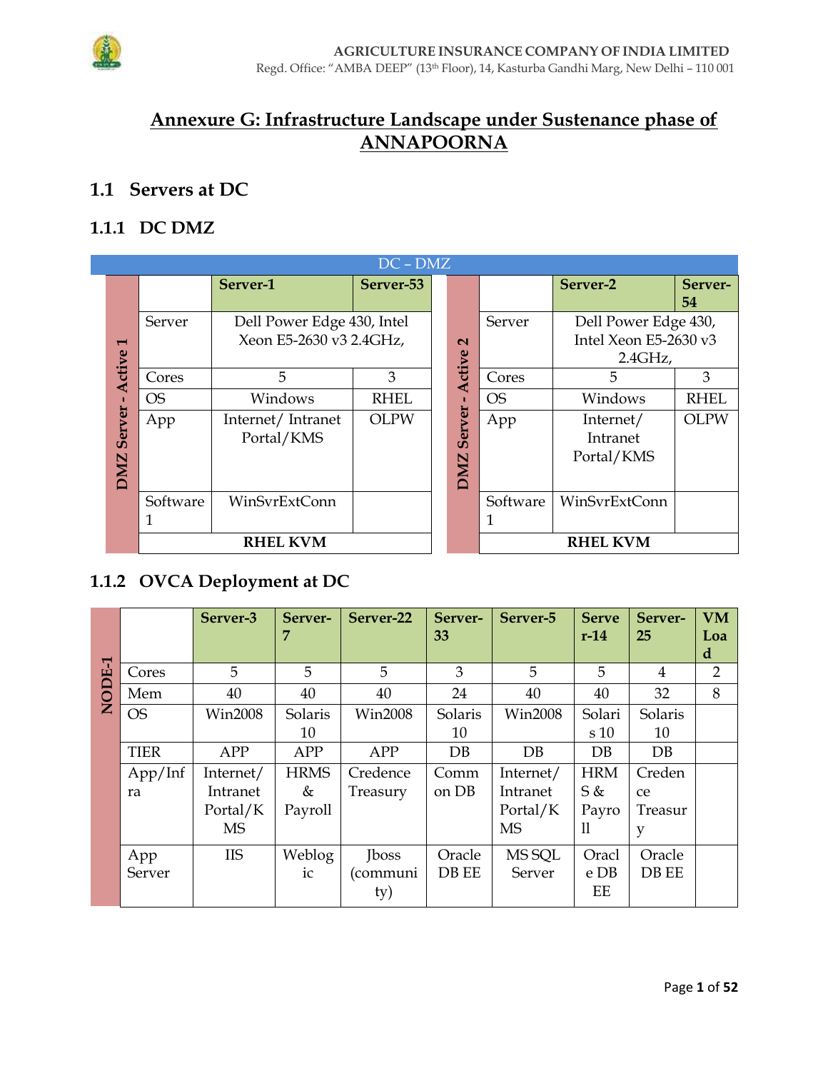# Annexure G: Infrastructure Landscape under Sustenance phase of ANNAPOORNA

## 1.1 Servers at DC

### 1.1.1 DC DMZ

DC – DMZ

**DMZ Server - Active 1**

| | Server-1 | Server-53 |
|---|---|---|
| Server | Dell Power Edge 430, Intel Xeon E5-2630 v3 2.4GHz, | |
| Cores | 5 | 3 |
| OS | Windows | RHEL |
| App | Internet/ Intranet Portal/KMS | OLPW |
| Software 1 | WinSvrExtConn | |
| **RHEL KVM** | | |

**DMZ Server - Active 2**

| | Server-2 | Server-54 |
|---|---|---|
| Server | Dell Power Edge 430, Intel Xeon E5-2630 v3 2.4GHz, | |
| Cores | 5 | 3 |
| OS | Windows | RHEL |
| App | Internet/ Intranet Portal/KMS | OLPW |
| Software 1 | WinSvrExtConn | |
| **RHEL KVM** | | |

### 1.1.2 OVCA Deployment at DC

**NODE-1**

| | Server-3 | Server-7 | Server-22 | Server-33 | Server-5 | Server-14 | Server-25 | VM Load |
|---|---|---|---|---|---|---|---|---|
| Cores | 5 | 5 | 5 | 3 | 5 | 5 | 4 | 2 |
| Mem | 40 | 40 | 40 | 24 | 40 | 40 | 32 | 8 |
| OS | Win2008 | Solaris 10 | Win2008 | Solaris 10 | Win2008 | Solaris 10 | Solaris 10 | |
| TIER | APP | APP | APP | DB | DB | DB | DB | |
| App/Infra | Internet/ Intranet Portal/KMS | HRMS & Payroll | Credence Treasury | Common DB | Internet/ Intranet Portal/KMS | HRMS & Payroll | Credence Treasury | |
| App Server | IIS | Weblogic | Jboss (community) | Oracle DB EE | MS SQL Server | Oracle DB EE | Oracle DB EE | |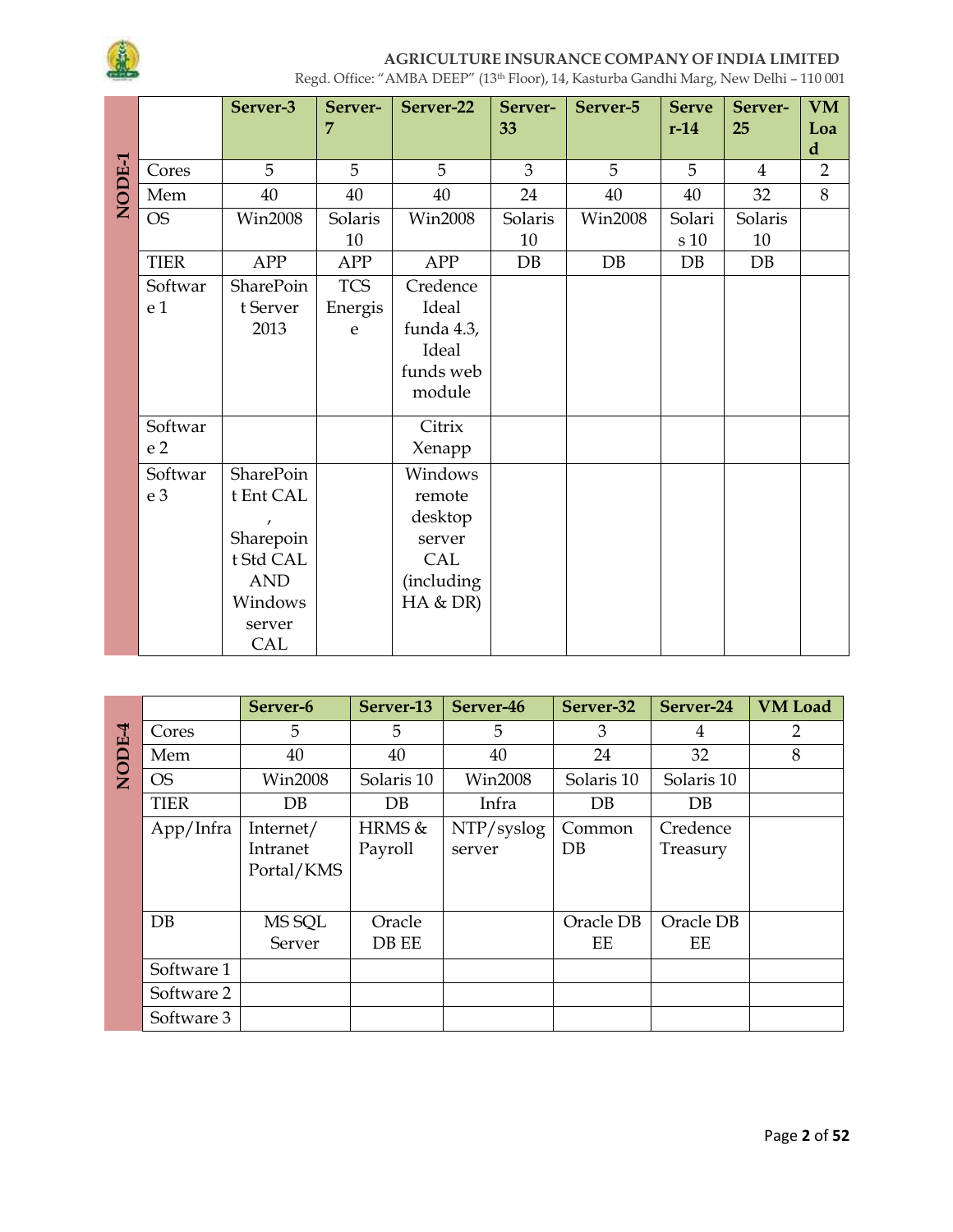| NODE-1 | | Server-3 | Server-7 | Server-22 | Server-33 | Server-5 | Server-14 | Server-25 | VM Load |
|---|---|---|---|---|---|---|---|---|---|
| | Cores | 5 | 5 | 5 | 3 | 5 | 5 | 4 | 2 |
| | Mem | 40 | 40 | 40 | 24 | 40 | 40 | 32 | 8 |
| | OS | Win2008 | Solaris 10 | Win2008 | Solaris 10 | Win2008 | Solaris 10 | Solaris 10 | |
| | TIER | APP | APP | APP | DB | DB | DB | DB | |
| | Software 1 | SharePoint Server 2013 | TCS Energise | Credence Ideal funda 4.3, Ideal funds web module | | | | | |
| | Software 2 | | | Citrix Xenapp | | | | | |
| | Software 3 | SharePoint Ent CAL , Sharepoint Std CAL AND Windows server CAL | | Windows remote desktop server CAL (including HA & DR) | | | | | |

| NODE-4 | | Server-6 | Server-13 | Server-46 | Server-32 | Server-24 | VM Load |
|---|---|---|---|---|---|---|---|
| | Cores | 5 | 5 | 5 | 3 | 4 | 2 |
| | Mem | 40 | 40 | 40 | 24 | 32 | 8 |
| | OS | Win2008 | Solaris 10 | Win2008 | Solaris 10 | Solaris 10 | |
| | TIER | DB | DB | Infra | DB | DB | |
| | App/Infra | Internet/ Intranet Portal/KMS | HRMS & Payroll | NTP/syslog server | Common DB | Credence Treasury | |
| | DB | MS SQL Server | Oracle DB EE | | Oracle DB EE | Oracle DB EE | |
| | Software 1 | | | | | | |
| | Software 2 | | | | | | |
| | Software 3 | | | | | | |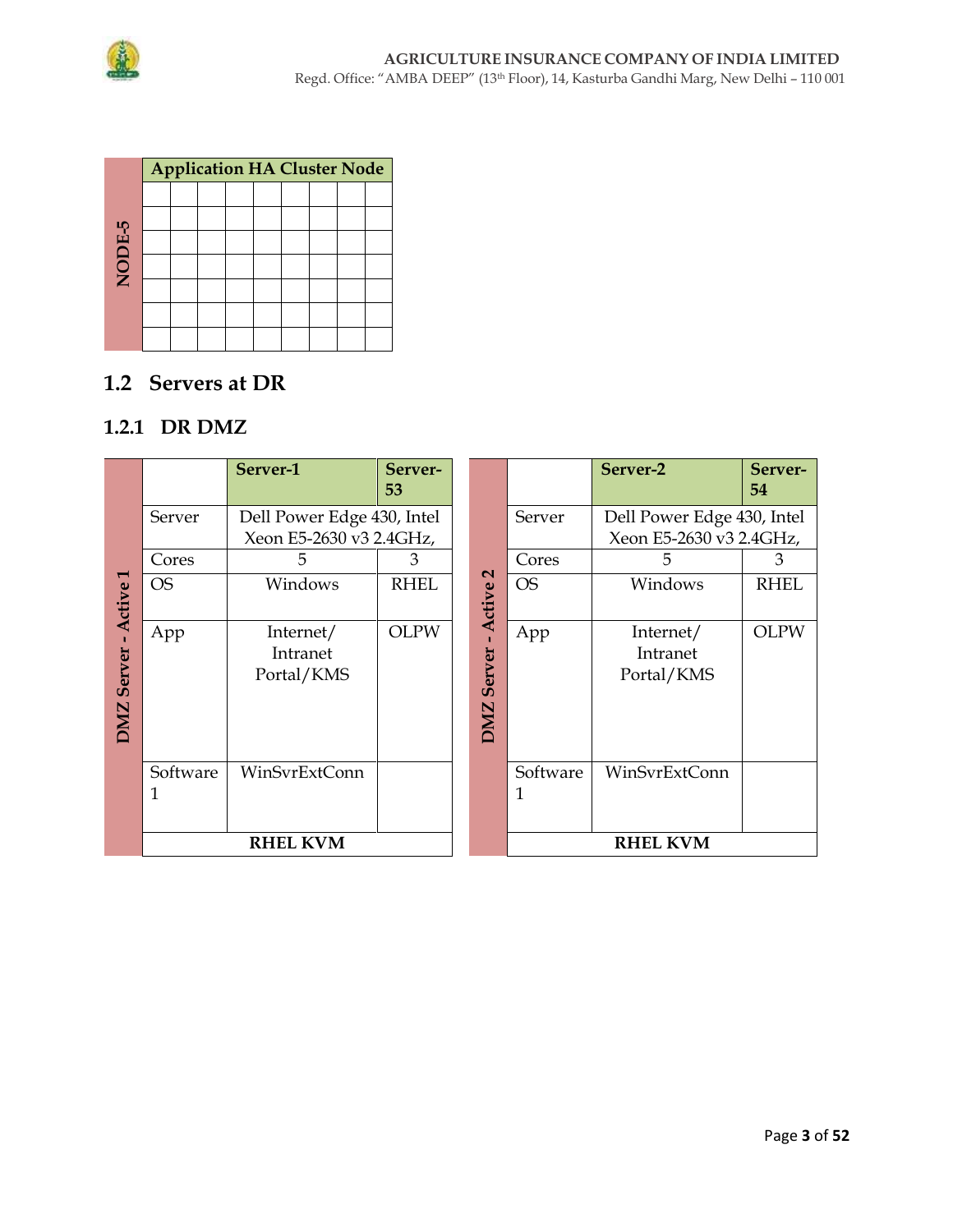| NODE-5 | Application HA Cluster Node | | | | | | | | |
|---|---|---|---|---|---|---|---|---|---|
| | | | | | | | | | |
| | | | | | | | | | |
| | | | | | | | | | |
| | | | | | | | | | |
| | | | | | | | | | |
| | | | | | | | | | |
| | | | | | | | | | |

## 1.2 Servers at DR

### 1.2.1 DR DMZ

| DMZ Server - Active 1 | | Server-1 | Server-53 |
|---|---|---|---|
| | Server | Dell Power Edge 430, Intel Xeon E5-2630 v3 2.4GHz, | |
| | Cores | 5 | 3 |
| | OS | Windows | RHEL |
| | App | Internet/ Intranet Portal/KMS | OLPW |
| | Software 1 | WinSvrExtConn | |
| | RHEL KVM | | |

| DMZ Server - Active 2 | | Server-2 | Server-54 |
|---|---|---|---|
| | Server | Dell Power Edge 430, Intel Xeon E5-2630 v3 2.4GHz, | |
| | Cores | 5 | 3 |
| | OS | Windows | RHEL |
| | App | Internet/ Intranet Portal/KMS | OLPW |
| | Software 1 | WinSvrExtConn | |
| | RHEL KVM | | |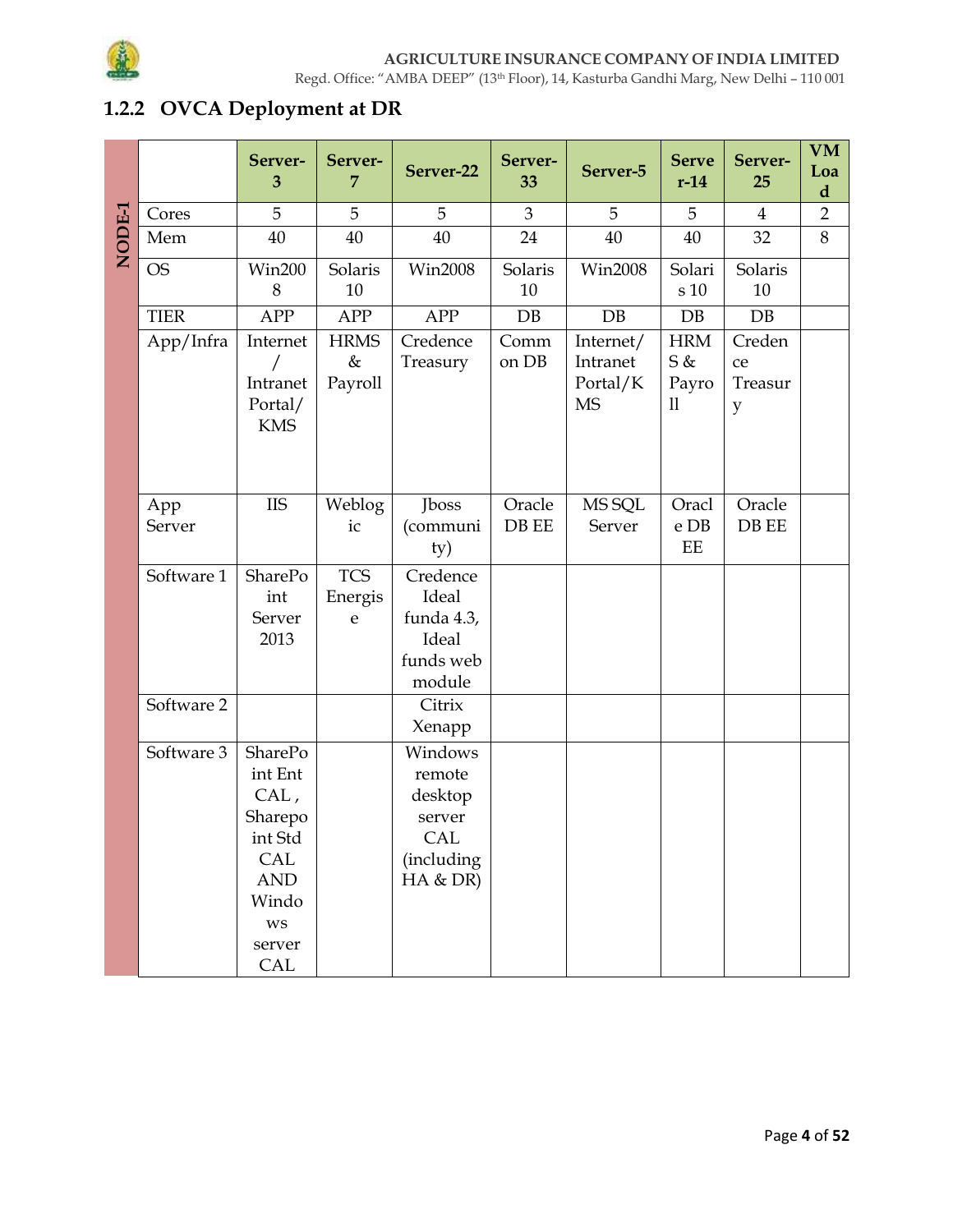## 1.2.2 OVCA Deployment at DR

| NODE-1 | | Server-3 | Server-7 | Server-22 | Server-33 | Server-5 | Server-14 | Server-25 | VM Load |
|---|---|---|---|---|---|---|---|---|---|
| | Cores | 5 | 5 | 5 | 3 | 5 | 5 | 4 | 2 |
| | Mem | 40 | 40 | 40 | 24 | 40 | 40 | 32 | 8 |
| | OS | Win2008 | Solaris 10 | Win2008 | Solaris 10 | Win2008 | Solaris 10 | Solaris 10 | |
| | TIER | APP | APP | APP | DB | DB | DB | DB | |
| | App/Infra | Internet / Intranet Portal/ KMS | HRMS & Payroll | Credence Treasury | Common DB | Internet/ Intranet Portal/KMS | HRMS & Payroll | Credence Treasury | |
| | App Server | IIS | Weblogic | Jboss (community) | Oracle DB EE | MS SQL Server | Oracle DB EE | Oracle DB EE | |
| | Software 1 | SharePoint Server 2013 | TCS Energise | Credence Ideal funda 4.3, Ideal funds web module | | | | | |
| | Software 2 | | | Citrix Xenapp | | | | | |
| | Software 3 | SharePoint Ent CAL , Sharepoint Std CAL AND Windows server CAL | | Windows remote desktop server CAL (including HA & DR) | | | | | |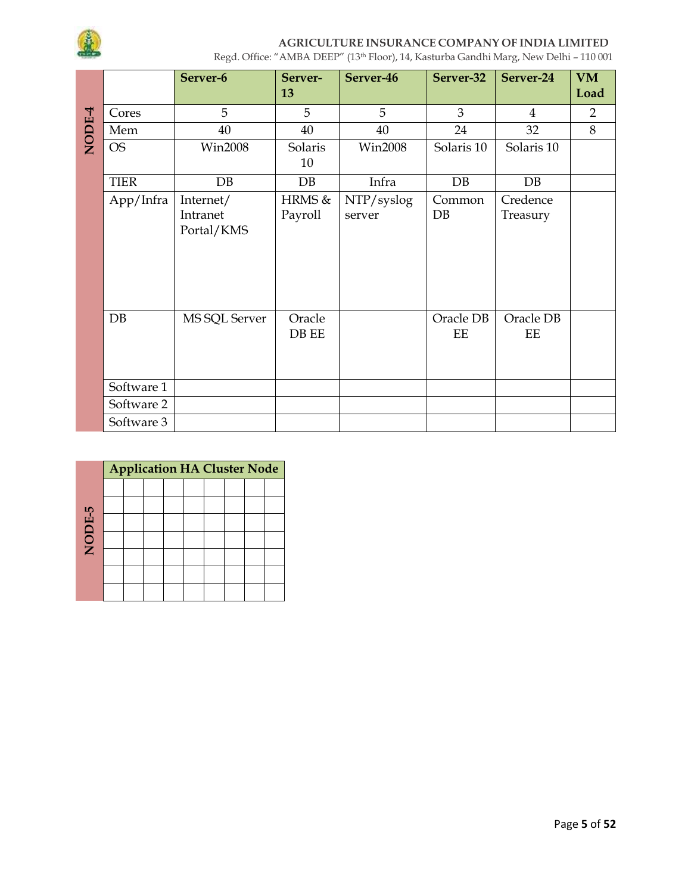| NODE-4 | | Server-6 | Server-13 | Server-46 | Server-32 | Server-24 | VM Load |
|---|---|---|---|---|---|---|---|
| | Cores | 5 | 5 | 5 | 3 | 4 | 2 |
| | Mem | 40 | 40 | 40 | 24 | 32 | 8 |
| | OS | Win2008 | Solaris 10 | Win2008 | Solaris 10 | Solaris 10 | |
| | TIER | DB | DB | Infra | DB | DB | |
| | App/Infra | Internet/ Intranet Portal/KMS | HRMS & Payroll | NTP/syslog server | Common DB | Credence Treasury | |
| | DB | MS SQL Server | Oracle DB EE | | Oracle DB EE | Oracle DB EE | |
| | Software 1 | | | | | | |
| | Software 2 | | | | | | |
| | Software 3 | | | | | | |

| NODE-5 | Application HA Cluster Node | | | | | | | | |
|---|---|---|---|---|---|---|---|---|---|
| | | | | | | | | | |
| | | | | | | | | | |
| | | | | | | | | | |
| | | | | | | | | | |
| | | | | | | | | | |
| | | | | | | | | | |
| | | | | | | | | | |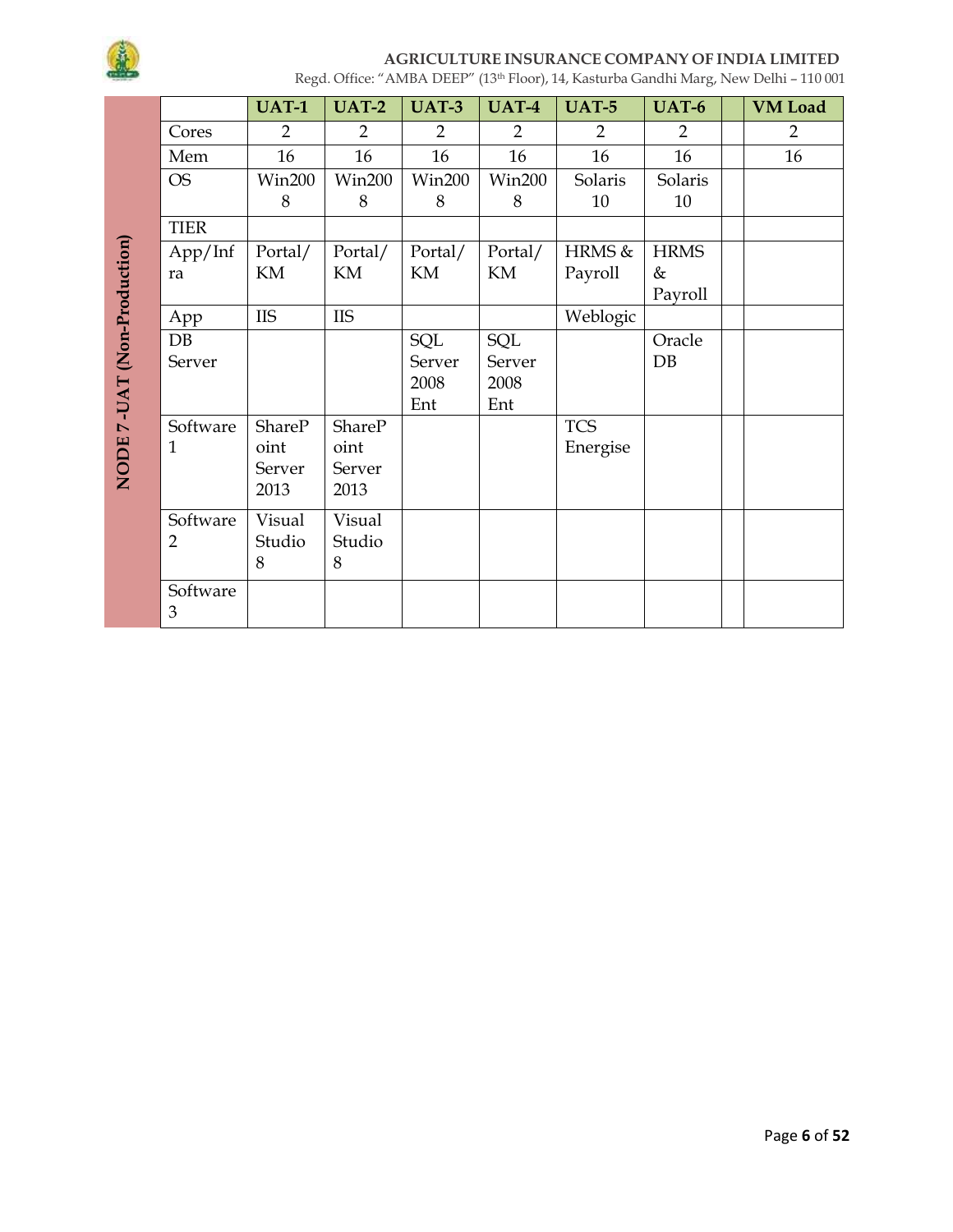| NODE 7-UAT (Non-Production) | | UAT-1 | UAT-2 | UAT-3 | UAT-4 | UAT-5 | UAT-6 | | VM Load |
|---|---|---|---|---|---|---|---|---|---|
| | Cores | 2 | 2 | 2 | 2 | 2 | 2 | | 2 |
| | Mem | 16 | 16 | 16 | 16 | 16 | 16 | | 16 |
| | OS | Win2008 | Win2008 | Win2008 | Win2008 | Solaris 10 | Solaris 10 | | |
| | TIER | | | | | | | | |
| | App/Infra | Portal/KM | Portal/KM | Portal/KM | Portal/KM | HRMS & Payroll | HRMS & Payroll | | |
| | App | IIS | IIS | | | Weblogic | | | |
| | DB Server | | | SQL Server 2008 Ent | SQL Server 2008 Ent | | Oracle DB | | |
| | Software 1 | SharePoint Server 2013 | SharePoint Server 2013 | | | TCS Energise | | | |
| | Software 2 | Visual Studio 8 | Visual Studio 8 | | | | | | |
| | Software 3 | | | | | | | | |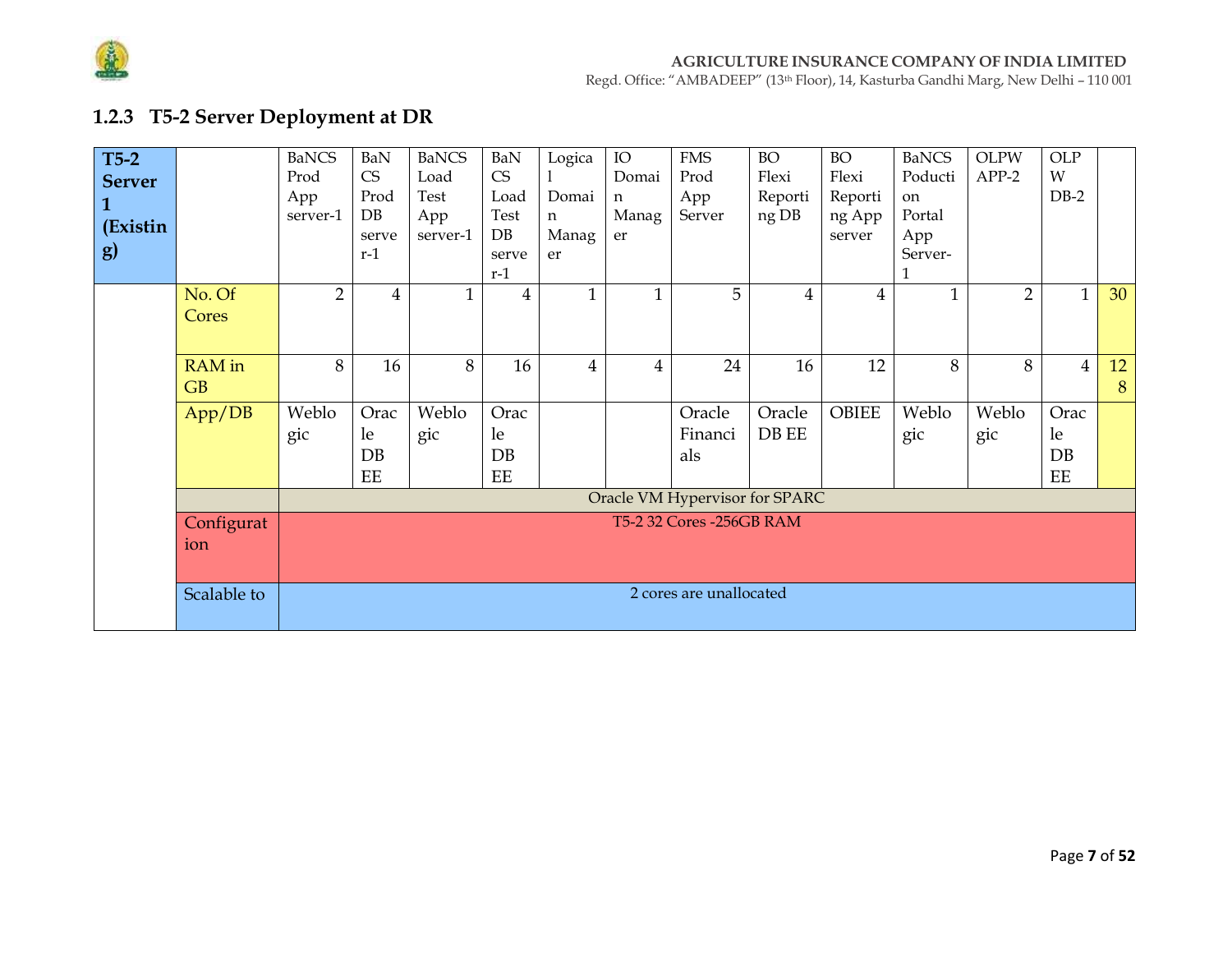### 1.2.3 T5-2 Server Deployment at DR

| T5-2 Server 1 (Existing) | | BaNCS Prod App server-1 | BaNCS Prod DB server-1 | BaNCS Load Test App server-1 | BaNCS Load Test DB server-1 | Logical Domain Manager | IO Domain Manager | FMS Prod App Server | BO Flexi Reporting DB | BO Flexi Reporting App server | BaNCS Poduction Portal App Server-1 | OLPW APP-2 | OLPW DB-2 | |
|---|---|---|---|---|---|---|---|---|---|---|---|---|---|---|
| | No. Of Cores | 2 | 4 | 1 | 4 | 1 | 1 | 5 | 4 | 4 | 1 | 2 | 1 | 30 |
| | RAM in GB | 8 | 16 | 8 | 16 | 4 | 4 | 24 | 16 | 12 | 8 | 8 | 4 | 128 |
| | App/DB | Weblogic | Oracle DB EE | Weblogic | Oracle DB EE | | | Oracle Financials | Oracle DB EE | OBIEE | Weblogic | Weblogic | Oracle DB EE | |
| | | Oracle VM Hypervisor for SPARC | | | | | | | | | | | | |
| | Configuration | T5-2 32 Cores -256GB RAM | | | | | | | | | | | | |
| | Scalable to | 2 cores are unallocated | | | | | | | | | | | | |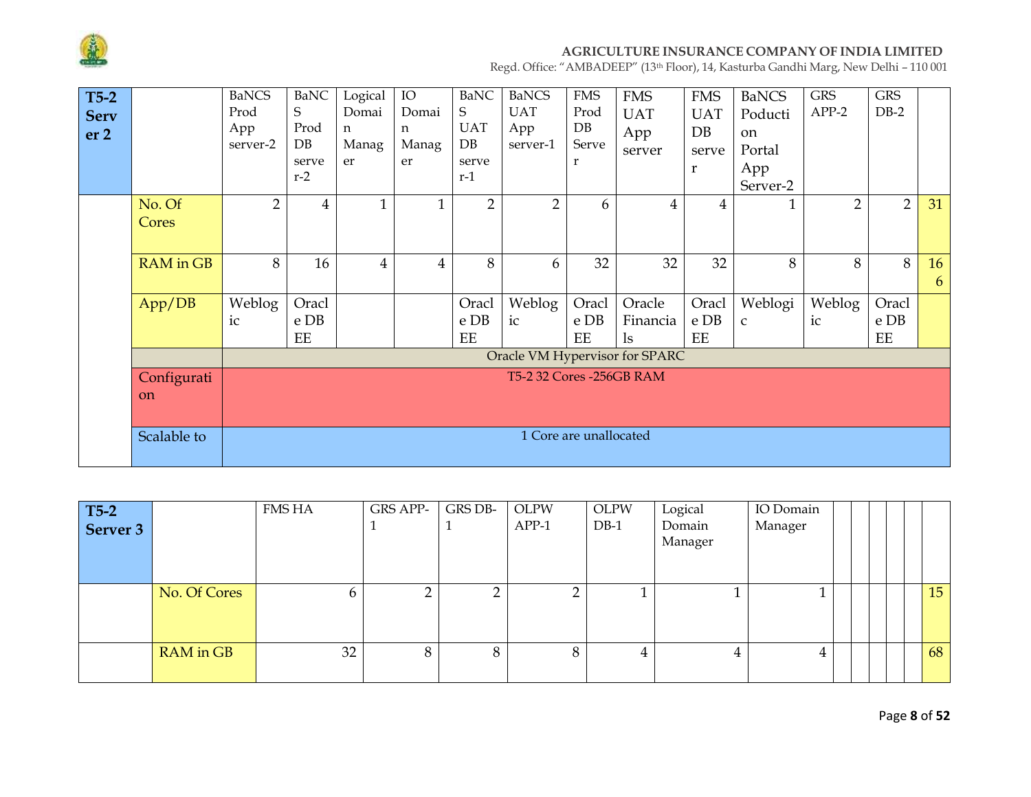| T5-2 Server 2 | | BaNCS Prod App server-2 | BaNCS Prod DB server-2 | Logical Domain Manager | IO Domain Manager | BaNCS UAT DB server-1 | BaNCS UAT App server-1 | FMS Prod DB Server | FMS UAT App server | FMS UAT DB server | BaNCS Poduction Portal App Server-2 | GRS APP-2 | GRS DB-2 | |
|---|---|---|---|---|---|---|---|---|---|---|---|---|---|---|
| | No. Of Cores | 2 | 4 | 1 | 1 | 2 | 2 | 6 | 4 | 4 | 1 | 2 | 2 | 31 |
| | RAM in GB | 8 | 16 | 4 | 4 | 8 | 6 | 32 | 32 | 32 | 8 | 8 | 8 | 166 |
| | App/DB | Weblogic | Oracle DB EE | | | Oracle DB EE | Weblogic | Oracle DB EE | Oracle Financials | Oracle DB EE | Weblogic | Weblogic | Oracle DB EE | |
| | | Oracle VM Hypervisor for SPARC | | | | | | | | | | | | |
| | Configuration | T5-2 32 Cores -256GB RAM | | | | | | | | | | | | |
| | Scalable to | 1 Core are unallocated | | | | | | | | | | | | |

| T5-2 Server 3 | | FMS HA | GRS APP-1 | GRS DB-1 | OLPW APP-1 | OLPW DB-1 | Logical Domain Manager | IO Domain Manager | | | | | | |
|---|---|---|---|---|---|---|---|---|---|---|---|---|---|---|
| | No. Of Cores | 6 | 2 | 2 | 2 | 1 | 1 | 1 | | | | | | 15 |
| | RAM in GB | 32 | 8 | 8 | 8 | 4 | 4 | 4 | | | | | | 68 |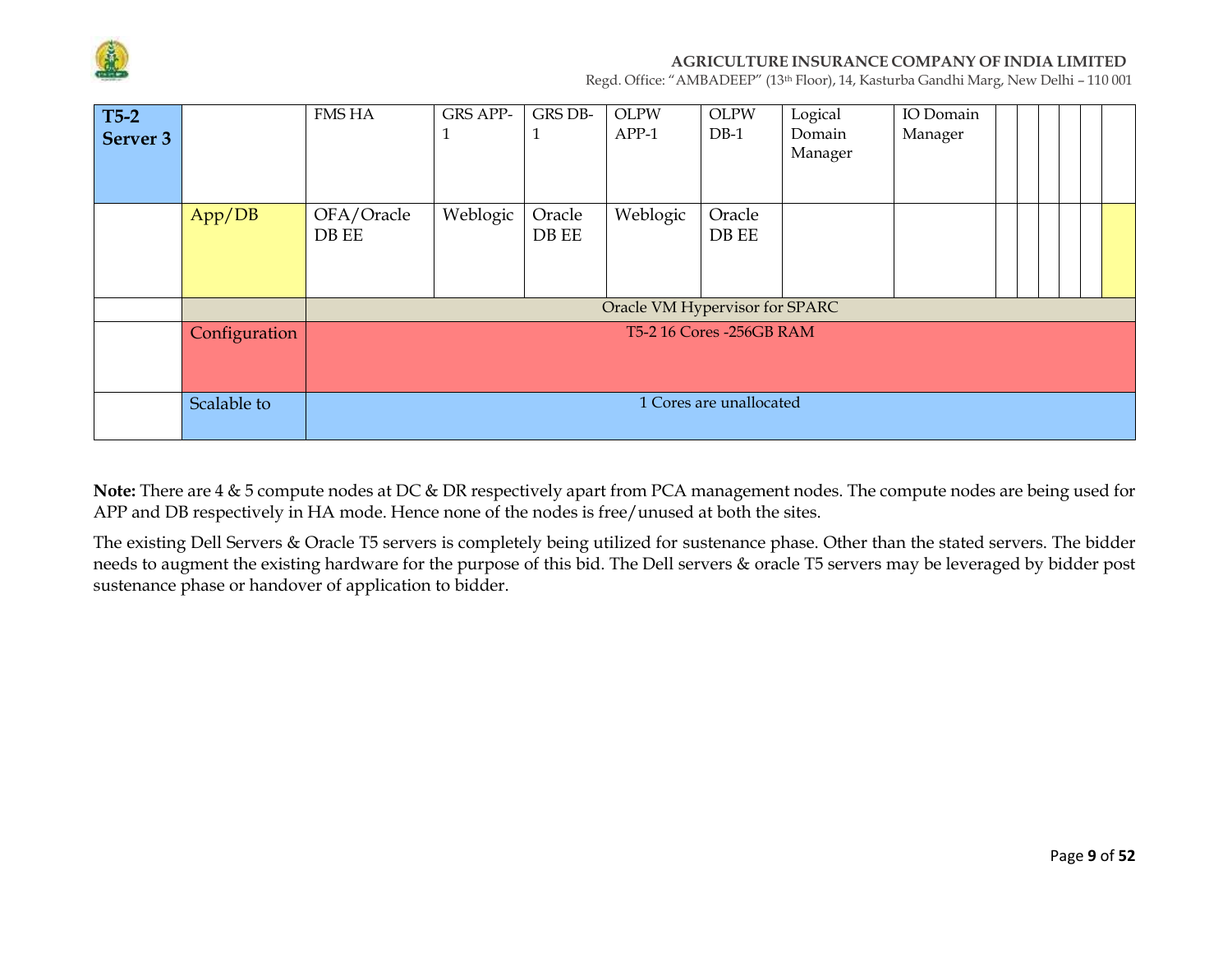| **T5-2 Server 3** | | FMS HA | GRS APP-1 | GRS DB-1 | OLPW APP-1 | OLPW DB-1 | Logical Domain Manager | IO Domain Manager | | | | | | |
|---|---|---|---|---|---|---|---|---|---|---|---|---|---|---|
| | App/DB | OFA/Oracle DB EE | Weblogic | Oracle DB EE | Weblogic | Oracle DB EE | | | | | | | | |
| | | Oracle VM Hypervisor for SPARC | | | | | | | | | | | | |
| | Configuration | T5-2 16 Cores -256GB RAM | | | | | | | | | | | | |
| | Scalable to | 1 Cores are unallocated | | | | | | | | | | | | |

**Note:** There are 4 & 5 compute nodes at DC & DR respectively apart from PCA management nodes. The compute nodes are being used for APP and DB respectively in HA mode. Hence none of the nodes is free/unused at both the sites.

The existing Dell Servers & Oracle T5 servers is completely being utilized for sustenance phase. Other than the stated servers. The bidder needs to augment the existing hardware for the purpose of this bid. The Dell servers & oracle T5 servers may be leveraged by bidder post sustenance phase or handover of application to bidder.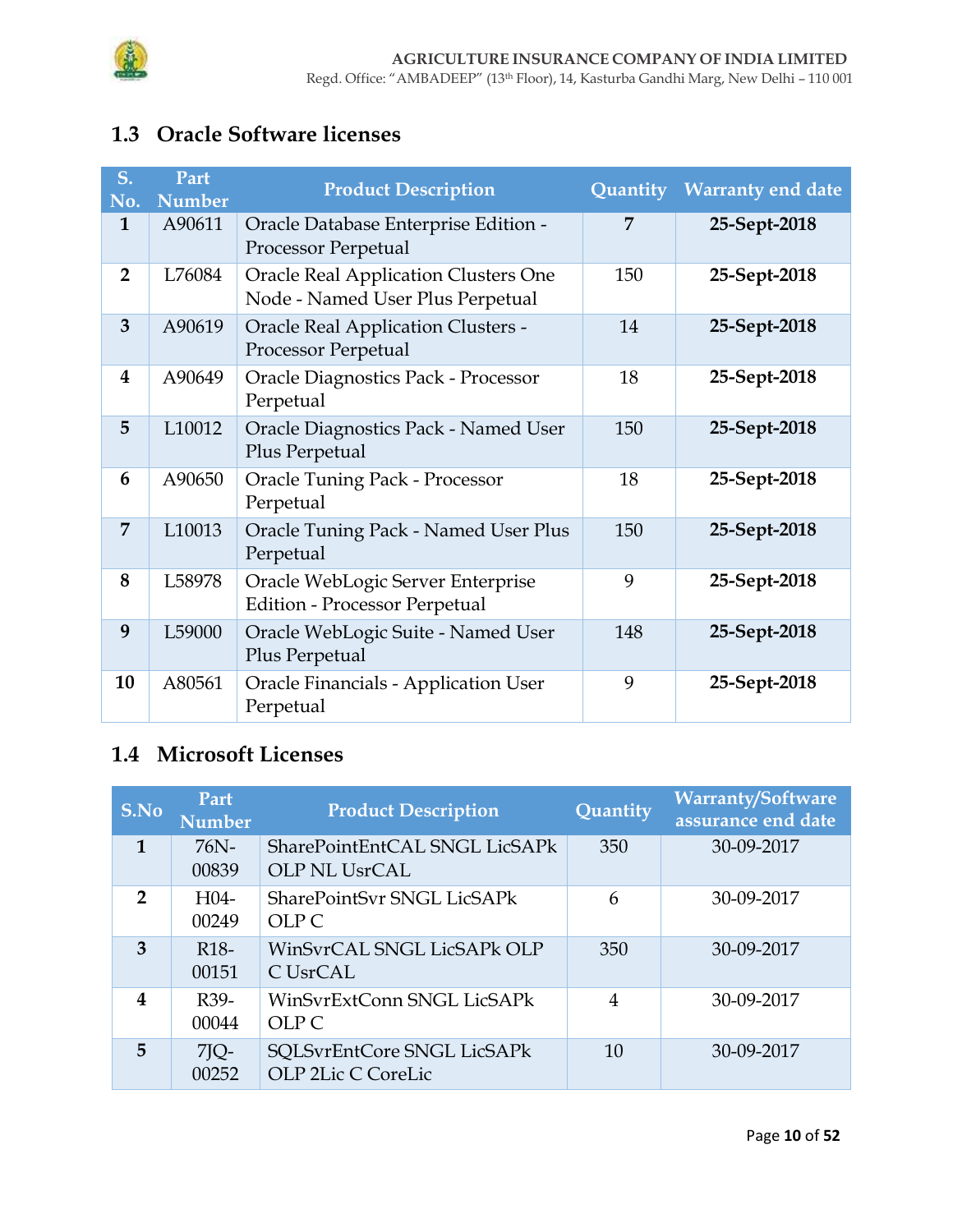## 1.3 Oracle Software licenses

| S. No. | Part Number | Product Description | Quantity | Warranty end date |
|---|---|---|---|---|
| **1** | A90611 | Oracle Database Enterprise Edition - Processor Perpetual | **7** | **25-Sept-2018** |
| **2** | L76084 | Oracle Real Application Clusters One Node - Named User Plus Perpetual | 150 | **25-Sept-2018** |
| **3** | A90619 | Oracle Real Application Clusters - Processor Perpetual | 14 | **25-Sept-2018** |
| **4** | A90649 | Oracle Diagnostics Pack - Processor Perpetual | 18 | **25-Sept-2018** |
| **5** | L10012 | Oracle Diagnostics Pack - Named User Plus Perpetual | 150 | **25-Sept-2018** |
| **6** | A90650 | Oracle Tuning Pack - Processor Perpetual | 18 | **25-Sept-2018** |
| **7** | L10013 | Oracle Tuning Pack - Named User Plus Perpetual | 150 | **25-Sept-2018** |
| **8** | L58978 | Oracle WebLogic Server Enterprise Edition - Processor Perpetual | 9 | **25-Sept-2018** |
| **9** | L59000 | Oracle WebLogic Suite - Named User Plus Perpetual | 148 | **25-Sept-2018** |
| **10** | A80561 | Oracle Financials - Application User Perpetual | 9 | **25-Sept-2018** |

## 1.4 Microsoft Licenses

| S.No | Part Number | Product Description | Quantity | Warranty/Software assurance end date |
|---|---|---|---|---|
| **1** | 76N-00839 | SharePointEntCAL SNGL LicSAPk OLP NL UsrCAL | 350 | 30-09-2017 |
| **2** | H04-00249 | SharePointSvr SNGL LicSAPk OLP C | 6 | 30-09-2017 |
| **3** | R18-00151 | WinSvrCAL SNGL LicSAPk OLP C UsrCAL | 350 | 30-09-2017 |
| **4** | R39-00044 | WinSvrExtConn SNGL LicSAPk OLP C | 4 | 30-09-2017 |
| **5** | 7JQ-00252 | SQLSvrEntCore SNGL LicSAPk OLP 2Lic C CoreLic | 10 | 30-09-2017 |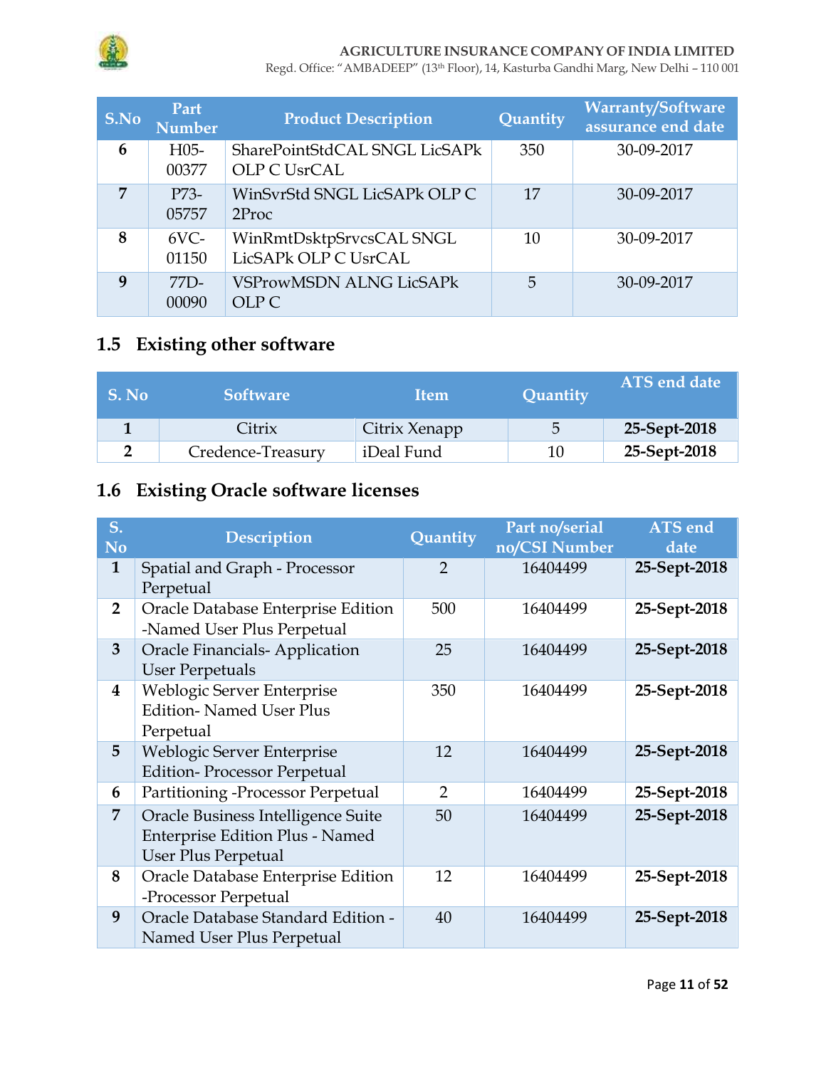| S.No | Part Number | Product Description | Quantity | Warranty/Software assurance end date |
|---|---|---|---|---|
| 6 | H05-00377 | SharePointStdCAL SNGL LicSAPk OLP C UsrCAL | 350 | 30-09-2017 |
| 7 | P73-05757 | WinSvrStd SNGL LicSAPk OLP C 2Proc | 17 | 30-09-2017 |
| 8 | 6VC-01150 | WinRmtDsktpSrvcsCAL SNGL LicSAPk OLP C UsrCAL | 10 | 30-09-2017 |
| 9 | 77D-00090 | VSProwMSDN ALNG LicSAPk OLP C | 5 | 30-09-2017 |

## 1.5 Existing other software

| S. No | Software | Item | Quantity | ATS end date |
|---|---|---|---|---|
| 1 | Citrix | Citrix Xenapp | 5 | **25-Sept-2018** |
| 2 | Credence-Treasury | iDeal Fund | 10 | **25-Sept-2018** |

## 1.6 Existing Oracle software licenses

| S. No | Description | Quantity | Part no/serial no/CSI Number | ATS end date |
|---|---|---|---|---|
| 1 | Spatial and Graph - Processor Perpetual | 2 | 16404499 | **25-Sept-2018** |
| 2 | Oracle Database Enterprise Edition -Named User Plus Perpetual | 500 | 16404499 | **25-Sept-2018** |
| 3 | Oracle Financials- Application User Perpetuals | 25 | 16404499 | **25-Sept-2018** |
| 4 | Weblogic Server Enterprise Edition- Named User Plus Perpetual | 350 | 16404499 | **25-Sept-2018** |
| 5 | Weblogic Server Enterprise Edition- Processor Perpetual | 12 | 16404499 | **25-Sept-2018** |
| 6 | Partitioning -Processor Perpetual | 2 | 16404499 | **25-Sept-2018** |
| 7 | Oracle Business Intelligence Suite Enterprise Edition Plus - Named User Plus Perpetual | 50 | 16404499 | **25-Sept-2018** |
| 8 | Oracle Database Enterprise Edition -Processor Perpetual | 12 | 16404499 | **25-Sept-2018** |
| 9 | Oracle Database Standard Edition - Named User Plus Perpetual | 40 | 16404499 | **25-Sept-2018** |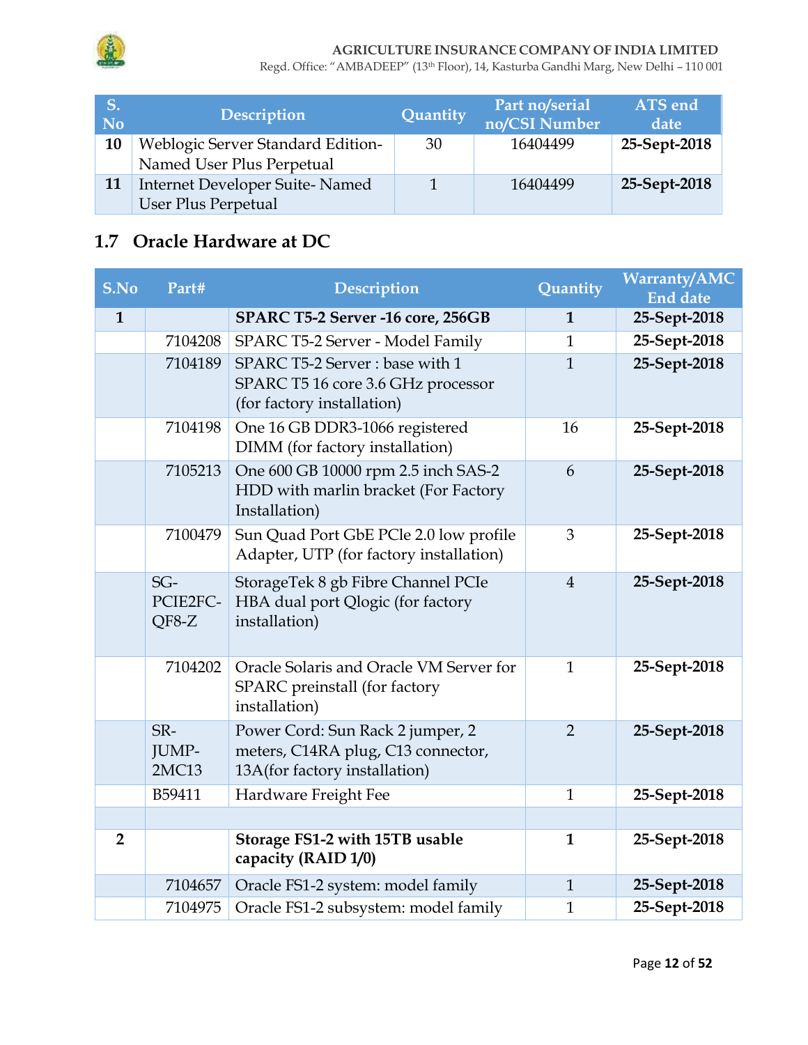| S. No | Description | Quantity | Part no/serial no/CSI Number | ATS end date |
|---|---|---|---|---|
| **10** | Weblogic Server Standard Edition- Named User Plus Perpetual | 30 | 16404499 | **25-Sept-2018** |
| **11** | Internet Developer Suite- Named User Plus Perpetual | 1 | 16404499 | **25-Sept-2018** |

## 1.7 Oracle Hardware at DC

| S.No | Part# | Description | Quantity | Warranty/AMC End date |
|---|---|---|---|---|
| **1** | | **SPARC T5-2 Server -16 core, 256GB** | **1** | **25-Sept-2018** |
| | 7104208 | SPARC T5-2 Server - Model Family | 1 | **25-Sept-2018** |
| | 7104189 | SPARC T5-2 Server : base with 1 SPARC T5 16 core 3.6 GHz processor (for factory installation) | 1 | **25-Sept-2018** |
| | 7104198 | One 16 GB DDR3-1066 registered DIMM (for factory installation) | 16 | **25-Sept-2018** |
| | 7105213 | One 600 GB 10000 rpm 2.5 inch SAS-2 HDD with marlin bracket (For Factory Installation) | 6 | **25-Sept-2018** |
| | 7100479 | Sun Quad Port GbE PCIe 2.0 low profile Adapter, UTP (for factory installation) | 3 | **25-Sept-2018** |
| | SG-PCIE2FC-QF8-Z | StorageTek 8 gb Fibre Channel PCIe HBA dual port Qlogic (for factory installation) | 4 | **25-Sept-2018** |
| | 7104202 | Oracle Solaris and Oracle VM Server for SPARC preinstall (for factory installation) | 1 | **25-Sept-2018** |
| | SR-JUMP-2MC13 | Power Cord: Sun Rack 2 jumper, 2 meters, C14RA plug, C13 connector, 13A(for factory installation) | 2 | **25-Sept-2018** |
| | B59411 | Hardware Freight Fee | 1 | **25-Sept-2018** |
| | | | | |
| **2** | | **Storage FS1-2 with 15TB usable capacity (RAID 1/0)** | **1** | 25-Sept-2018 |
| | 7104657 | Oracle FS1-2 system: model family | 1 | **25-Sept-2018** |
| | 7104975 | Oracle FS1-2 subsystem: model family | 1 | **25-Sept-2018** |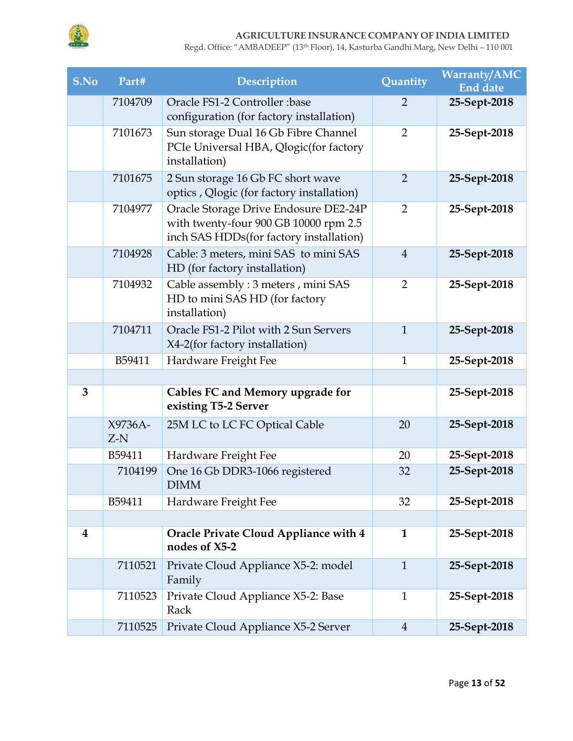| S.No | Part# | Description | Quantity | Warranty/AMC End date |
|---|---|---|---|---|
| | 7104709 | Oracle FS1-2 Controller :base configuration (for factory installation) | 2 | **25-Sept-2018** |
| | 7101673 | Sun storage Dual 16 Gb Fibre Channel PCIe Universal HBA, Qlogic(for factory installation) | 2 | **25-Sept-2018** |
| | 7101675 | 2 Sun storage 16 Gb FC short wave optics , Qlogic (for factory installation) | 2 | **25-Sept-2018** |
| | 7104977 | Oracle Storage Drive Endosure DE2-24P with twenty-four 900 GB 10000 rpm 2.5 inch SAS HDDs(for factory installation) | 2 | **25-Sept-2018** |
| | 7104928 | Cable: 3 meters, mini SAS to mini SAS HD (for factory installation) | 4 | **25-Sept-2018** |
| | 7104932 | Cable assembly : 3 meters , mini SAS HD to mini SAS HD (for factory installation) | 2 | **25-Sept-2018** |
| | 7104711 | Oracle FS1-2 Pilot with 2 Sun Servers X4-2(for factory installation) | 1 | **25-Sept-2018** |
| | B59411 | Hardware Freight Fee | 1 | **25-Sept-2018** |
| | | | | |
| **3** | | **Cables FC and Memory upgrade for existing T5-2 Server** | | **25-Sept-2018** |
| | X9736A-Z-N | 25M LC to LC FC Optical Cable | 20 | **25-Sept-2018** |
| | B59411 | Hardware Freight Fee | 20 | **25-Sept-2018** |
| | 7104199 | One 16 Gb DDR3-1066 registered DIMM | 32 | **25-Sept-2018** |
| | B59411 | Hardware Freight Fee | 32 | **25-Sept-2018** |
| | | | | |
| **4** | | **Oracle Private Cloud Appliance with 4 nodes of X5-2** | **1** | **25-Sept-2018** |
| | 7110521 | Private Cloud Appliance X5-2: model Family | 1 | **25-Sept-2018** |
| | 7110523 | Private Cloud Appliance X5-2: Base Rack | 1 | **25-Sept-2018** |
| | 7110525 | Private Cloud Appliance X5-2 Server | 4 | **25-Sept-2018** |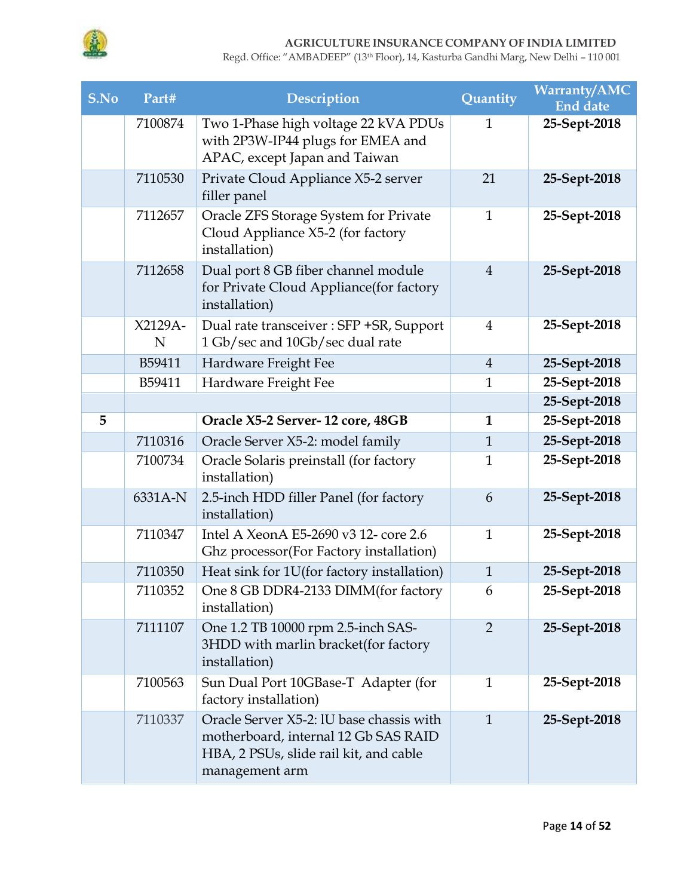| S.No | Part# | Description | Quantity | Warranty/AMC End date |
|---|---|---|---|---|
| | 7100874 | Two 1-Phase high voltage 22 kVA PDUs with 2P3W-IP44 plugs for EMEA and APAC, except Japan and Taiwan | 1 | **25-Sept-2018** |
| | 7110530 | Private Cloud Appliance X5-2 server filler panel | 21 | **25-Sept-2018** |
| | 7112657 | Oracle ZFS Storage System for Private Cloud Appliance X5-2 (for factory installation) | 1 | **25-Sept-2018** |
| | 7112658 | Dual port 8 GB fiber channel module for Private Cloud Appliance(for factory installation) | 4 | **25-Sept-2018** |
| | X2129A-N | Dual rate transceiver : SFP +SR, Support 1 Gb/sec and 10Gb/sec dual rate | 4 | **25-Sept-2018** |
| | B59411 | Hardware Freight Fee | 4 | **25-Sept-2018** |
| | B59411 | Hardware Freight Fee | 1 | **25-Sept-2018** |
| | | | | **25-Sept-2018** |
| **5** | | **Oracle X5-2 Server- 12 core, 48GB** | **1** | **25-Sept-2018** |
| | 7110316 | Oracle Server X5-2: model family | 1 | **25-Sept-2018** |
| | 7100734 | Oracle Solaris preinstall (for factory installation) | 1 | **25-Sept-2018** |
| | 6331A-N | 2.5-inch HDD filler Panel (for factory installation) | 6 | **25-Sept-2018** |
| | 7110347 | Intel A XeonA E5-2690 v3 12- core 2.6 Ghz processor(For Factory installation) | 1 | **25-Sept-2018** |
| | 7110350 | Heat sink for 1U(for factory installation) | 1 | **25-Sept-2018** |
| | 7110352 | One 8 GB DDR4-2133 DIMM(for factory installation) | 6 | **25-Sept-2018** |
| | 7111107 | One 1.2 TB 10000 rpm 2.5-inch SAS-3HDD with marlin bracket(for factory installation) | 2 | **25-Sept-2018** |
| | 7100563 | Sun Dual Port 10GBase-T Adapter (for factory installation) | 1 | **25-Sept-2018** |
| | 7110337 | Oracle Server X5-2: lU base chassis with motherboard, internal 12 Gb SAS RAID HBA, 2 PSUs, slide rail kit, and cable management arm | 1 | **25-Sept-2018** |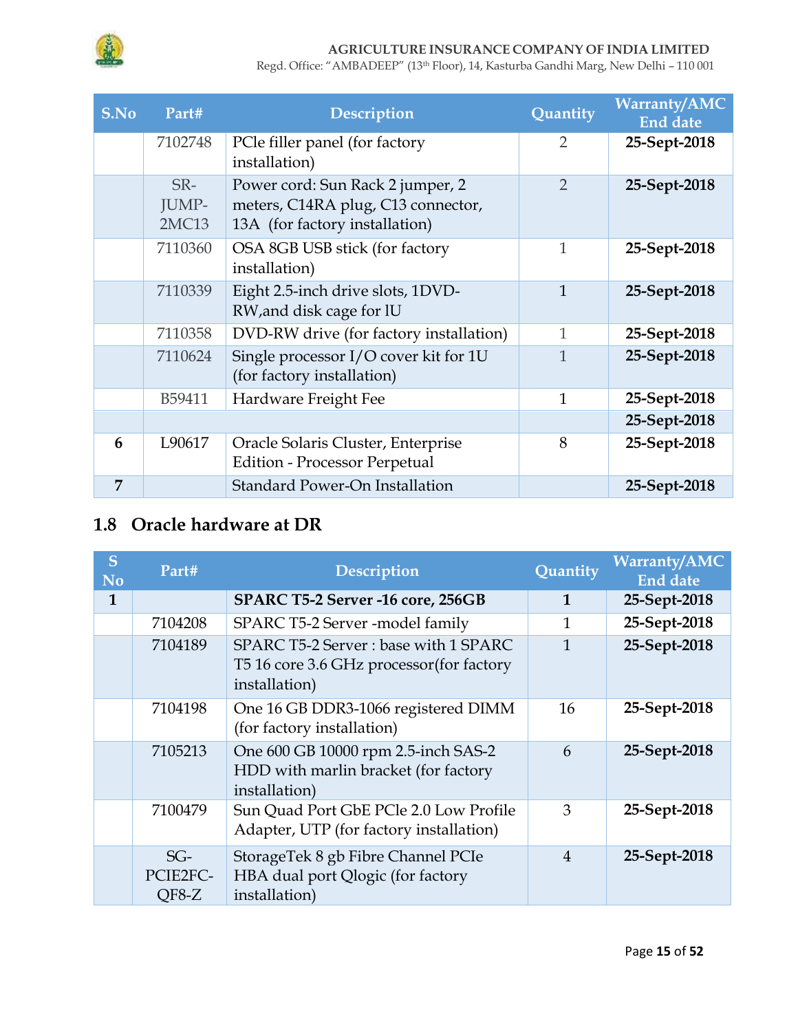| S.No | Part# | Description | Quantity | Warranty/AMC End date |
|---|---|---|---|---|
| | 7102748 | PCle filler panel (for factory installation) | 2 | **25-Sept-2018** |
| | SR-JUMP-2MC13 | Power cord: Sun Rack 2 jumper, 2 meters, C14RA plug, C13 connector, 13A (for factory installation) | 2 | **25-Sept-2018** |
| | 7110360 | OSA 8GB USB stick (for factory installation) | 1 | **25-Sept-2018** |
| | 7110339 | Eight 2.5-inch drive slots, 1DVD-RW,and disk cage for lU | 1 | **25-Sept-2018** |
| | 7110358 | DVD-RW drive (for factory installation) | 1 | **25-Sept-2018** |
| | 7110624 | Single processor I/O cover kit for 1U (for factory installation) | 1 | **25-Sept-2018** |
| | B59411 | Hardware Freight Fee | 1 | **25-Sept-2018** |
| | | | | **25-Sept-2018** |
| **6** | L90617 | Oracle Solaris Cluster, Enterprise Edition - Processor Perpetual | 8 | **25-Sept-2018** |
| **7** | | Standard Power-On Installation | | **25-Sept-2018** |

## 1.8 Oracle hardware at DR

| S No | Part# | Description | Quantity | Warranty/AMC End date |
|---|---|---|---|---|
| **1** | | **SPARC T5-2 Server -16 core, 256GB** | **1** | **25-Sept-2018** |
| | 7104208 | SPARC T5-2 Server -model family | 1 | **25-Sept-2018** |
| | 7104189 | SPARC T5-2 Server : base with 1 SPARC T5 16 core 3.6 GHz processor(for factory installation) | 1 | **25-Sept-2018** |
| | 7104198 | One 16 GB DDR3-1066 registered DIMM (for factory installation) | 16 | **25-Sept-2018** |
| | 7105213 | One 600 GB 10000 rpm 2.5-inch SAS-2 HDD with marlin bracket (for factory installation) | 6 | **25-Sept-2018** |
| | 7100479 | Sun Quad Port GbE PCle 2.0 Low Profile Adapter, UTP (for factory installation) | 3 | **25-Sept-2018** |
| | SG-PCIE2FC-QF8-Z | StorageTek 8 gb Fibre Channel PCIe HBA dual port Qlogic (for factory installation) | 4 | **25-Sept-2018** |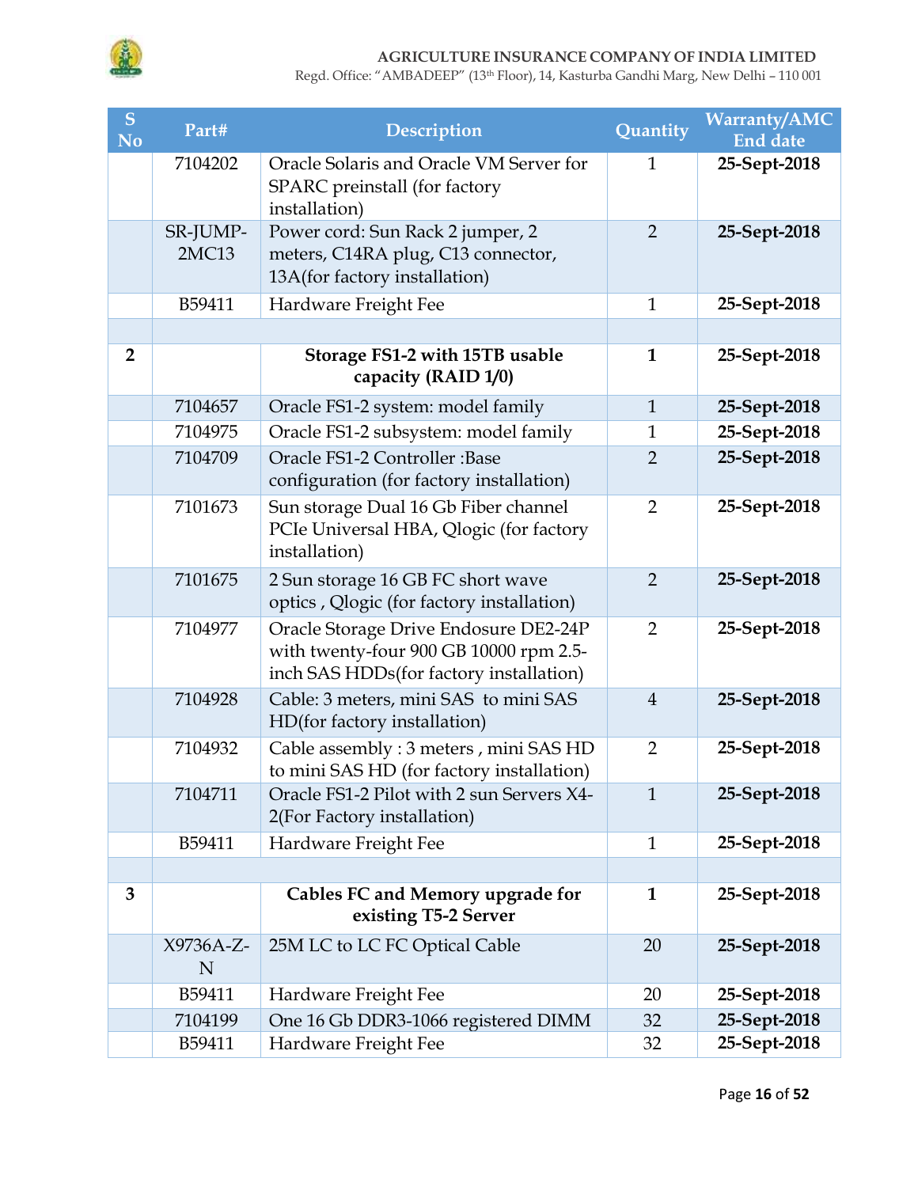| S No | Part# | Description | Quantity | Warranty/AMC End date |
|---|---|---|---|---|
| | 7104202 | Oracle Solaris and Oracle VM Server for SPARC preinstall (for factory installation) | 1 | **25-Sept-2018** |
| | SR-JUMP-2MC13 | Power cord: Sun Rack 2 jumper, 2 meters, C14RA plug, C13 connector, 13A(for factory installation) | 2 | **25-Sept-2018** |
| | B59411 | Hardware Freight Fee | 1 | **25-Sept-2018** |
| | | | | |
| **2** | | **Storage FS1-2 with 15TB usable capacity (RAID 1/0)** | **1** | 25-Sept-2018 |
| | 7104657 | Oracle FS1-2 system: model family | 1 | **25-Sept-2018** |
| | 7104975 | Oracle FS1-2 subsystem: model family | 1 | **25-Sept-2018** |
| | 7104709 | Oracle FS1-2 Controller :Base configuration (for factory installation) | 2 | **25-Sept-2018** |
| | 7101673 | Sun storage Dual 16 Gb Fiber channel PCIe Universal HBA, Qlogic (for factory installation) | 2 | **25-Sept-2018** |
| | 7101675 | 2 Sun storage 16 GB FC short wave optics , Qlogic (for factory installation) | 2 | **25-Sept-2018** |
| | 7104977 | Oracle Storage Drive Endosure DE2-24P with twenty-four 900 GB 10000 rpm 2.5-inch SAS HDDs(for factory installation) | 2 | **25-Sept-2018** |
| | 7104928 | Cable: 3 meters, mini SAS to mini SAS HD(for factory installation) | 4 | **25-Sept-2018** |
| | 7104932 | Cable assembly : 3 meters , mini SAS HD to mini SAS HD (for factory installation) | 2 | **25-Sept-2018** |
| | 7104711 | Oracle FS1-2 Pilot with 2 sun Servers X4-2(For Factory installation) | 1 | **25-Sept-2018** |
| | B59411 | Hardware Freight Fee | 1 | **25-Sept-2018** |
| | | | | |
| **3** | | **Cables FC and Memory upgrade for existing T5-2 Server** | **1** | 25-Sept-2018 |
| | X9736A-Z-N | 25M LC to LC FC Optical Cable | 20 | **25-Sept-2018** |
| | B59411 | Hardware Freight Fee | 20 | **25-Sept-2018** |
| | 7104199 | One 16 Gb DDR3-1066 registered DIMM | 32 | **25-Sept-2018** |
| | B59411 | Hardware Freight Fee | 32 | **25-Sept-2018** |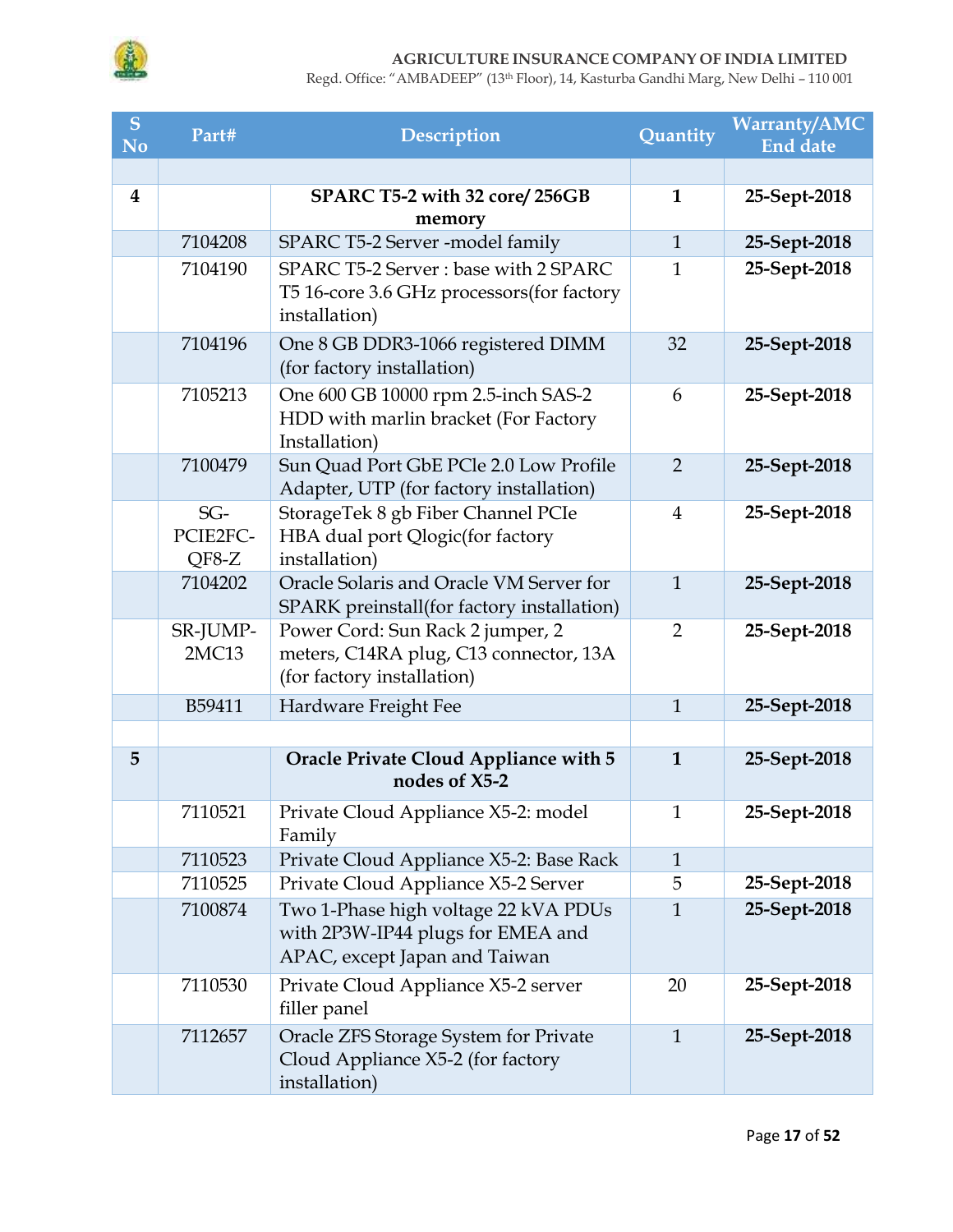| S No | Part# | Description | Quantity | Warranty/AMC End date |
|---|---|---|---|---|
| | | | | |
| **4** | | **SPARC T5-2 with 32 core/ 256GB memory** | **1** | **25-Sept-2018** |
| | 7104208 | SPARC T5-2 Server -model family | 1 | **25-Sept-2018** |
| | 7104190 | SPARC T5-2 Server : base with 2 SPARC T5 16-core 3.6 GHz processors(for factory installation) | 1 | **25-Sept-2018** |
| | 7104196 | One 8 GB DDR3-1066 registered DIMM (for factory installation) | 32 | **25-Sept-2018** |
| | 7105213 | One 600 GB 10000 rpm 2.5-inch SAS-2 HDD with marlin bracket (For Factory Installation) | 6 | **25-Sept-2018** |
| | 7100479 | Sun Quad Port GbE PCle 2.0 Low Profile Adapter, UTP (for factory installation) | 2 | **25-Sept-2018** |
| | SG-PCIE2FC-QF8-Z | StorageTek 8 gb Fiber Channel PCIe HBA dual port Qlogic(for factory installation) | 4 | **25-Sept-2018** |
| | 7104202 | Oracle Solaris and Oracle VM Server for SPARK preinstall(for factory installation) | 1 | **25-Sept-2018** |
| | SR-JUMP-2MC13 | Power Cord: Sun Rack 2 jumper, 2 meters, C14RA plug, C13 connector, 13A (for factory installation) | 2 | **25-Sept-2018** |
| | B59411 | Hardware Freight Fee | 1 | **25-Sept-2018** |
| | | | | |
| **5** | | **Oracle Private Cloud Appliance with 5 nodes of X5-2** | **1** | **25-Sept-2018** |
| | 7110521 | Private Cloud Appliance X5-2: model Family | 1 | **25-Sept-2018** |
| | 7110523 | Private Cloud Appliance X5-2: Base Rack | 1 | |
| | 7110525 | Private Cloud Appliance X5-2 Server | 5 | **25-Sept-2018** |
| | 7100874 | Two 1-Phase high voltage 22 kVA PDUs with 2P3W-IP44 plugs for EMEA and APAC, except Japan and Taiwan | 1 | **25-Sept-2018** |
| | 7110530 | Private Cloud Appliance X5-2 server filler panel | 20 | **25-Sept-2018** |
| | 7112657 | Oracle ZFS Storage System for Private Cloud Appliance X5-2 (for factory installation) | 1 | **25-Sept-2018** |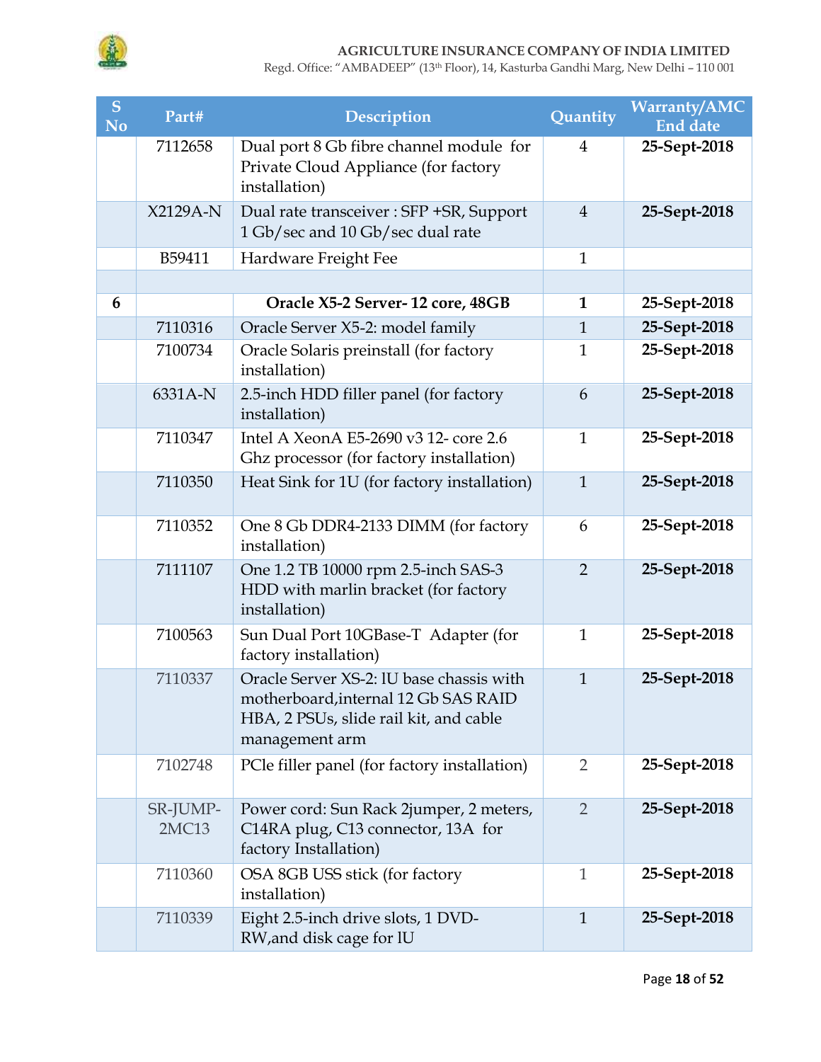| S No | Part# | Description | Quantity | Warranty/AMC End date |
|---|---|---|---|---|
| | 7112658 | Dual port 8 Gb fibre channel module for Private Cloud Appliance (for factory installation) | 4 | **25-Sept-2018** |
| | X2129A-N | Dual rate transceiver : SFP +SR, Support 1 Gb/sec and 10 Gb/sec dual rate | 4 | **25-Sept-2018** |
| | B59411 | Hardware Freight Fee | 1 | |
| | | | | |
| **6** | | **Oracle X5-2 Server- 12 core, 48GB** | **1** | **25-Sept-2018** |
| | 7110316 | Oracle Server X5-2: model family | 1 | **25-Sept-2018** |
| | 7100734 | Oracle Solaris preinstall (for factory installation) | 1 | **25-Sept-2018** |
| | 6331A-N | 2.5-inch HDD filler panel (for factory installation) | 6 | **25-Sept-2018** |
| | 7110347 | Intel A XeonA E5-2690 v3 12- core 2.6 Ghz processor (for factory installation) | 1 | **25-Sept-2018** |
| | 7110350 | Heat Sink for 1U (for factory installation) | 1 | **25-Sept-2018** |
| | 7110352 | One 8 Gb DDR4-2133 DIMM (for factory installation) | 6 | **25-Sept-2018** |
| | 7111107 | One 1.2 TB 10000 rpm 2.5-inch SAS-3 HDD with marlin bracket (for factory installation) | 2 | **25-Sept-2018** |
| | 7100563 | Sun Dual Port 10GBase-T Adapter (for factory installation) | 1 | **25-Sept-2018** |
| | 7110337 | Oracle Server XS-2: lU base chassis with motherboard,internal 12 Gb SAS RAID HBA, 2 PSUs, slide rail kit, and cable management arm | 1 | **25-Sept-2018** |
| | 7102748 | PCle filler panel (for factory installation) | 2 | **25-Sept-2018** |
| | SR-JUMP-2MC13 | Power cord: Sun Rack 2jumper, 2 meters, C14RA plug, C13 connector, 13A for factory Installation) | 2 | **25-Sept-2018** |
| | 7110360 | OSA 8GB USS stick (for factory installation) | 1 | **25-Sept-2018** |
| | 7110339 | Eight 2.5-inch drive slots, 1 DVD-RW,and disk cage for lU | 1 | **25-Sept-2018** |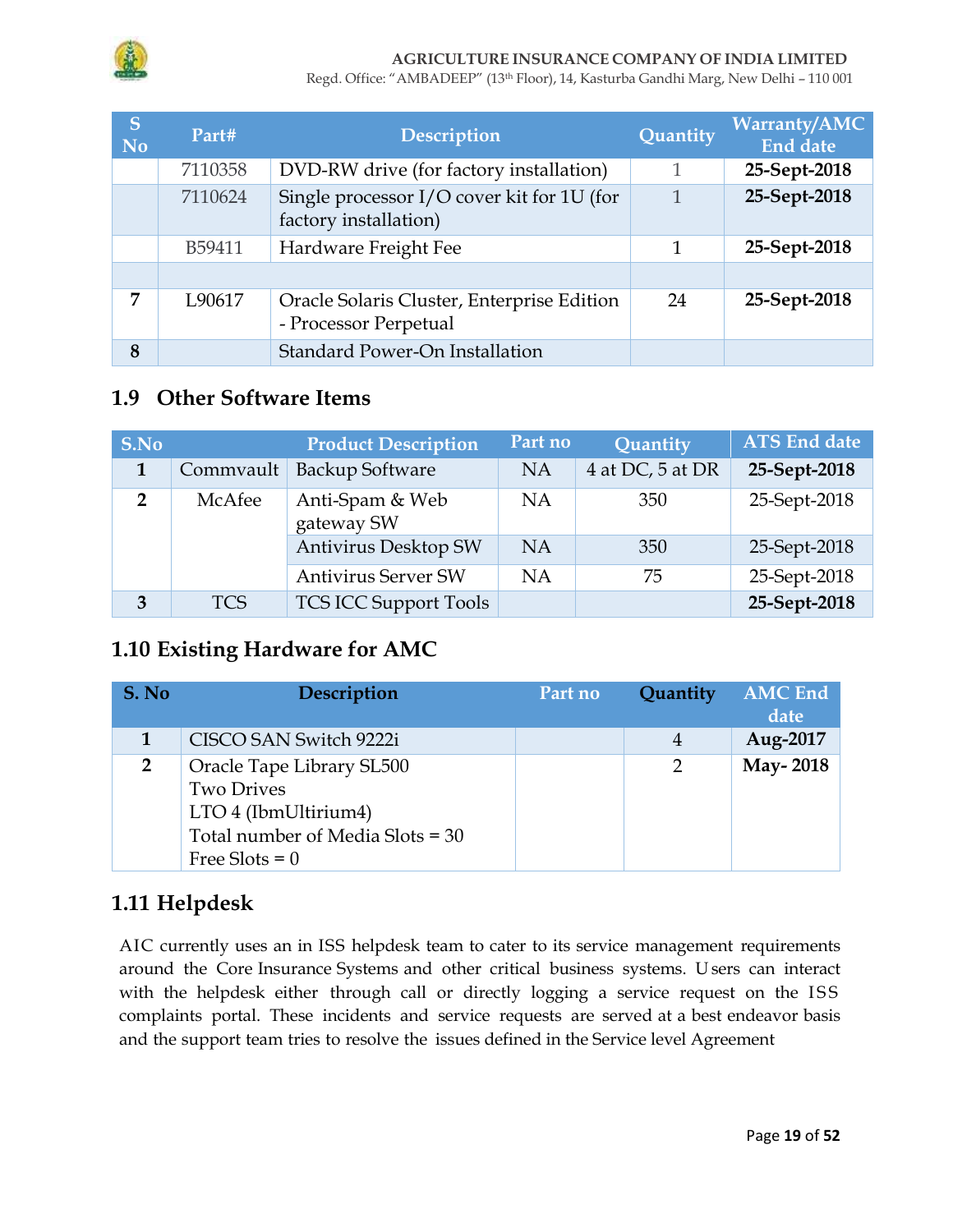| S No | Part# | Description | Quantity | Warranty/AMC End date |
|---|---|---|---|---|
| | 7110358 | DVD-RW drive (for factory installation) | 1 | **25-Sept-2018** |
| | 7110624 | Single processor I/O cover kit for 1U (for factory installation) | 1 | **25-Sept-2018** |
| | B59411 | Hardware Freight Fee | 1 | **25-Sept-2018** |
| | | | | |
| **7** | L90617 | Oracle Solaris Cluster, Enterprise Edition - Processor Perpetual | 24 | **25-Sept-2018** |
| **8** | | Standard Power-On Installation | | |

## 1.9 Other Software Items

| S.No | | Product Description | Part no | Quantity | ATS End date |
|---|---|---|---|---|---|
| **1** | Commvault | Backup Software | NA | 4 at DC, 5 at DR | **25-Sept-2018** |
| **2** | McAfee | Anti-Spam & Web gateway SW | NA | 350 | 25-Sept-2018 |
| | | Antivirus Desktop SW | NA | 350 | 25-Sept-2018 |
| | | Antivirus Server SW | NA | 75 | 25-Sept-2018 |
| **3** | TCS | TCS ICC Support Tools | | | **25-Sept-2018** |

## 1.10 Existing Hardware for AMC

| S. No | Description | Part no | Quantity | AMC End date |
|---|---|---|---|---|
| **1** | CISCO SAN Switch 9222i | | 4 | **Aug-2017** |
| **2** | Oracle Tape Library SL500<br>Two Drives<br>LTO 4 (IbmUltirium4)<br>Total number of Media Slots = 30<br>Free Slots = 0 | | 2 | **May- 2018** |

## 1.11 Helpdesk

AIC currently uses an in ISS helpdesk team to cater to its service management requirements around the Core Insurance Systems and other critical business systems. Users can interact with the helpdesk either through call or directly logging a service request on the ISS complaints portal. These incidents and service requests are served at a best endeavor basis and the support team tries to resolve the issues defined in the Service level Agreement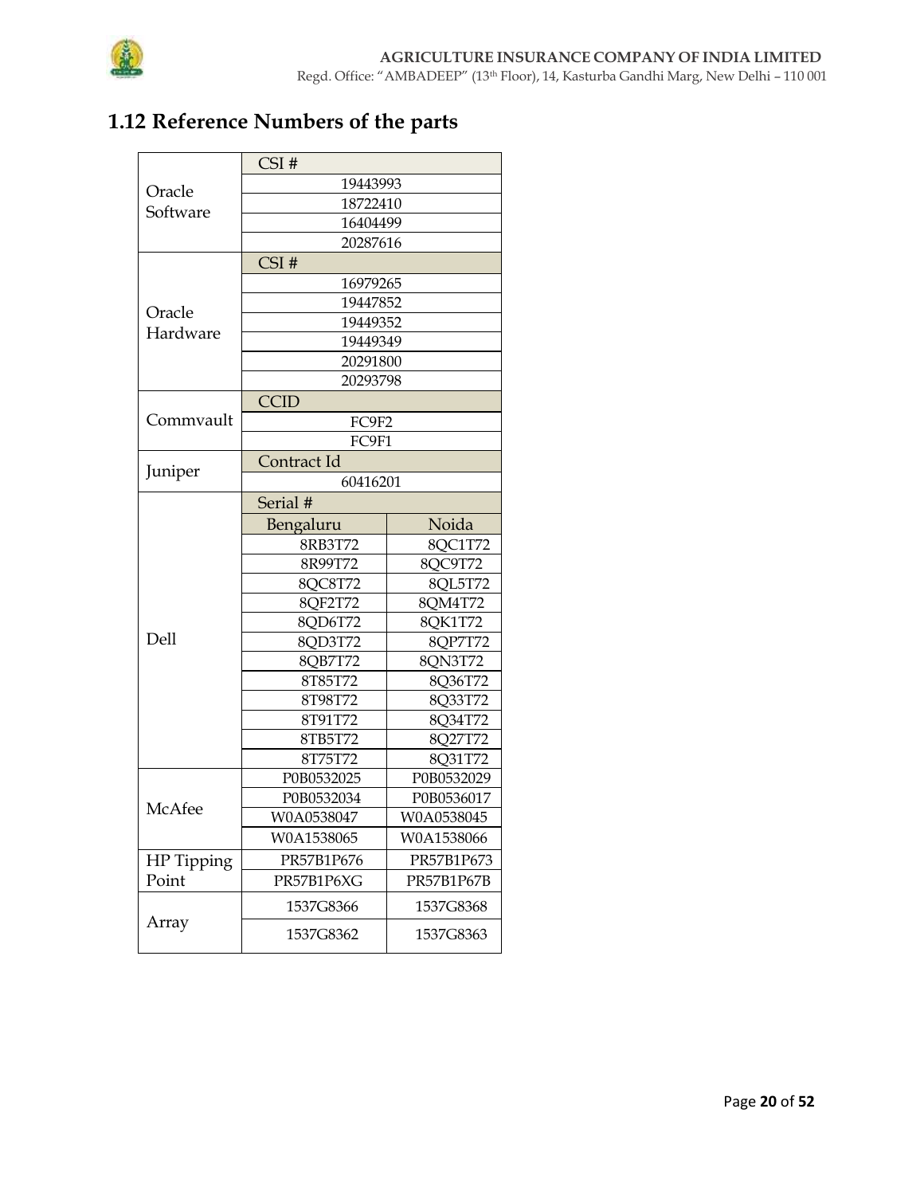## 1.12 Reference Numbers of the parts

| | | |
|---|---|---|
| Oracle Software | CSI # | |
| | 19443993 | |
| | 18722410 | |
| | 16404499 | |
| | 20287616 | |
| Oracle Hardware | CSI # | |
| | 16979265 | |
| | 19447852 | |
| | 19449352 | |
| | 19449349 | |
| | 20291800 | |
| | 20293798 | |
| Commvault | CCID | |
| | FC9F2 | |
| | FC9F1 | |
| Juniper | Contract Id | |
| | 60416201 | |
| Dell | Serial # | |
| | Bengaluru | Noida |
| | 8RB3T72 | 8QC1T72 |
| | 8R99T72 | 8QC9T72 |
| | 8QC8T72 | 8QL5T72 |
| | 8QF2T72 | 8QM4T72 |
| | 8QD6T72 | 8QK1T72 |
| | 8QD3T72 | 8QP7T72 |
| | 8QB7T72 | 8QN3T72 |
| | 8T85T72 | 8Q36T72 |
| | 8T98T72 | 8Q33T72 |
| | 8T91T72 | 8Q34T72 |
| | 8TB5T72 | 8Q27T72 |
| | 8T75T72 | 8Q31T72 |
| McAfee | P0B0532025 | P0B0532029 |
| | P0B0532034 | P0B0536017 |
| | W0A0538047 | W0A0538045 |
| | W0A1538065 | W0A1538066 |
| HP Tipping Point | PR57B1P676 | PR57B1P673 |
| | PR57B1P6XG | PR57B1P67B |
| Array | 1537G8366 | 1537G8368 |
| | 1537G8362 | 1537G8363 |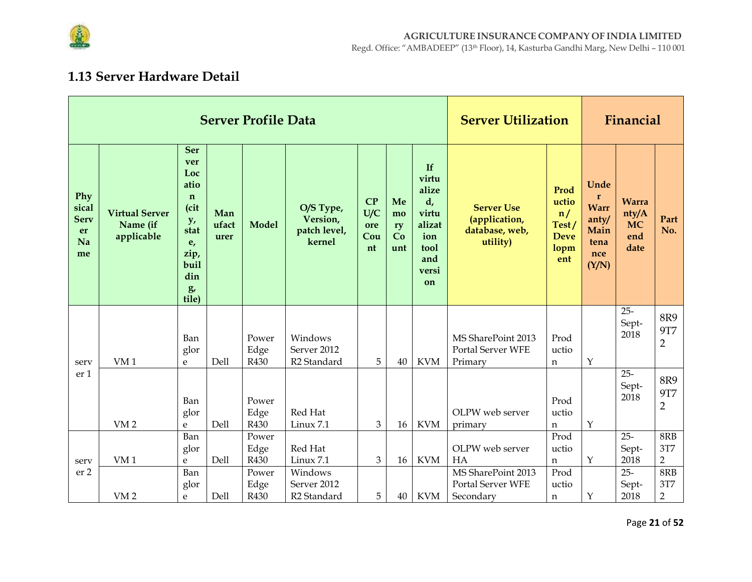## 1.13 Server Hardware Detail

| Server Profile Data | | | | | | | | | Server Utilization | | Financial | | |
|---|---|---|---|---|---|---|---|---|---|---|---|---|---|
| Physical Server Name | Virtual Server Name (if applicable | Server Location (city, state, zip, building, tile) | Manufacturer | Model | O/S Type, Version, patch level, kernel | CPU/Core Count | Memory Count | If virtualized, virtualization tool and version | Server Use (application, database, web, utility) | Production/ Test/ Development | Under Warranty/ Maintenance (Y/N) | Warranty/AMC end date | Part No. |
| server 1 | VM 1 | Banglore | Dell | Power Edge R430 | Windows Server 2012 R2 Standard | 5 | 40 | KVM | MS SharePoint 2013 Portal Server WFE Primary | Production | Y | 25-Sept-2018 | 8R99T72 |
| | VM 2 | Banglore | Dell | Power Edge R430 | Red Hat Linux 7.1 | 3 | 16 | KVM | OLPW web server primary | Production | Y | 25-Sept-2018 | 8R99T72 |
| server 2 | VM 1 | Banglore | Dell | Power Edge R430 | Red Hat Linux 7.1 | 3 | 16 | KVM | OLPW web server HA | Production | Y | 25-Sept-2018 | 8RB3T72 |
| | VM 2 | Banglore | Dell | Power Edge R430 | Windows Server 2012 R2 Standard | 5 | 40 | KVM | MS SharePoint 2013 Portal Server WFE Secondary | Production | Y | 25-Sept-2018 | 8RB3T72 |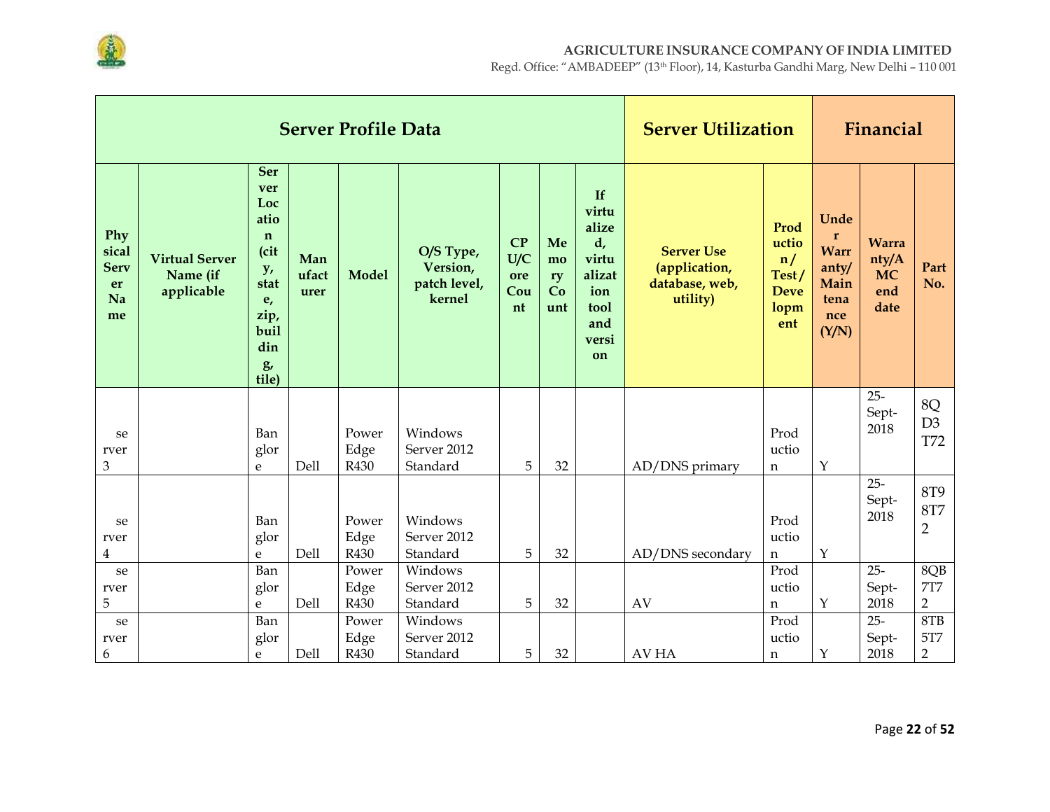| Server Profile Data | | | | | | | | | Server Utilization | | Financial | | |
|---|---|---|---|---|---|---|---|---|---|---|---|---|---|
| Physical Server Name | Virtual Server Name (if applicable | Server Location (city, state, zip, building, tile) | Manufacturer | Model | O/S Type, Version, patch level, kernel | CPU/Core Count | Memory Count | If virtualized, virtualization tool and version | Server Use (application, database, web, utility) | Production/ Test/ Development | Under Warranty/ Maintenance (Y/N) | Warranty/AMC end date | Part No. |
| server 3 | | Banglore | Dell | Power Edge R430 | Windows Server 2012 Standard | 5 | 32 | | AD/DNS primary | Production | Y | 25-Sept-2018 | 8QD3T72 |
| server 4 | | Banglore | Dell | Power Edge R430 | Windows Server 2012 Standard | 5 | 32 | | AD/DNS secondary | Production | Y | 25-Sept-2018 | 8T98T72 |
| server 5 | | Banglore | Dell | Power Edge R430 | Windows Server 2012 Standard | 5 | 32 | | AV | Production | Y | 25-Sept-2018 | 8QB7T72 |
| server 6 | | Banglore | Dell | Power Edge R430 | Windows Server 2012 Standard | 5 | 32 | | AV HA | Production | Y | 25-Sept-2018 | 8TB5T72 |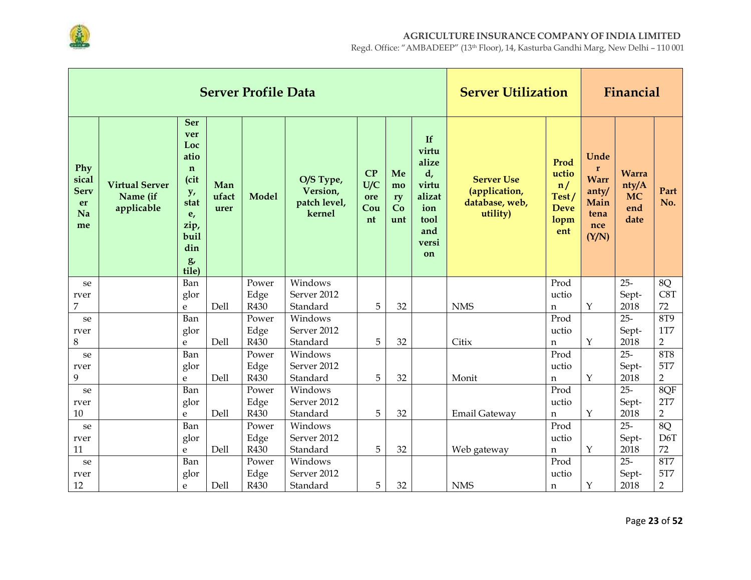| Server Profile Data | | | | | | | | | Server Utilization | | Financial | | |
|---|---|---|---|---|---|---|---|---|---|---|---|---|---|
| Physical Server Name | Virtual Server Name (if applicable | Server Location (city, state, zip, building, tile) | Manufacturer | Model | O/S Type, Version, patch level, kernel | CPU/Core Count | Memory Count | If virtualized, virtualization tool and version | Server Use (application, database, web, utility) | Production/ Test/ Development | Under Warranty/ Maintenance (Y/N) | Warranty/AMC end date | Part No. |
| server 7 | | Banglore | Dell | PowerEdge R430 | Windows Server 2012 Standard | 5 | 32 | | NMS | Production | Y | 25-Sept-2018 | 8QC8T72 |
| server 8 | | Banglore | Dell | PowerEdge R430 | Windows Server 2012 Standard | 5 | 32 | | Citix | Production | Y | 25-Sept-2018 | 8T91T72 |
| server 9 | | Banglore | Dell | PowerEdge R430 | Windows Server 2012 Standard | 5 | 32 | | Monit | Production | Y | 25-Sept-2018 | 8T85T72 |
| server 10 | | Banglore | Dell | PowerEdge R430 | Windows Server 2012 Standard | 5 | 32 | | Email Gateway | Production | Y | 25-Sept-2018 | 8QF2T72 |
| server 11 | | Banglore | Dell | PowerEdge R430 | Windows Server 2012 Standard | 5 | 32 | | Web gateway | Production | Y | 25-Sept-2018 | 8QD6T72 |
| server 12 | | Banglore | Dell | PowerEdge R430 | Windows Server 2012 Standard | 5 | 32 | | NMS | Production | Y | 25-Sept-2018 | 8T75T72 |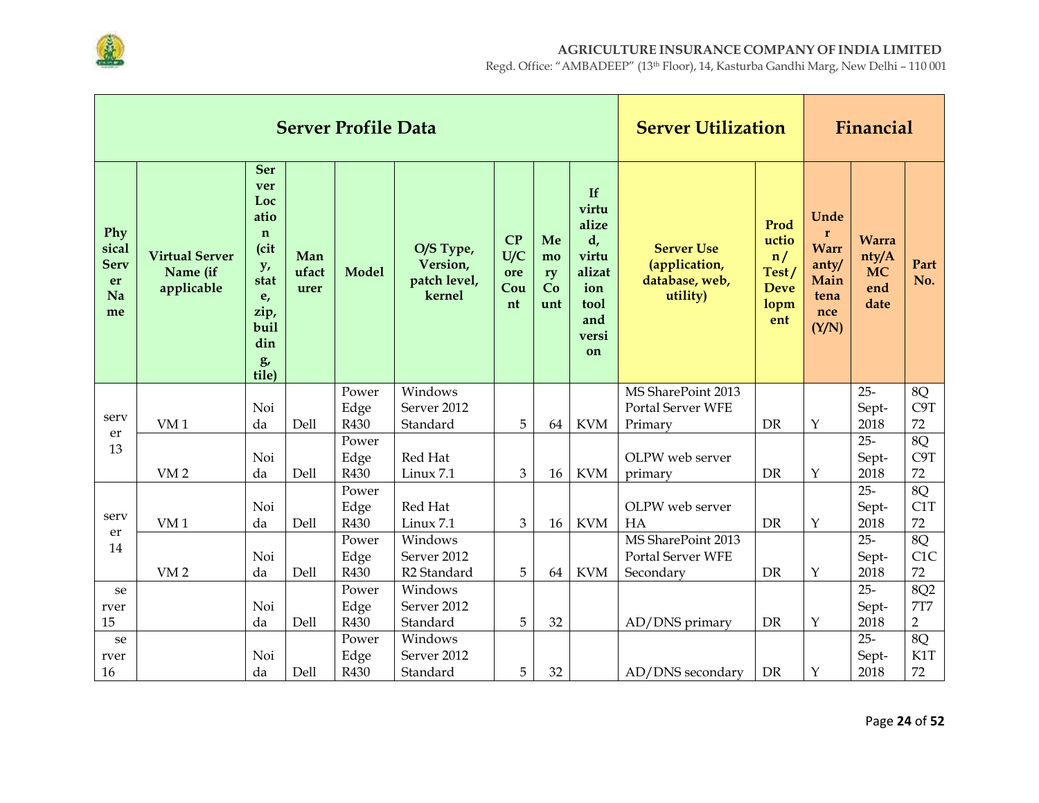| Server Profile Data | | | | | | | | | Server Utilization | | Financial | | |
|---|---|---|---|---|---|---|---|---|---|---|---|---|---|
| Physical Server Name | Virtual Server Name (if applicable | Server Location (city, state, zip, building, tile) | Manufacturer | Model | O/S Type, Version, patch level, kernel | CPU/Core Count | Memory Count | If virtualized, virtualization tool and version | Server Use (application, database, web, utility) | Production/ Test/ Development | Under Warranty/ Maintenance (Y/N) | Warranty/AMC end date | Part No. |
| server 13 | VM 1 | Noida | Dell | Power Edge R430 | Windows Server 2012 Standard | 5 | 64 | KVM | MS SharePoint 2013 Portal Server WFE Primary | DR | Y | 25-Sept-2018 | 8QC9T72 |
| | VM 2 | Noida | Dell | Power Edge R430 | Red Hat Linux 7.1 | 3 | 16 | KVM | OLPW web server primary | DR | Y | 25-Sept-2018 | 8QC9T72 |
| server 14 | VM 1 | Noida | Dell | Power Edge R430 | Red Hat Linux 7.1 | 3 | 16 | KVM | OLPW web server HA | DR | Y | 25-Sept-2018 | 8QC1T72 |
| | VM 2 | Noida | Dell | Power Edge R430 | Windows Server 2012 R2 Standard | 5 | 64 | KVM | MS SharePoint 2013 Portal Server WFE Secondary | DR | Y | 25-Sept-2018 | 8QC1C72 |
| server 15 | | Noida | Dell | Power Edge R430 | Windows Server 2012 Standard | 5 | 32 | | AD/DNS primary | DR | Y | 25-Sept-2018 | 8Q27T72 |
| server 16 | | Noida | Dell | Power Edge R430 | Windows Server 2012 Standard | 5 | 32 | | AD/DNS secondary | DR | Y | 25-Sept-2018 | 8QK1T72 |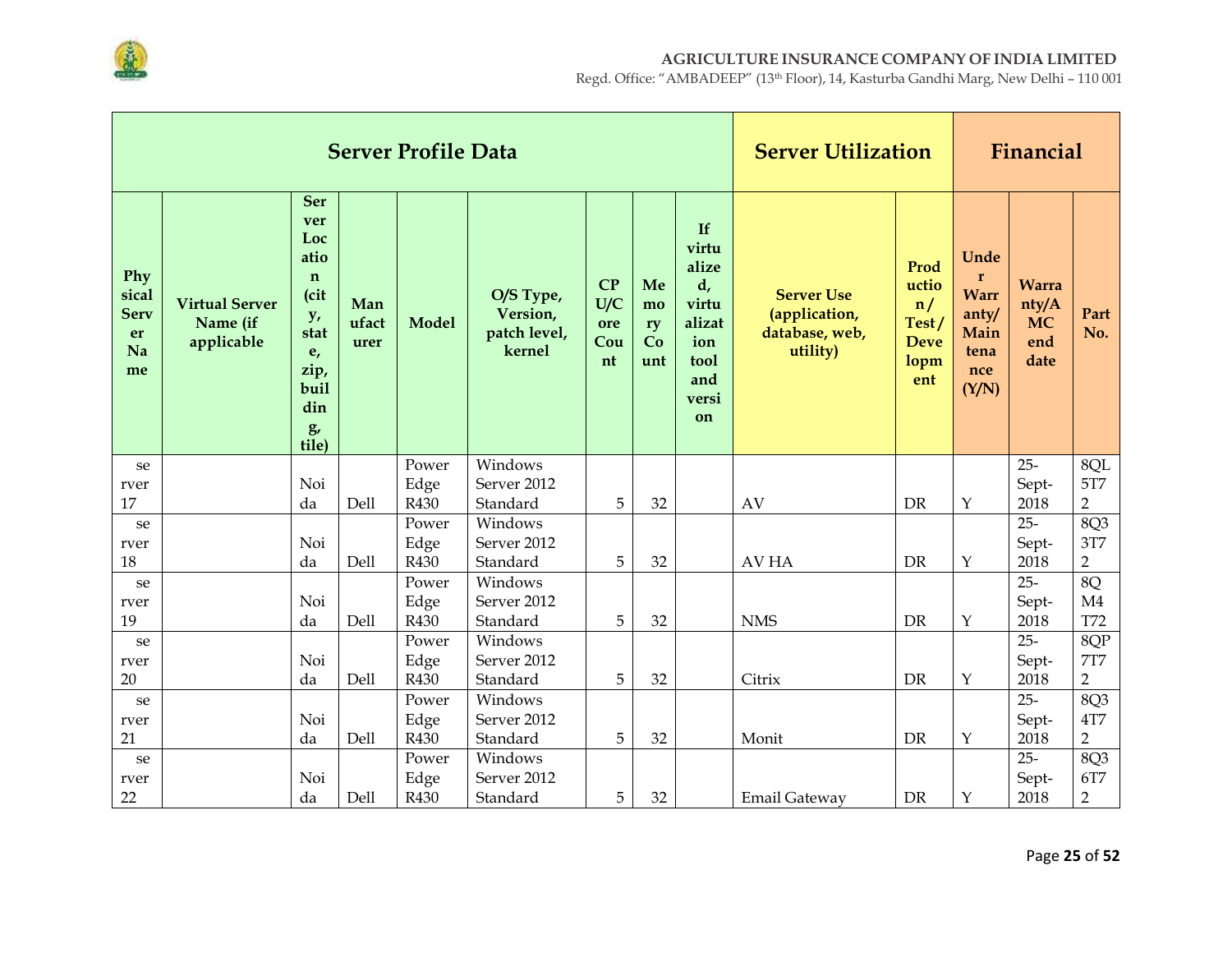| Server Profile Data | | | | | | | | | Server Utilization | | Financial | | |
|---|---|---|---|---|---|---|---|---|---|---|---|---|---|
| Physical Server Name | Virtual Server Name (if applicable | Server Location (city, state, zip, building, tile) | Manufacturer | Model | O/S Type, Version, patch level, kernel | CPU/Core Count | Memory Count | If virtualized, virtualization tool and version | Server Use (application, database, web, utility) | Production/ Test/ Development | Under Warranty/ Maintenance (Y/N) | Warranty/AMC end date | Part No. |
| server 17 | | Noida | Dell | Power Edge R430 | Windows Server 2012 Standard | 5 | 32 | | AV | DR | Y | 25-Sept-2018 | 8QL5T72 |
| server 18 | | Noida | Dell | Power Edge R430 | Windows Server 2012 Standard | 5 | 32 | | AV HA | DR | Y | 25-Sept-2018 | 8Q33T72 |
| server 19 | | Noida | Dell | Power Edge R430 | Windows Server 2012 Standard | 5 | 32 | | NMS | DR | Y | 25-Sept-2018 | 8QM4T72 |
| server 20 | | Noida | Dell | Power Edge R430 | Windows Server 2012 Standard | 5 | 32 | | Citrix | DR | Y | 25-Sept-2018 | 8QP7T72 |
| server 21 | | Noida | Dell | Power Edge R430 | Windows Server 2012 Standard | 5 | 32 | | Monit | DR | Y | 25-Sept-2018 | 8Q34T72 |
| server 22 | | Noida | Dell | Power Edge R430 | Windows Server 2012 Standard | 5 | 32 | | Email Gateway | DR | Y | 25-Sept-2018 | 8Q36T72 |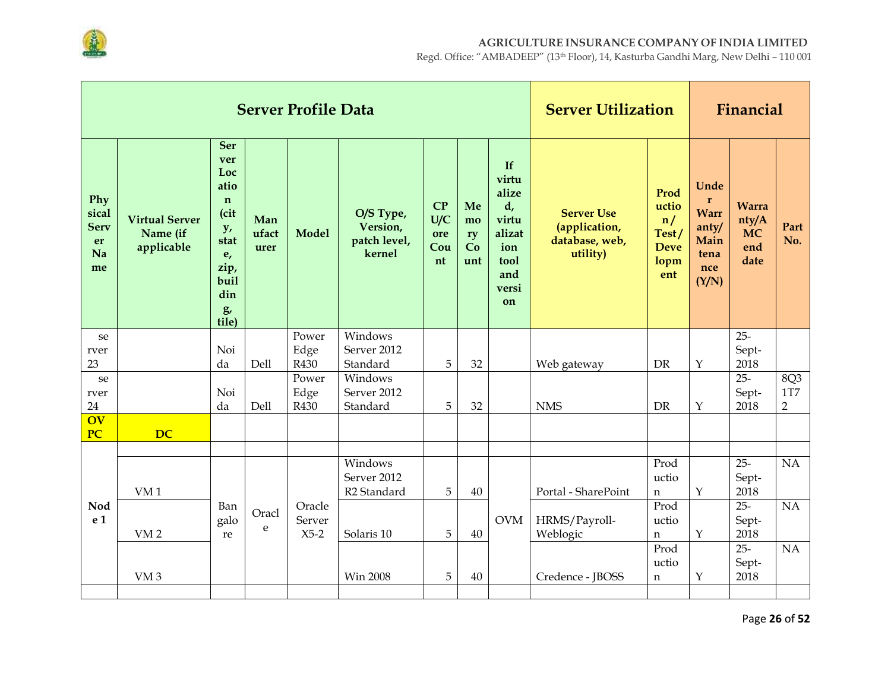| Server Profile Data | | | | | | | | | Server Utilization | | Financial | | |
|---|---|---|---|---|---|---|---|---|---|---|---|---|---|
| Physical Server Name | Virtual Server Name (if applicable | Server Location (city, state, zip, building, tile) | Manufacturer | Model | O/S Type, Version, patch level, kernel | CPU/Core Count | Memory Count | If virtualized, virtualization tool and version | Server Use (application, database, web, utility) | Production/ Test/ Development | Under Warranty/ Maintenance (Y/N) | Warranty/AMC end date | Part No. |
| server 23 | | Noida | Dell | Power Edge R430 | Windows Server 2012 Standard | 5 | 32 | | Web gateway | DR | Y | 25-Sept-2018 | |
| server 24 | | Noida | Dell | Power Edge R430 | Windows Server 2012 Standard | 5 | 32 | | NMS | DR | Y | 25-Sept-2018 | 8Q31T72 |
| **OVPC** | **DC** | | | | | | | | | | | | |
| | | | | | | | | | | | | | |
| Node 1 | VM 1 | Bangalore | Oracle | Oracle Server X5-2 | Windows Server 2012 R2 Standard | 5 | 40 | OVM | Portal - SharePoint | Production | Y | 25-Sept-2018 | NA |
| | VM 2 | | | | Solaris 10 | 5 | 40 | | HRMS/Payroll-Weblogic | Production | Y | 25-Sept-2018 | NA |
| | VM 3 | | | | Win 2008 | 5 | 40 | | Credence - JBOSS | Production | Y | 25-Sept-2018 | NA |
| | | | | | | | | | | | | | |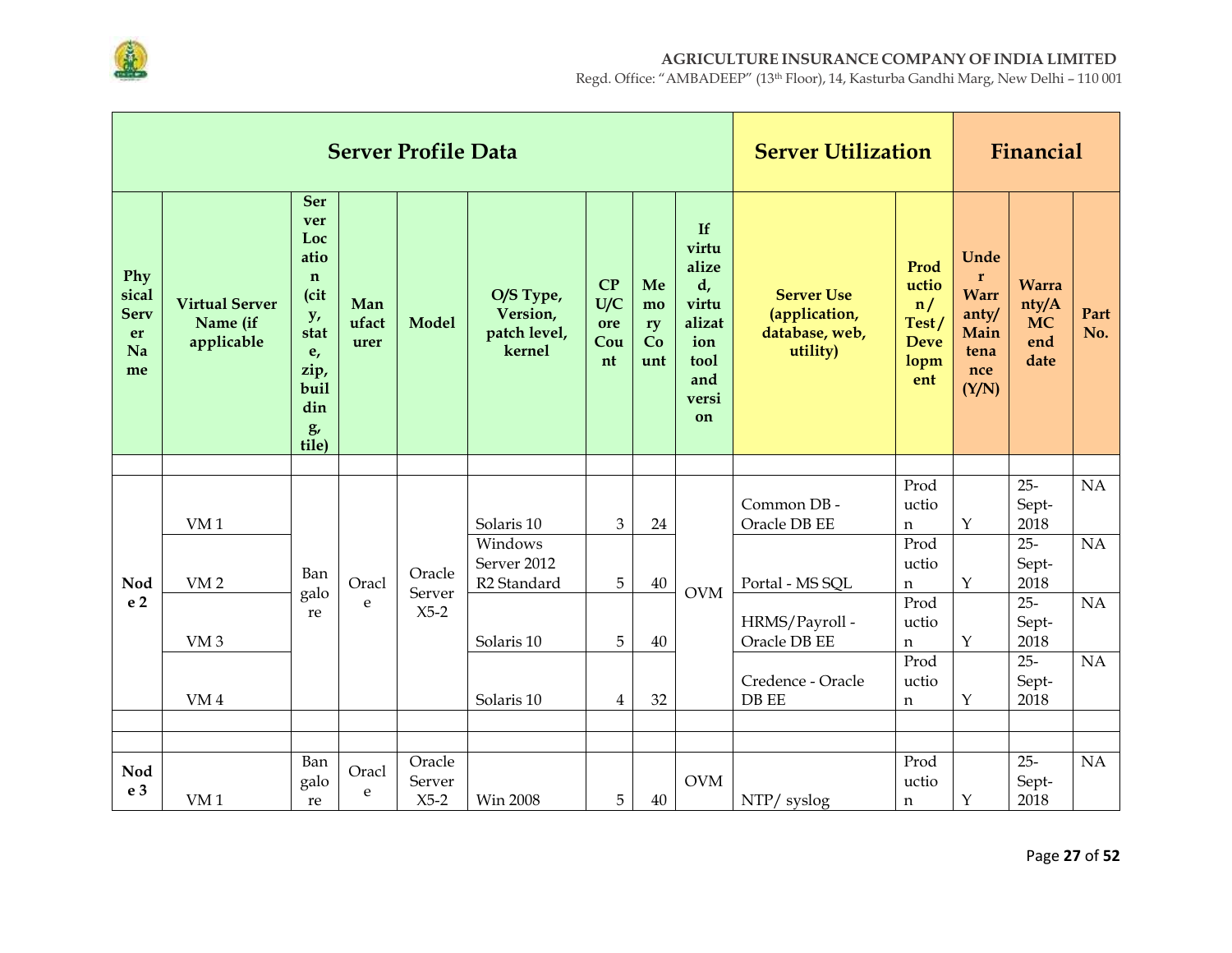| Server Profile Data | | | | | | | | | Server Utilization | | Financial | | |
|---|---|---|---|---|---|---|---|---|---|---|---|---|---|
| Physical Server Name | Virtual Server Name (if applicable | Server Location (city, state, zip, building, tile) | Manufacturer | Model | O/S Type, Version, patch level, kernel | CPU/Core Count | Memory Count | If virtualized, virtualization tool and version | Server Use (application, database, web, utility) | Production/ Test/ Development | Under Warranty/ Maintenance (Y/N) | Warranty/AMC end date | Part No. |
| | | | | | | | | | | | | | |
| Node 2 | VM 1 | Bangalore | Oracle | Oracle Server X5-2 | Solaris 10 | 3 | 24 | OVM | Common DB - Oracle DB EE | Production | Y | 25-Sept-2018 | NA |
| | VM 2 | | | | Windows Server 2012 R2 Standard | 5 | 40 | | Portal - MS SQL | Production | Y | 25-Sept-2018 | NA |
| | VM 3 | | | | Solaris 10 | 5 | 40 | | HRMS/Payroll - Oracle DB EE | Production | Y | 25-Sept-2018 | NA |
| | VM 4 | | | | Solaris 10 | 4 | 32 | | Credence - Oracle DB EE | Production | Y | 25-Sept-2018 | NA |
| | | | | | | | | | | | | | |
| | | | | | | | | | | | | | |
| Node 3 | VM 1 | Bangalore | Oracle | Oracle Server X5-2 | Win 2008 | 5 | 40 | OVM | NTP/ syslog | Production | Y | 25-Sept-2018 | NA |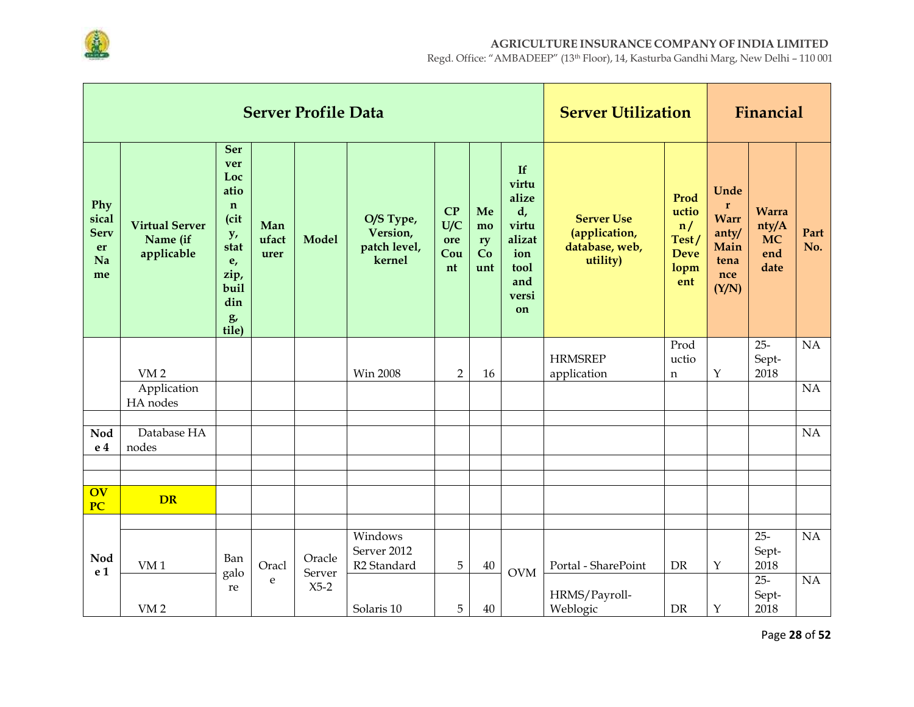| Server Profile Data | | | | | | | | | Server Utilization | | Financial | | |
|---|---|---|---|---|---|---|---|---|---|---|---|---|---|
| Physical Server Name | Virtual Server Name (if applicable | Server Location (city, state, zip, building, tile) | Manufacturer | Model | O/S Type, Version, patch level, kernel | CPU/Core Count | Memory Count | If virtualized, virtualization tool and version | Server Use (application, database, web, utility) | Production/ Test/ Development | Under Warranty/ Maintenance (Y/N) | Warranty/AMC end date | Part No. |
| | VM 2 | | | | Win 2008 | 2 | 16 | | HRMSREP application | Production | Y | 25-Sept-2018 | NA |
| | Application HA nodes | | | | | | | | | | | | NA |
| | | | | | | | | | | | | | |
| Node 4 | Database HA nodes | | | | | | | | | | | | NA |
| | | | | | | | | | | | | | |
| | | | | | | | | | | | | | |
| OVPC | DR | | | | | | | | | | | | |
| | | | | | | | | | | | | | |
| Node 1 | VM 1 | Bangalore | Oracle | Oracle Server X5-2 | Windows Server 2012 R2 Standard | 5 | 40 | OVM | Portal - SharePoint | DR | Y | 25-Sept-2018 | NA |
| | VM 2 | | | | Solaris 10 | 5 | 40 | | HRMS/Payroll-Weblogic | DR | Y | 25-Sept-2018 | NA |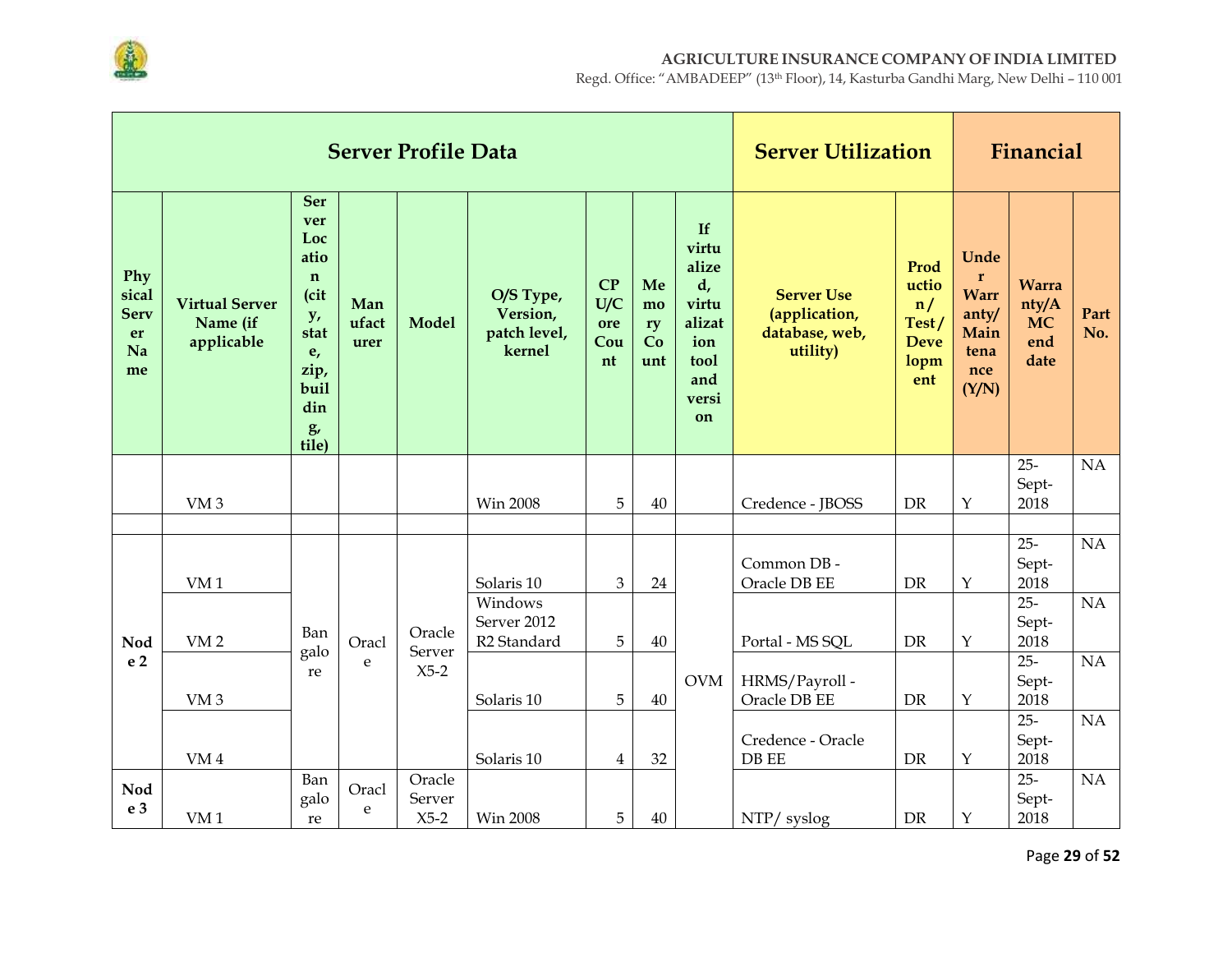| Server Profile Data | | | | | | | | | Server Utilization | | Financial | | |
|---|---|---|---|---|---|---|---|---|---|---|---|---|---|
| Physical Server Name | Virtual Server Name (if applicable | Server Location (city, state, zip, building, tile) | Manufacturer | Model | O/S Type, Version, patch level, kernel | CPU/Core Count | Memory Count | If virtualized, virtualization tool and version | Server Use (application, database, web, utility) | Production/ Test/ Development | Under Warranty/ Maintenance (Y/N) | Warranty/AMC end date | Part No. |
| | VM 3 | | | | Win 2008 | 5 | 40 | | Credence - JBOSS | DR | Y | 25-Sept-2018 | NA |
| | | | | | | | | | | | | | |
| Node 2 | VM 1 | Bangalore | Oracle | Oracle Server X5-2 | Solaris 10 | 3 | 24 | OVM | Common DB - Oracle DB EE | DR | Y | 25-Sept-2018 | NA |
| | VM 2 | | | | Windows Server 2012 R2 Standard | 5 | 40 | | Portal - MS SQL | DR | Y | 25-Sept-2018 | NA |
| | VM 3 | | | | Solaris 10 | 5 | 40 | | HRMS/Payroll - Oracle DB EE | DR | Y | 25-Sept-2018 | NA |
| | VM 4 | | | | Solaris 10 | 4 | 32 | | Credence - Oracle DB EE | DR | Y | 25-Sept-2018 | NA |
| Node 3 | VM 1 | Bangalore | Oracle | Oracle Server X5-2 | Win 2008 | 5 | 40 | | NTP/ syslog | DR | Y | 25-Sept-2018 | NA |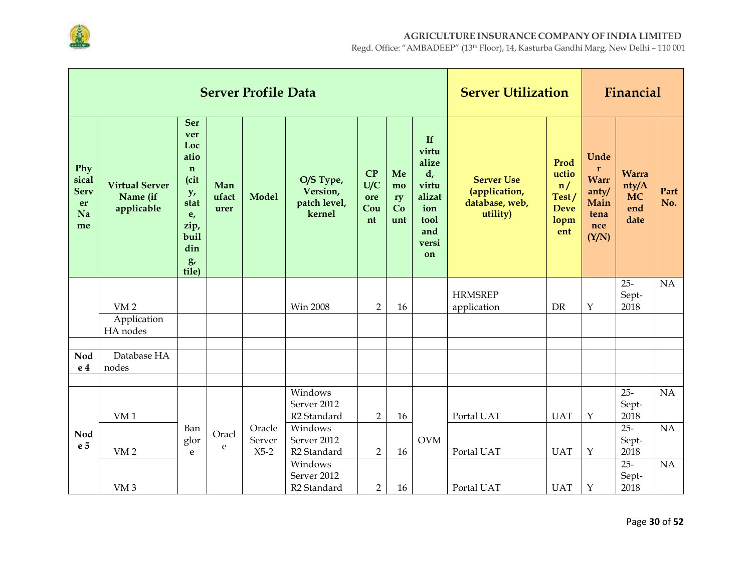| Server Profile Data | | | | | | | | | Server Utilization | | Financial | | |
|---|---|---|---|---|---|---|---|---|---|---|---|---|---|
| Physical Server Name | Virtual Server Name (if applicable | Server Location (city, state, zip, building, tile) | Manufacturer | Model | O/S Type, Version, patch level, kernel | CPU/Core Count | Memory Count | If virtualized, virtualization tool and version | Server Use (application, database, web, utility) | Production/ Test/ Development | Under Warranty/ Maintenance (Y/N) | Warranty/AMC end date | Part No. |
| | VM 2 | | | | Win 2008 | 2 | 16 | | HRMSREP application | DR | Y | 25-Sept-2018 | NA |
| | Application HA nodes | | | | | | | | | | | | |
| | | | | | | | | | | | | | |
| Node 4 | Database HA nodes | | | | | | | | | | | | |
| | | | | | | | | | | | | | |
| Node 5 | VM 1 | Banglore | Oracle | Oracle Server X5-2 | Windows Server 2012 R2 Standard | 2 | 16 | OVM | Portal UAT | UAT | Y | 25-Sept-2018 | NA |
| | VM 2 | | | | Windows Server 2012 R2 Standard | 2 | 16 | | Portal UAT | UAT | Y | 25-Sept-2018 | NA |
| | VM 3 | | | | Windows Server 2012 R2 Standard | 2 | 16 | | Portal UAT | UAT | Y | 25-Sept-2018 | NA |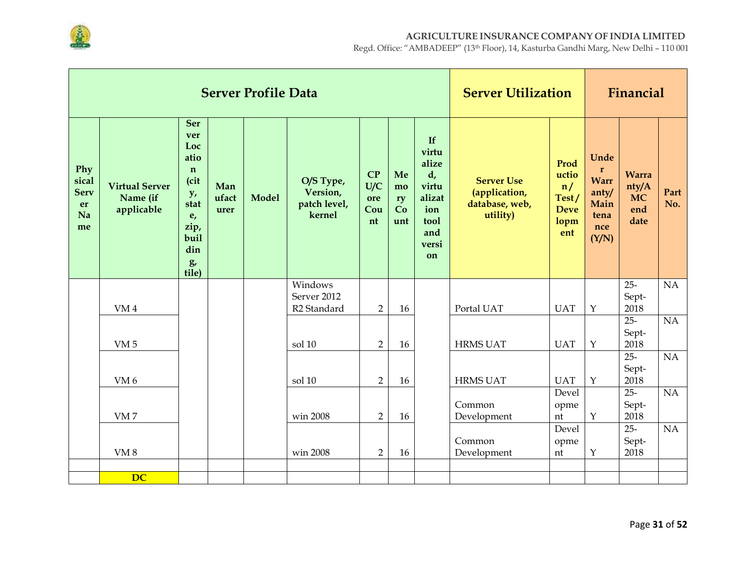| Server Profile Data | | | | | | | | | Server Utilization | | Financial | | |
|---|---|---|---|---|---|---|---|---|---|---|---|---|---|
| Physical Server Name | Virtual Server Name (if applicable | Server Location (city, state, zip, building, tile) | Manufacturer | Model | O/S Type, Version, patch level, kernel | CPU/Core Count | Memory Count | If virtualized, virtualization tool and version | Server Use (application, database, web, utility) | Production/ Test/ Development | Under Warranty/ Maintenance (Y/N) | Warranty/AMC end date | Part No. |
| | VM 4 | | | | Windows Server 2012 R2 Standard | 2 | 16 | | Portal UAT | UAT | Y | 25-Sept-2018 | NA |
| | VM 5 | | | | sol 10 | 2 | 16 | | HRMS UAT | UAT | Y | 25-Sept-2018 | NA |
| | VM 6 | | | | sol 10 | 2 | 16 | | HRMS UAT | UAT | Y | 25-Sept-2018 | NA |
| | VM 7 | | | | win 2008 | 2 | 16 | | Common Development | Development | Y | 25-Sept-2018 | NA |
| | VM 8 | | | | win 2008 | 2 | 16 | | Common Development | Development | Y | 25-Sept-2018 | NA |
| | | | | | | | | | | | | | |
| | DC | | | | | | | | | | | | |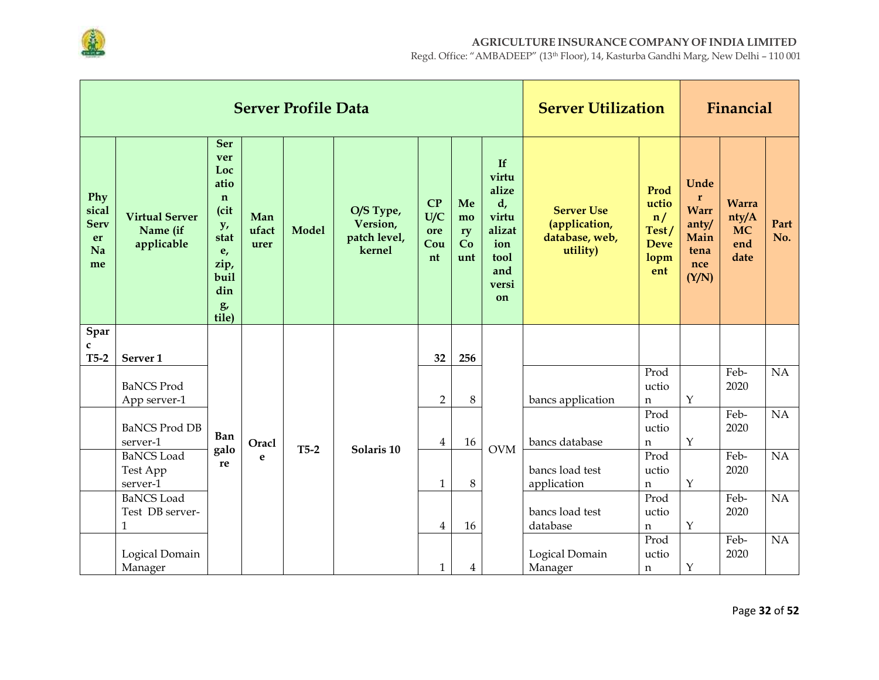| Server Profile Data | | | | | | | | | Server Utilization | | Financial | | |
|---|---|---|---|---|---|---|---|---|---|---|---|---|---|
| Physical Server Name | Virtual Server Name (if applicable | Server Location (city, state, zip, building, tile) | Manufacturer | Model | O/S Type, Version, patch level, kernel | CPU/Core Count | Memory Count | If virtualized, virtualization tool and version | Server Use (application, database, web, utility) | Production / Test / Development | Under Warranty/ Maintenance (Y/N) | Warranty/AMC end date | Part No. |
| **Sparc T5-2** | **Server 1** | **Bangalore** | **Oracle** | **T5-2** | **Solaris 10** | **32** | **256** | OVM | | | | | |
| | BaNCS Prod App server-1 | | | | | 2 | 8 | | bancs application | Production | Y | Feb-2020 | NA |
| | BaNCS Prod DB server-1 | | | | | 4 | 16 | | bancs database | Production | Y | Feb-2020 | NA |
| | BaNCS Load Test App server-1 | | | | | 1 | 8 | | bancs load test application | Production | Y | Feb-2020 | NA |
| | BaNCS Load Test DB server-1 | | | | | 4 | 16 | | bancs load test database | Production | Y | Feb-2020 | NA |
| | Logical Domain Manager | | | | | 1 | 4 | | Logical Domain Manager | Production | Y | Feb-2020 | NA |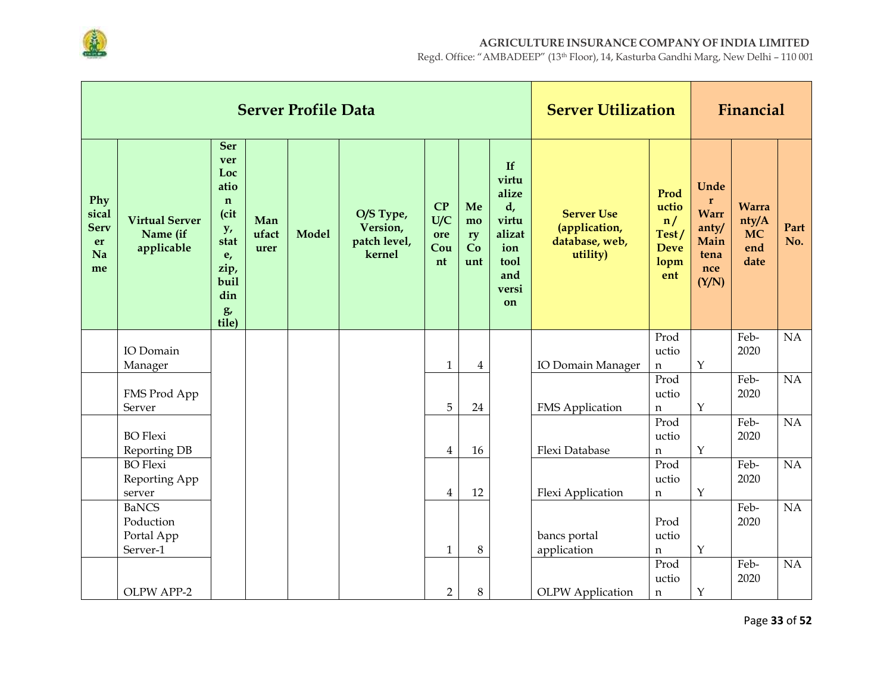| Server Profile Data | | | | | | | | | Server Utilization | | Financial | | |
|---|---|---|---|---|---|---|---|---|---|---|---|---|---|
| Physical Server Name | Virtual Server Name (if applicable | Server Location (city, state, zip, building, tile) | Manufacturer | Model | O/S Type, Version, patch level, kernel | CPU/Core Count | Memory Count | If virtualized, virtualization tool and version | Server Use (application, database, web, utility) | Production / Test / Development | Under Warranty/ Maintenance (Y/N) | Warranty/AMC end date | Part No. |
| | IO Domain Manager | | | | | 1 | 4 | | IO Domain Manager | Production | Y | Feb-2020 | NA |
| | FMS Prod App Server | | | | | 5 | 24 | | FMS Application | Production | Y | Feb-2020 | NA |
| | BO Flexi Reporting DB | | | | | 4 | 16 | | Flexi Database | Production | Y | Feb-2020 | NA |
| | BO Flexi Reporting App server | | | | | 4 | 12 | | Flexi Application | Production | Y | Feb-2020 | NA |
| | BaNCS Poduction Portal App Server-1 | | | | | 1 | 8 | | bancs portal application | Production | Y | Feb-2020 | NA |
| | OLPW APP-2 | | | | | 2 | 8 | | OLPW Application | Production | Y | Feb-2020 | NA |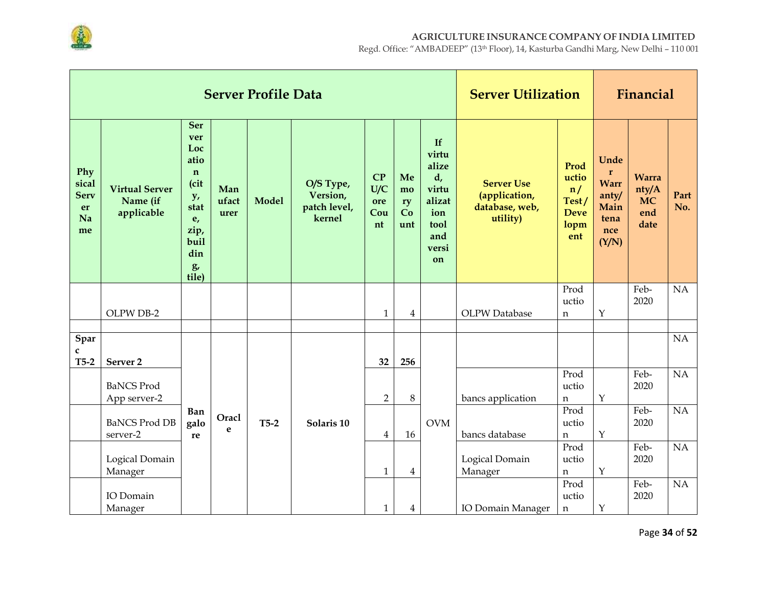| Server Profile Data | | | | | | | | | Server Utilization | | Financial | | |
|---|---|---|---|---|---|---|---|---|---|---|---|---|---|
| **Physical Server Name** | **Virtual Server Name (if applicable** | **Server Location (city, state, zip, building, tile)** | **Manufacturer** | **Model** | **O/S Type, Version, patch level, kernel** | **CPU/Core Count** | **Memory Count** | **If virtualized, virtualization tool and version** | **Server Use (application, database, web, utility)** | **Production / Test / Development** | **Under Warranty/ Maintenance (Y/N)** | **Warranty/AMC end date** | **Part No.** |
| | OLPW DB-2 | | | | | 1 | 4 | | OLPW Database | Production | Y | Feb-2020 | NA |
| | | | | | | | | | | | | | |
| **Sparc T5-2** | **Server 2** | **Bangalore** | **Oracle** | **T5-2** | **Solaris 10** | **32** | **256** | OVM | | | | | NA |
| | BaNCS Prod App server-2 | | | | | 2 | 8 | | bancs application | Production | Y | Feb-2020 | NA |
| | BaNCS Prod DB server-2 | | | | | 4 | 16 | | bancs database | Production | Y | Feb-2020 | NA |
| | Logical Domain Manager | | | | | 1 | 4 | | Logical Domain Manager | Production | Y | Feb-2020 | NA |
| | IO Domain Manager | | | | | 1 | 4 | | IO Domain Manager | Production | Y | Feb-2020 | NA |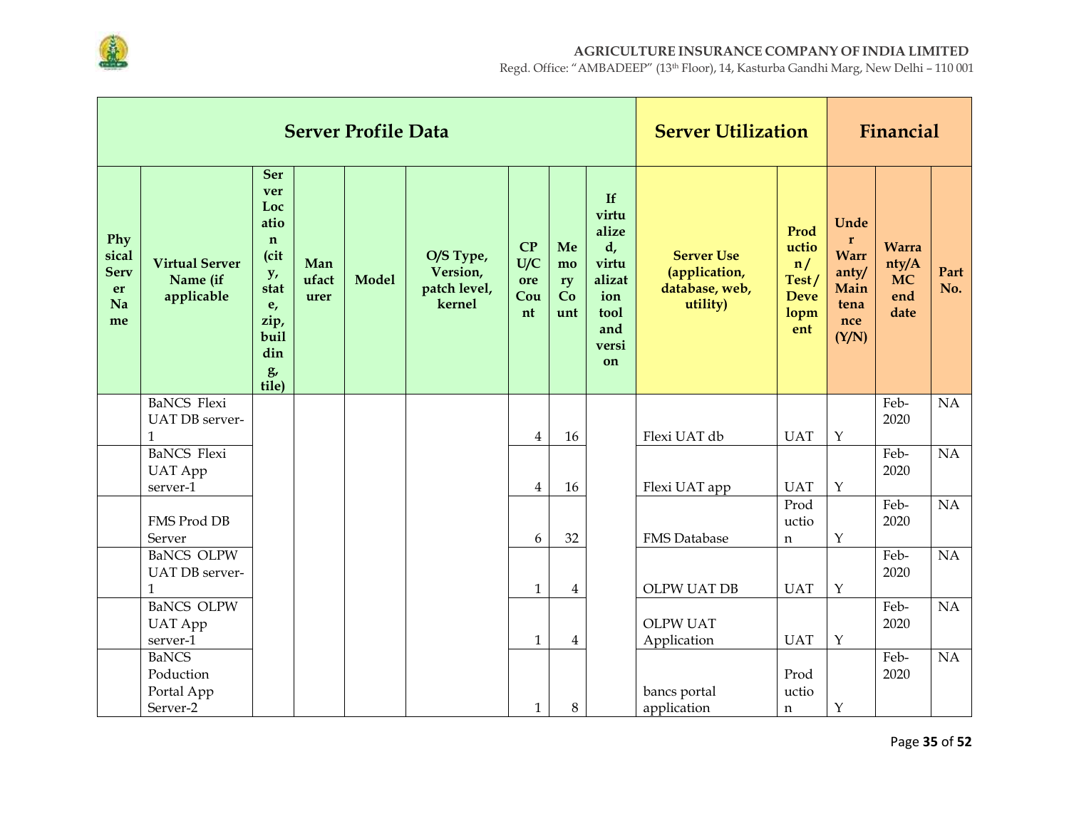| Server Profile Data | | | | | | | | | Server Utilization | | Financial | | |
|---|---|---|---|---|---|---|---|---|---|---|---|---|---|
| Physical Server Name | Virtual Server Name (if applicable | Server Location (city, state, zip, building, tile) | Manufacturer | Model | O/S Type, Version, patch level, kernel | CPU/Core Count | Memory Count | If virtualized, virtualization tool and version | Server Use (application, database, web, utility) | Production / Test / Development | Under Warranty/ Maintenance (Y/N) | Warranty/AMC end date | Part No. |
| | BaNCS Flexi UAT DB server-1 | | | | | 4 | 16 | | Flexi UAT db | UAT | Y | Feb-2020 | NA |
| | BaNCS Flexi UAT App server-1 | | | | | 4 | 16 | | Flexi UAT app | UAT | Y | Feb-2020 | NA |
| | FMS Prod DB Server | | | | | 6 | 32 | | FMS Database | Production | Y | Feb-2020 | NA |
| | BaNCS OLPW UAT DB server-1 | | | | | 1 | 4 | | OLPW UAT DB | UAT | Y | Feb-2020 | NA |
| | BaNCS OLPW UAT App server-1 | | | | | 1 | 4 | | OLPW UAT Application | UAT | Y | Feb-2020 | NA |
| | BaNCS Poduction Portal App Server-2 | | | | | 1 | 8 | | bancs portal application | Production | Y | Feb-2020 | NA |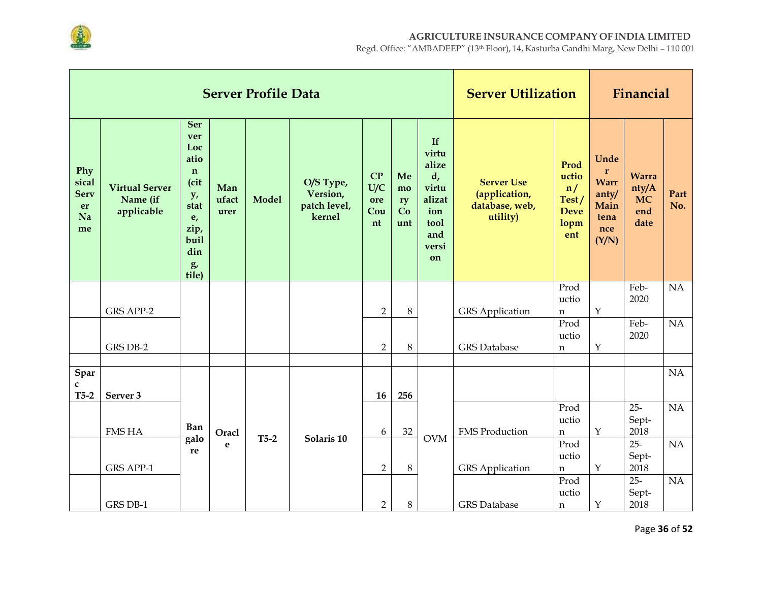| Server Profile Data | | | | | | | | | Server Utilization | | Financial | | |
|---|---|---|---|---|---|---|---|---|---|---|---|---|---|
| Physical Server Name | Virtual Server Name (if applicable | Server Location (city, state, zip, building, tile) | Manufacturer | Model | O/S Type, Version, patch level, kernel | CPU/Core Count | Memory Count | If virtualized, virtualization tool and version | Server Use (application, database, web, utility) | Production / Test / Development | Under Warranty/ Maintenance (Y/N) | Warranty/AMC end date | Part No. |
| | GRS APP-2 | | | | | 2 | 8 | | GRS Application | Production | Y | Feb-2020 | NA |
| | GRS DB-2 | | | | | 2 | 8 | | GRS Database | Production | Y | Feb-2020 | NA |
| | | | | | | | | | | | | | |
| **Sparc T5-2** | **Server 3** | Bangalore | Oracle | **T5-2** | **Solaris 10** | **16** | **256** | OVM | | | | | NA |
| | FMS HA | | | | | 6 | 32 | | FMS Production | Production | Y | 25-Sept-2018 | NA |
| | GRS APP-1 | | | | | 2 | 8 | | GRS Application | Production | Y | 25-Sept-2018 | NA |
| | GRS DB-1 | | | | | 2 | 8 | | GRS Database | Production | Y | 25-Sept-2018 | NA |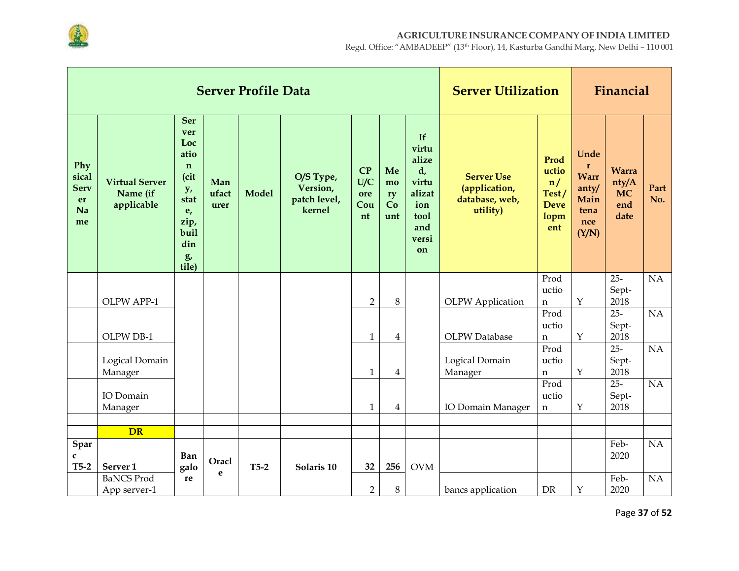| Server Profile Data | | | | | | | | | Server Utilization | | Financial | | |
|---|---|---|---|---|---|---|---|---|---|---|---|---|---|
| Physical Server Name | Virtual Server Name (if applicable | Server Location (city, state, zip, building, tile) | Manufacturer | Model | O/S Type, Version, patch level, kernel | CPU/Core Count | Memory Count | If virtualized, virtualization tool and version | Server Use (application, database, web, utility) | Production/ Test/ Development | Under Warranty/ Maintenance (Y/N) | Warranty/AMC end date | Part No. |
| | OLPW APP-1 | | | | | 2 | 8 | | OLPW Application | Production | Y | 25-Sept-2018 | NA |
| | OLPW DB-1 | | | | | 1 | 4 | | OLPW Database | Production | Y | 25-Sept-2018 | NA |
| | Logical Domain Manager | | | | | 1 | 4 | | Logical Domain Manager | Production | Y | 25-Sept-2018 | NA |
| | IO Domain Manager | | | | | 1 | 4 | | IO Domain Manager | Production | Y | 25-Sept-2018 | NA |
| | | | | | | | | | | | | | |
| | **DR** | | | | | | | | | | | | |
| **Sparc T5-2** | **Server 1** | **Bangalore** | **Oracle** | **T5-2** | **Solaris 10** | **32** | **256** | OVM | | | | Feb-2020 | NA |
| | BaNCS Prod App server-1 | | | | | 2 | 8 | | bancs application | DR | Y | Feb-2020 | NA |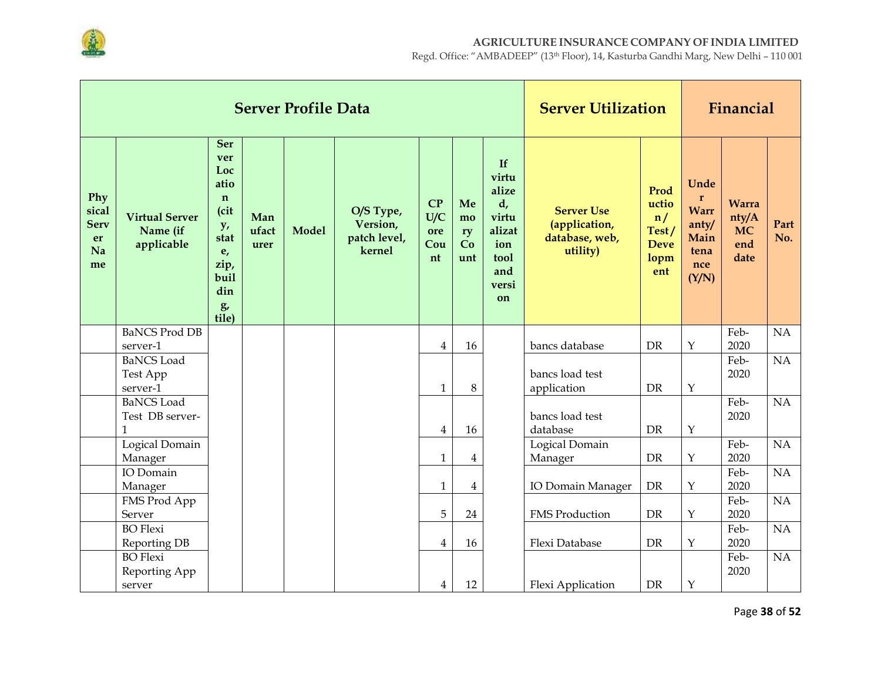| Server Profile Data | | | | | | | | | Server Utilization | | Financial | | |
|---|---|---|---|---|---|---|---|---|---|---|---|---|---|
| Physical Server Name | Virtual Server Name (if applicable | Server Location (city, state, zip, building, tile) | Manufacturer | Model | O/S Type, Version, patch level, kernel | CPU/Core Count | Memory Count | If virtualized, virtualization tool and version | Server Use (application, database, web, utility) | Production/ Test/ Development | Under Warranty/ Maintenance (Y/N) | Warranty/AMC end date | Part No. |
| | BaNCS Prod DB server-1 | | | | | 4 | 16 | | bancs database | DR | Y | Feb-2020 | NA |
| | BaNCS Load Test App server-1 | | | | | 1 | 8 | | bancs load test application | DR | Y | Feb-2020 | NA |
| | BaNCS Load Test DB server-1 | | | | | 4 | 16 | | bancs load test database | DR | Y | Feb-2020 | NA |
| | Logical Domain Manager | | | | | 1 | 4 | | Logical Domain Manager | DR | Y | Feb-2020 | NA |
| | IO Domain Manager | | | | | 1 | 4 | | IO Domain Manager | DR | Y | Feb-2020 | NA |
| | FMS Prod App Server | | | | | 5 | 24 | | FMS Production | DR | Y | Feb-2020 | NA |
| | BO Flexi Reporting DB | | | | | 4 | 16 | | Flexi Database | DR | Y | Feb-2020 | NA |
| | BO Flexi Reporting App server | | | | | 4 | 12 | | Flexi Application | DR | Y | Feb-2020 | NA |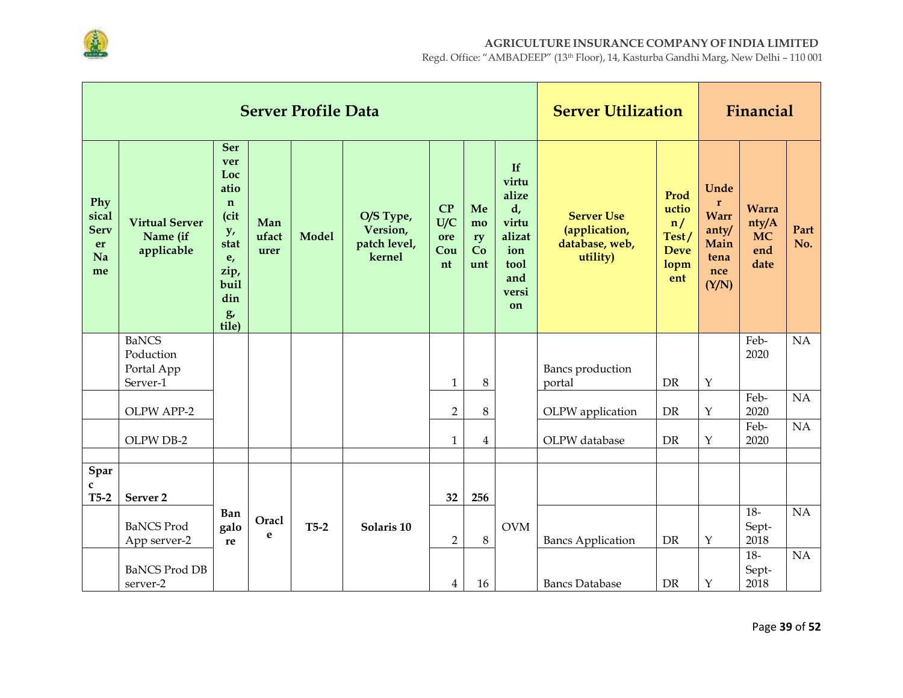| Server Profile Data | | | | | | | | | Server Utilization | | Financial | | |
|---|---|---|---|---|---|---|---|---|---|---|---|---|---|
| **Physical Server Name** | **Virtual Server Name (if applicable** | **Server Location (city, state, zip, building, tile)** | **Manufacturer** | **Model** | **O/S Type, Version, patch level, kernel** | **CPU/Core Count** | **Memory Count** | **If virtualized, virtualization tool and version** | **Server Use (application, database, web, utility)** | **Production / Test / Development** | **Under Warranty/ Maintenance (Y/N)** | **Warranty/AMC end date** | **Part No.** |
| | BaNCS Poduction Portal App Server-1 | | | | | 1 | 8 | | Bancs production portal | DR | Y | Feb-2020 | NA |
| | OLPW APP-2 | | | | | 2 | 8 | | OLPW application | DR | Y | Feb-2020 | NA |
| | OLPW DB-2 | | | | | 1 | 4 | | OLPW database | DR | Y | Feb-2020 | NA |
| | | | | | | | | | | | | | |
| **Sparc T5-2** | **Server 2** | **Bangalore** | **Oracle** | **T5-2** | **Solaris 10** | **32** | **256** | OVM | | | | | |
| | BaNCS Prod App server-2 | | | | | 2 | 8 | | Bancs Application | DR | Y | 18-Sept-2018 | NA |
| | BaNCS Prod DB server-2 | | | | | 4 | 16 | | Bancs Database | DR | Y | 18-Sept-2018 | NA |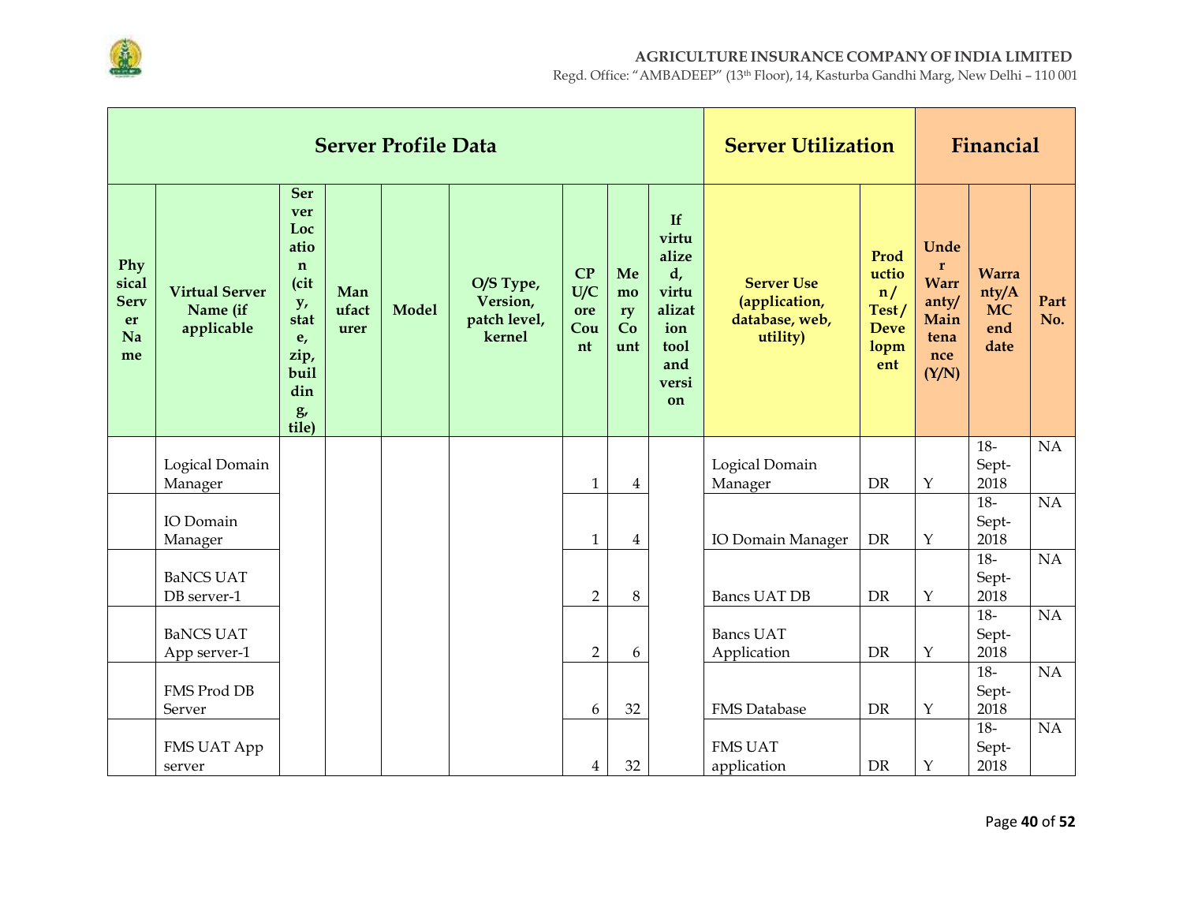| Server Profile Data | | | | | | | | | Server Utilization | | Financial | | |
|---|---|---|---|---|---|---|---|---|---|---|---|---|---|
| Physical Server Name | Virtual Server Name (if applicable | Server Location (city, state, zip, building, tile) | Manufacturer | Model | O/S Type, Version, patch level, kernel | CPU/Core Count | Memory Count | If virtualized, virtualization tool and version | Server Use (application, database, web, utility) | Production / Test / Development | Under Warranty/ Maintenance (Y/N) | Warranty/AMC end date | Part No. |
| | Logical Domain Manager | | | | | 1 | 4 | | Logical Domain Manager | DR | Y | 18-Sept-2018 | NA |
| | IO Domain Manager | | | | | 1 | 4 | | IO Domain Manager | DR | Y | 18-Sept-2018 | NA |
| | BaNCS UAT DB server-1 | | | | | 2 | 8 | | Bancs UAT DB | DR | Y | 18-Sept-2018 | NA |
| | BaNCS UAT App server-1 | | | | | 2 | 6 | | Bancs UAT Application | DR | Y | 18-Sept-2018 | NA |
| | FMS Prod DB Server | | | | | 6 | 32 | | FMS Database | DR | Y | 18-Sept-2018 | NA |
| | FMS UAT App server | | | | | 4 | 32 | | FMS UAT application | DR | Y | 18-Sept-2018 | NA |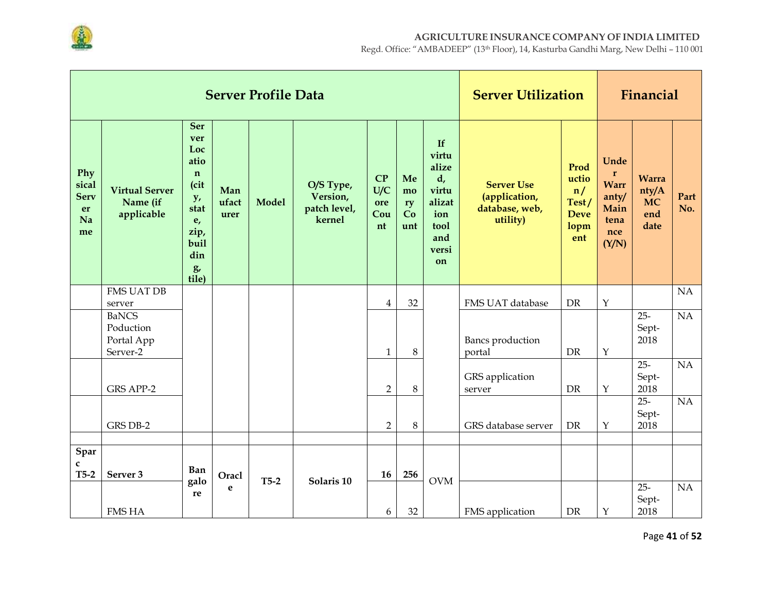| Server Profile Data | | | | | | | | | Server Utilization | | Financial | | |
|---|---|---|---|---|---|---|---|---|---|---|---|---|---|
| **Physical Server Name** | **Virtual Server Name (if applicable** | **Server Location (city, state, zip, building, tile)** | **Manufacturer** | **Model** | **O/S Type, Version, patch level, kernel** | **CPU/Core Count** | **Memory Count** | **If virtualized, virtualization tool and version** | **Server Use (application, database, web, utility)** | **Production/ Test/ Development** | **Under Warranty/ Maintenance (Y/N)** | **Warranty/AMC end date** | **Part No.** |
| | FMS UAT DB server | | | | | 4 | 32 | | FMS UAT database | DR | Y | | NA |
| | BaNCS Poduction Portal App Server-2 | | | | | 1 | 8 | | Bancs production portal | DR | Y | 25-Sept-2018 | NA |
| | GRS APP-2 | | | | | 2 | 8 | | GRS application server | DR | Y | 25-Sept-2018 | NA |
| | GRS DB-2 | | | | | 2 | 8 | | GRS database server | DR | Y | 25-Sept-2018 | NA |
| | | | | | | | | | | | | | |
| **Sparc T5-2** | **Server 3** | Bangalore | Oracle | **T5-2** | **Solaris 10** | **16** | **256** | OVM | | | | | |
| | FMS HA | | | | | 6 | 32 | | FMS application | DR | Y | 25-Sept-2018 | NA |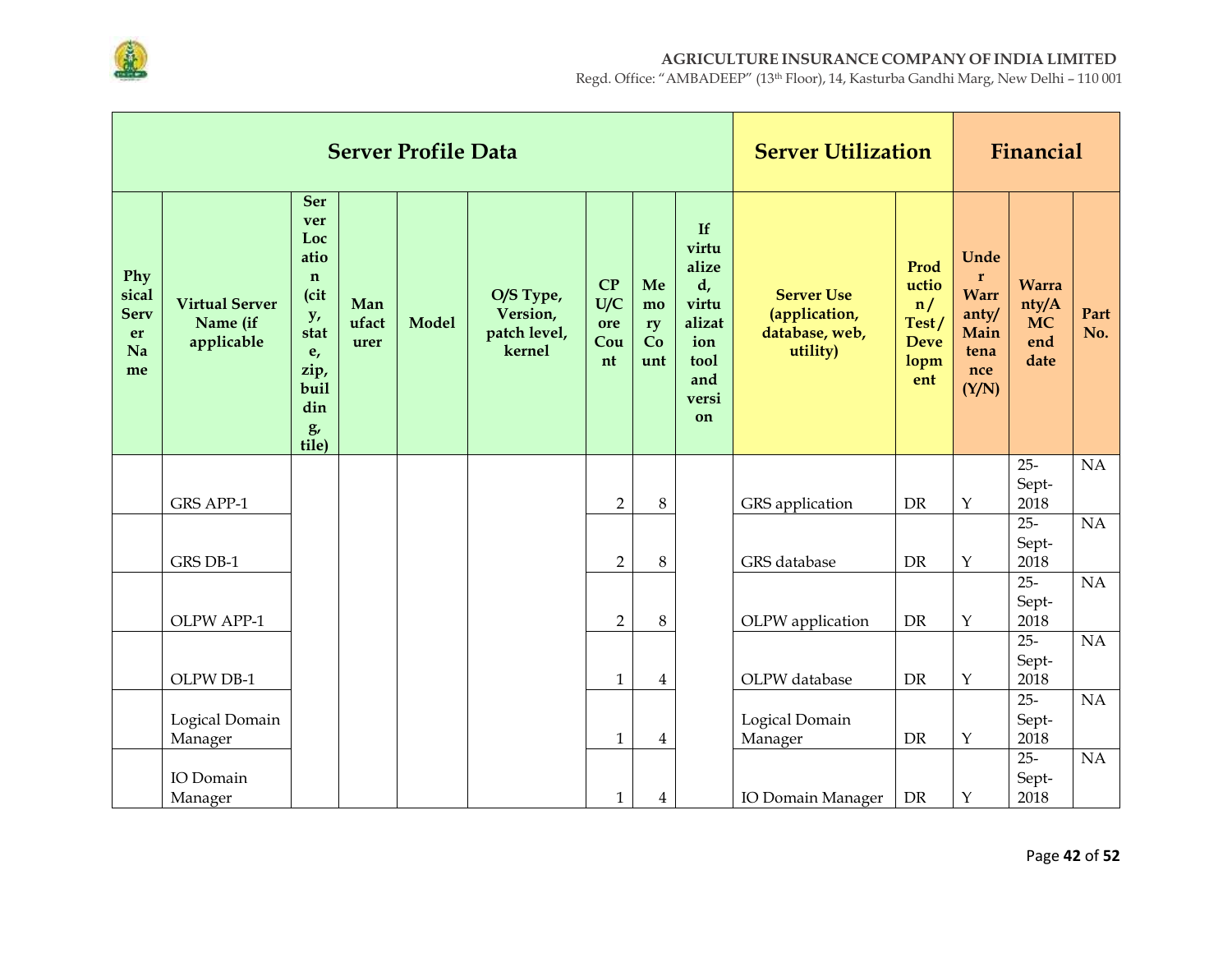| Server Profile Data | | | | | | | | | Server Utilization | | Financial | | |
|---|---|---|---|---|---|---|---|---|---|---|---|---|---|
| Physical Server Name | Virtual Server Name (if applicable | Server Location (city, state, zip, building, tile) | Manufacturer | Model | O/S Type, Version, patch level, kernel | CPU/Core Count | Memory Count | If virtualized, virtualization tool and version | Server Use (application, database, web, utility) | Production / Test / Development | Under Warranty/ Maintenance (Y/N) | Warranty/AMC end date | Part No. |
| | GRS APP-1 | | | | | 2 | 8 | | GRS application | DR | Y | 25-Sept-2018 | NA |
| | GRS DB-1 | | | | | 2 | 8 | | GRS database | DR | Y | 25-Sept-2018 | NA |
| | OLPW APP-1 | | | | | 2 | 8 | | OLPW application | DR | Y | 25-Sept-2018 | NA |
| | OLPW DB-1 | | | | | 1 | 4 | | OLPW database | DR | Y | 25-Sept-2018 | NA |
| | Logical Domain Manager | | | | | 1 | 4 | | Logical Domain Manager | DR | Y | 25-Sept-2018 | NA |
| | IO Domain Manager | | | | | 1 | 4 | | IO Domain Manager | DR | Y | 25-Sept-2018 | NA |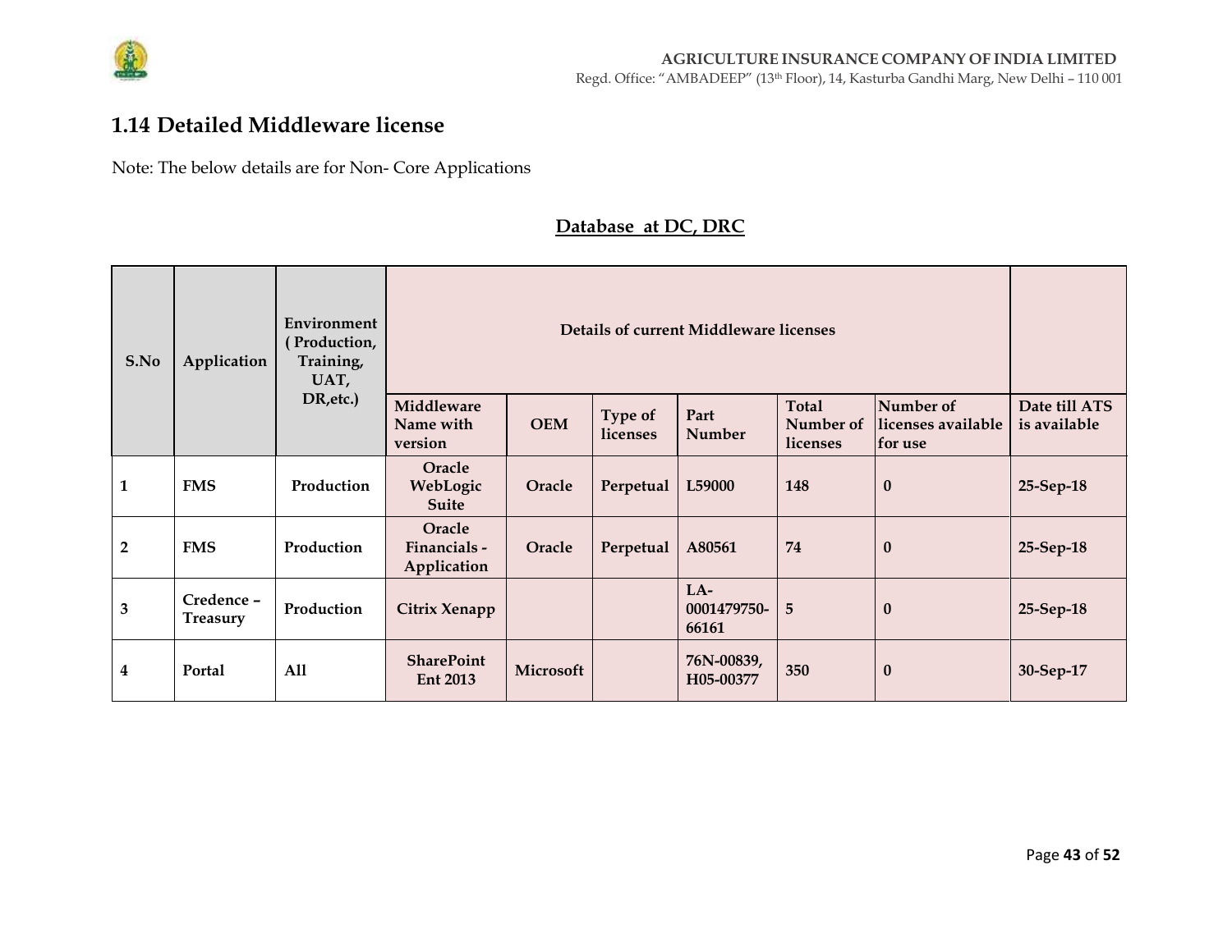## 1.14 Detailed Middleware license

Note: The below details are for Non- Core Applications

**Database at DC, DRC**

| S.No | Application | Environment ( Production, Training, UAT, DR,etc.) | Details of current Middleware licenses | | | | | | |
|---|---|---|---|---|---|---|---|---|---|
| | | | Middleware Name with version | OEM | Type of licenses | Part Number | Total Number of licenses | Number of licenses available for use | Date till ATS is available |
| 1 | FMS | Production | Oracle WebLogic Suite | Oracle | Perpetual | L59000 | 148 | 0 | 25-Sep-18 |
| 2 | FMS | Production | Oracle Financials - Application | Oracle | Perpetual | A80561 | 74 | 0 | 25-Sep-18 |
| 3 | Credence – Treasury | Production | Citrix Xenapp | | | LA-0001479750-66161 | 5 | 0 | 25-Sep-18 |
| 4 | Portal | All | SharePoint Ent 2013 | Microsoft | | 76N-00839, H05-00377 | 350 | 0 | 30-Sep-17 |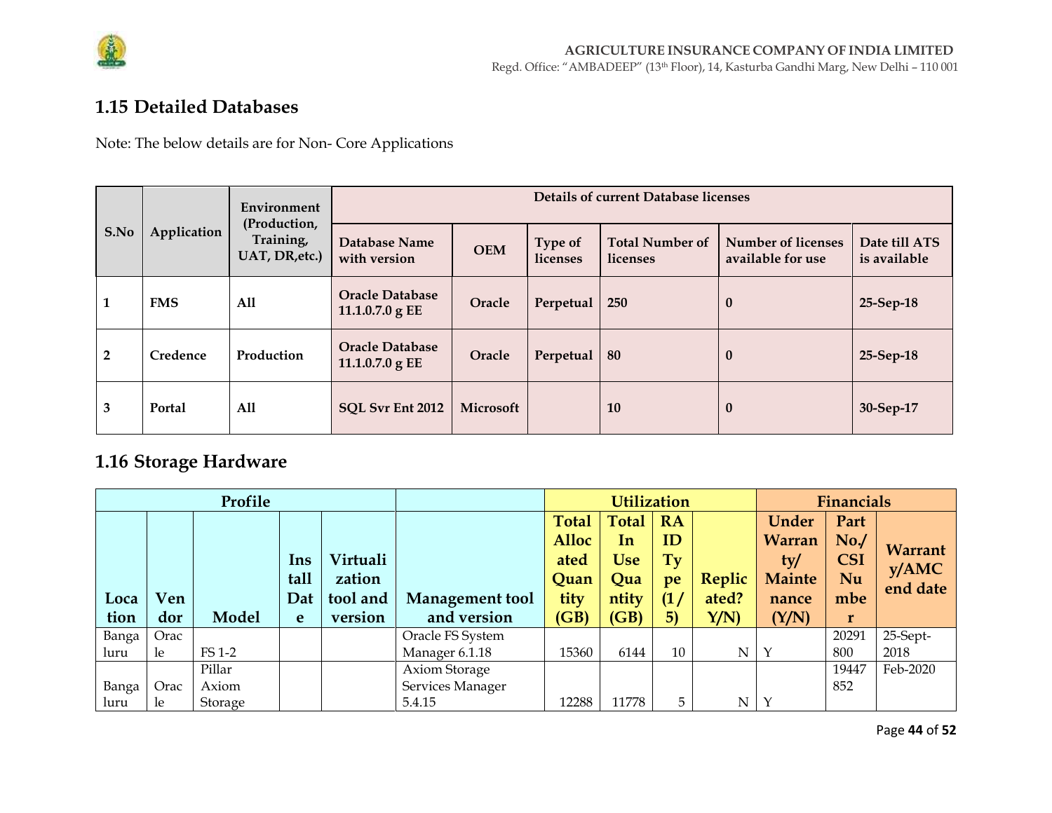## 1.15 Detailed Databases

Note: The below details are for Non- Core Applications

| S.No | Application | Environment (Production, Training, UAT, DR,etc.) | Details of current Database licenses | | | | | |
|---|---|---|---|---|---|---|---|---|
| | | | Database Name with version | OEM | Type of licenses | Total Number of licenses | Number of licenses available for use | Date till ATS is available |
| **1** | **FMS** | **All** | **Oracle Database 11.1.0.7.0 g EE** | **Oracle** | **Perpetual** | **250** | **0** | **25-Sep-18** |
| **2** | **Credence** | **Production** | **Oracle Database 11.1.0.7.0 g EE** | **Oracle** | **Perpetual** | **80** | **0** | **25-Sep-18** |
| **3** | **Portal** | **All** | **SQL Svr Ent 2012** | **Microsoft** | | **10** | **0** | **30-Sep-17** |

## 1.16 Storage Hardware

| Profile | | | | | | Utilization | | | | Financials | | |
|---|---|---|---|---|---|---|---|---|---|---|---|---|
| Location | Vendor | Model | Install Date | Virtualization tool and version | Management tool and version | Total Allocated Quantity (GB) | Total In Use Quantity (GB) | RAID Type (1/5) | Replicated? Y/N) | Under Warranty/ Maintenance (Y/N) | Part No./ CSI Number | Warranty/AMC end date |
| Bangaluru | Oracle | FS 1-2 | | | Oracle FS System Manager 6.1.18 | 15360 | 6144 | 10 | N | Y | 20291800 | 25-Sept-2018 |
| Bangaluru | Oracle | Pillar Axiom Storage | | | Axiom Storage Services Manager 5.4.15 | 12288 | 11778 | 5 | N | Y | 19447852 | Feb-2020 |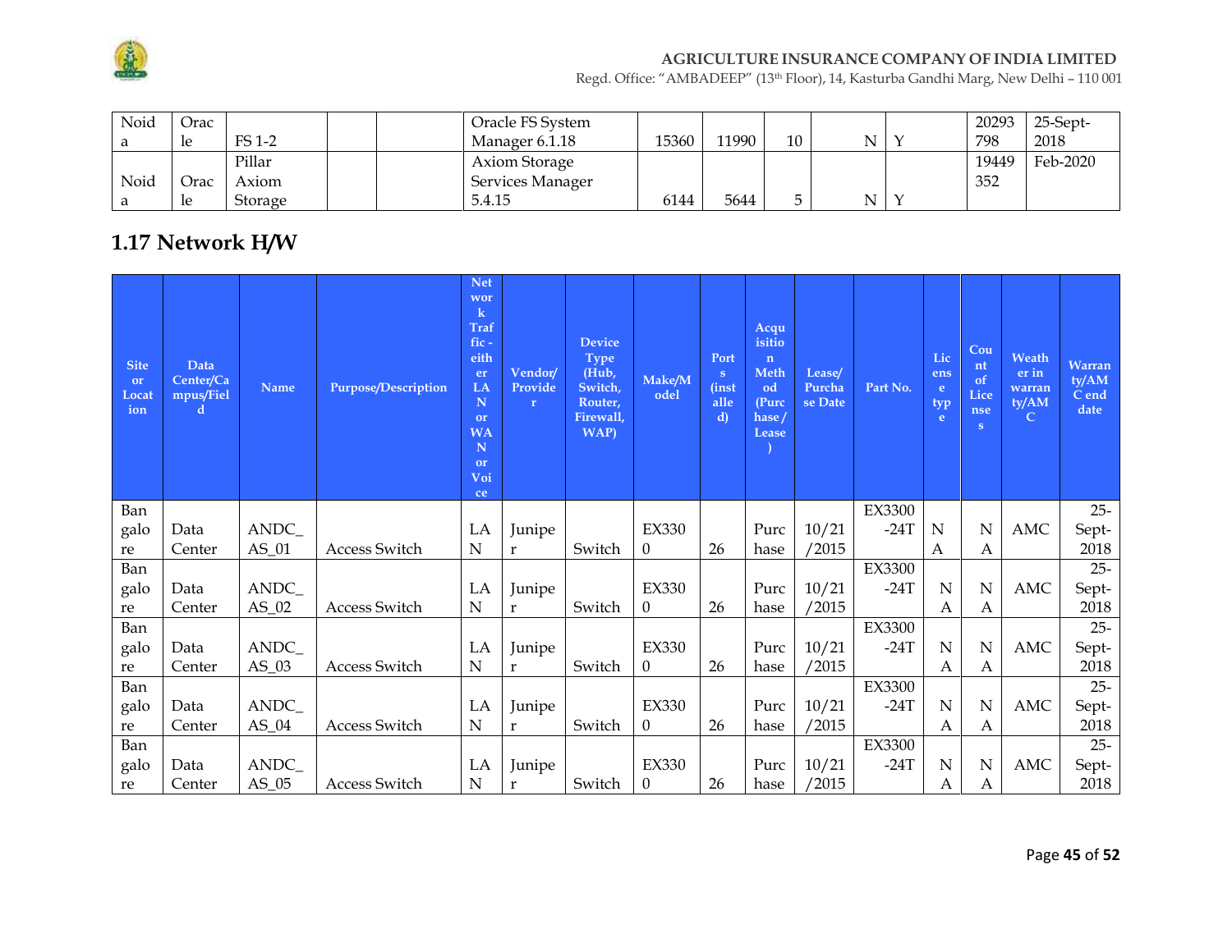| Noida | Oracle | FS 1-2 | | | Oracle FS System Manager 6.1.18 | 15360 | 11990 | 10 | N | Y | 20293798 | 25-Sept-2018 |
|---|---|---|---|---|---|---|---|---|---|---|---|---|
| Noida | Oracle | Pillar Axiom Storage | | | Axiom Storage Services Manager 5.4.15 | 6144 | 5644 | 5 | N | Y | 19449352 | Feb-2020 |

## 1.17 Network H/W

| Site or Location | Data Center/Campus/Field | Name | Purpose/Description | Network Traffic - either LAN or WAN or Voice | Vendor/Provider | Device Type (Hub, Switch, Router, Firewall, WAP) | Make/Model | Ports (installed) | Acquisition Method (Purchase / Lease) | Lease/Purchase Date | Part No. | License type | Count of Licenses | Weather in warranty/AMC | Warranty/AMC end date |
|---|---|---|---|---|---|---|---|---|---|---|---|---|---|---|---|
| Bangalore | Data Center | ANDC_AS_01 | Access Switch | LAN | Juniper | Switch | EX3300 | 26 | Purchase | 10/21/2015 | EX3300-24T | NA | NA | AMC | 25-Sept-2018 |
| Bangalore | Data Center | ANDC_AS_02 | Access Switch | LAN | Juniper | Switch | EX3300 | 26 | Purchase | 10/21/2015 | EX3300-24T | NA | NA | AMC | 25-Sept-2018 |
| Bangalore | Data Center | ANDC_AS_03 | Access Switch | LAN | Juniper | Switch | EX3300 | 26 | Purchase | 10/21/2015 | EX3300-24T | NA | NA | AMC | 25-Sept-2018 |
| Bangalore | Data Center | ANDC_AS_04 | Access Switch | LAN | Juniper | Switch | EX3300 | 26 | Purchase | 10/21/2015 | EX3300-24T | NA | NA | AMC | 25-Sept-2018 |
| Bangalore | Data Center | ANDC_AS_05 | Access Switch | LAN | Juniper | Switch | EX3300 | 26 | Purchase | 10/21/2015 | EX3300-24T | NA | NA | AMC | 25-Sept-2018 |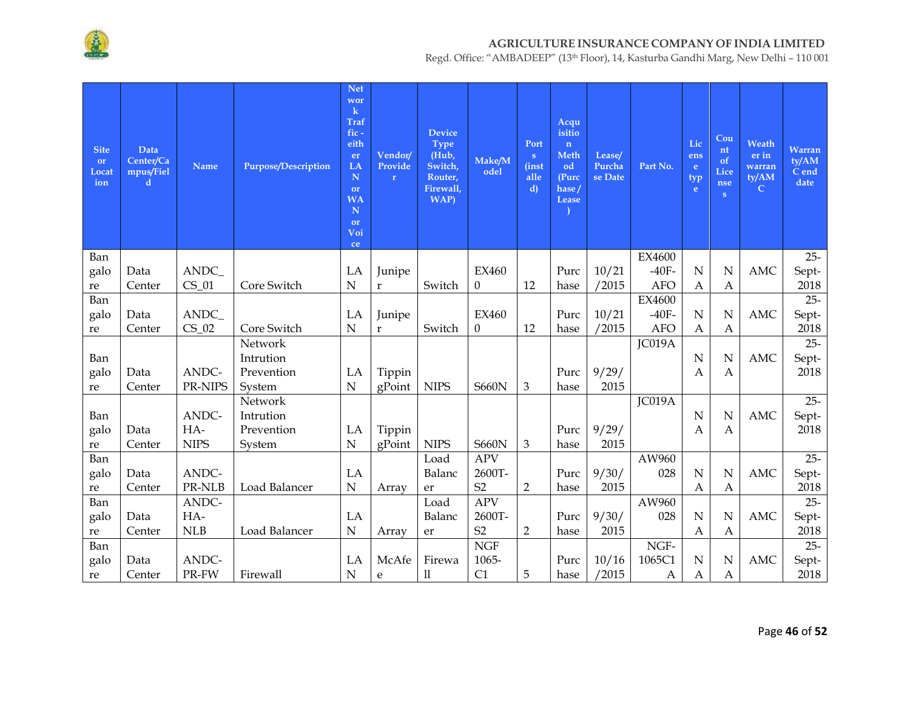| Site or Location | Data Center/Campus/Field | Name | Purpose/Description | Network Traffic - either LAN or WAN or Voice | Vendor/ Provider | Device Type (Hub, Switch, Router, Firewall, WAP) | Make/Model | Ports (installed) | Acquisition Method (Purchase / Lease) | Lease/ Purchase Date | Part No. | License type | Count of Licenses | Weather in warranty/AMC | Warranty/AMC end date |
|---|---|---|---|---|---|---|---|---|---|---|---|---|---|---|---|
| Bangalore | Data Center | ANDC_CS_01 | Core Switch | LAN | Juniper | Switch | EX4600 | 12 | Purchase | 10/21/2015 | EX4600-40F-AFO | NA | NA | AMC | 25-Sept-2018 |
| Bangalore | Data Center | ANDC_CS_02 | Core Switch | LAN | Juniper | Switch | EX4600 | 12 | Purchase | 10/21/2015 | EX4600-40F-AFO | NA | NA | AMC | 25-Sept-2018 |
| Bangalore | Data Center | ANDC-PR-NIPS | Network Intrution Prevention System | LAN | TippingPoint | NIPS | S660N | 3 | Purchase | 9/29/2015 | JC019A | NA | NA | AMC | 25-Sept-2018 |
| Bangalore | Data Center | ANDC-HA-NIPS | Network Intrution Prevention System | LAN | TippingPoint | NIPS | S660N | 3 | Purchase | 9/29/2015 | JC019A | NA | NA | AMC | 25-Sept-2018 |
| Bangalore | Data Center | ANDC-PR-NLB | Load Balancer | LAN | Array | Load Balancer | APV 2600T-S2 | 2 | Purchase | 9/30/2015 | AW960028 | NA | NA | AMC | 25-Sept-2018 |
| Bangalore | Data Center | ANDC-HA-NLB | Load Balancer | LAN | Array | Load Balancer | APV 2600T-S2 | 2 | Purchase | 9/30/2015 | AW960028 | NA | NA | AMC | 25-Sept-2018 |
| Bangalore | Data Center | ANDC-PR-FW | Firewall | LAN | McAfee | Firewall | NGF 1065-C1 | 5 | Purchase | 10/16/2015 | NGF-1065C1A | NA | NA | AMC | 25-Sept-2018 |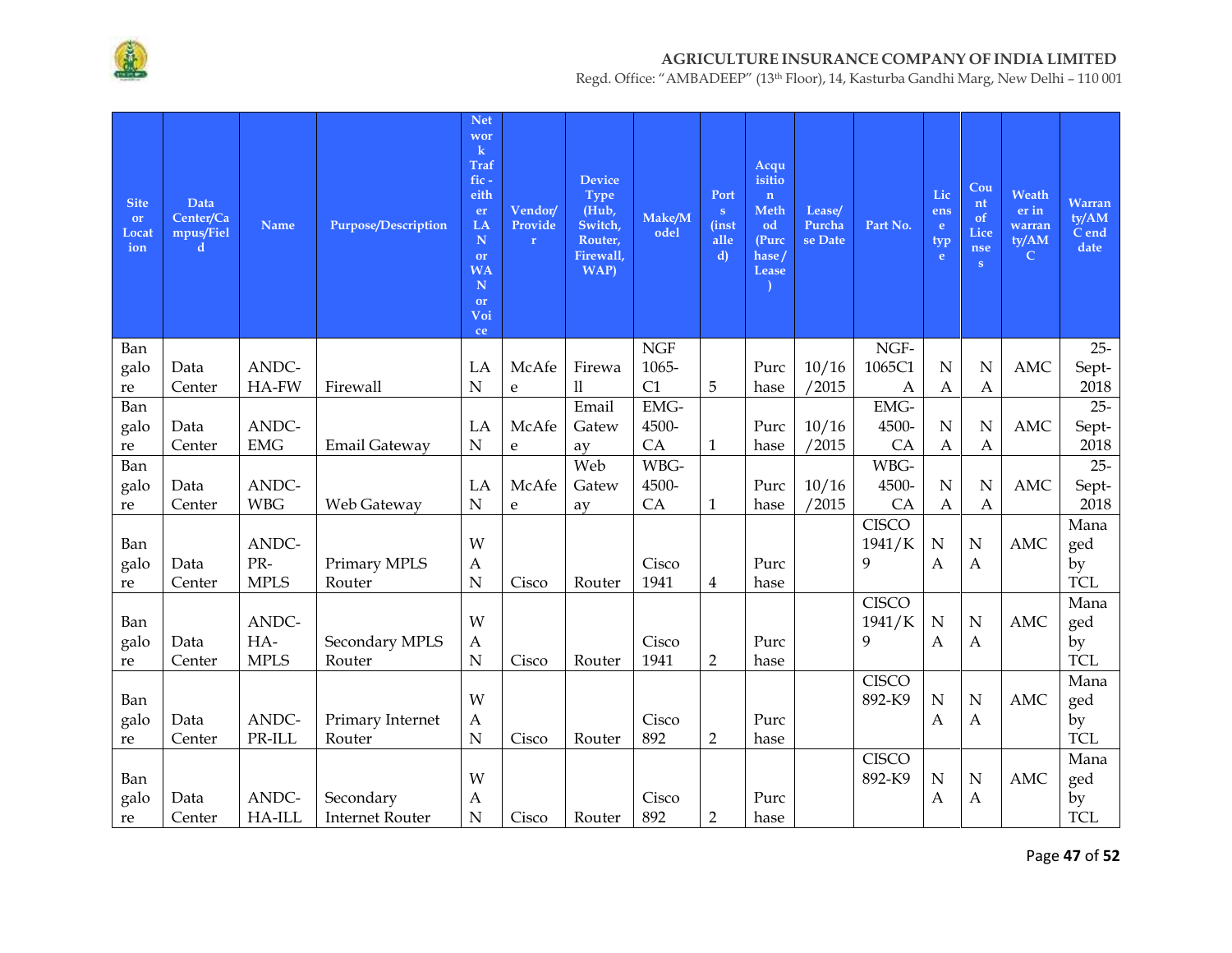| Site or Location | Data Center/Campus/Field | Name | Purpose/Description | Network Traffic - either LAN or WAN or Voice | Vendor/ Provider | Device Type (Hub, Switch, Router, Firewall, WAP) | Make/Model | Ports (installed) | Acquisition Method (Purchase/ Lease) | Lease/ Purchase Date | Part No. | License type | Count of Licenses | Weather in warranty/AMC | Warranty/AMC end date |
|---|---|---|---|---|---|---|---|---|---|---|---|---|---|---|---|
| Bangalore | Data Center | ANDC-HA-FW | Firewall | LAN | McAfee | Firewall | NGF 1065-C1 | 5 | Purchase | 10/16/2015 | NGF-1065C1A | NA | NA | AMC | 25-Sept-2018 |
| Bangalore | Data Center | ANDC-EMG | Email Gateway | LAN | McAfee | Email Gateway | EMG-4500-CA | 1 | Purchase | 10/16/2015 | EMG-4500-CA | NA | NA | AMC | 25-Sept-2018 |
| Bangalore | Data Center | ANDC-WBG | Web Gateway | LAN | McAfee | Web Gateway | WBG-4500-CA | 1 | Purchase | 10/16/2015 | WBG-4500-CA | NA | NA | AMC | 25-Sept-2018 |
| Bangalore | Data Center | ANDC-PR-MPLS | Primary MPLS Router | WAN | Cisco | Router | Cisco 1941 | 4 | Purchase | | CISCO 1941/K9 | NA | NA | AMC | Managed by TCL |
| Bangalore | Data Center | ANDC-HA-MPLS | Secondary MPLS Router | WAN | Cisco | Router | Cisco 1941 | 2 | Purchase | | CISCO 1941/K9 | NA | NA | AMC | Managed by TCL |
| Bangalore | Data Center | ANDC-PR-ILL | Primary Internet Router | WAN | Cisco | Router | Cisco 892 | 2 | Purchase | | CISCO 892-K9 | NA | NA | AMC | Managed by TCL |
| Bangalore | Data Center | ANDC-HA-ILL | Secondary Internet Router | WAN | Cisco | Router | Cisco 892 | 2 | Purchase | | CISCO 892-K9 | NA | NA | AMC | Managed by TCL |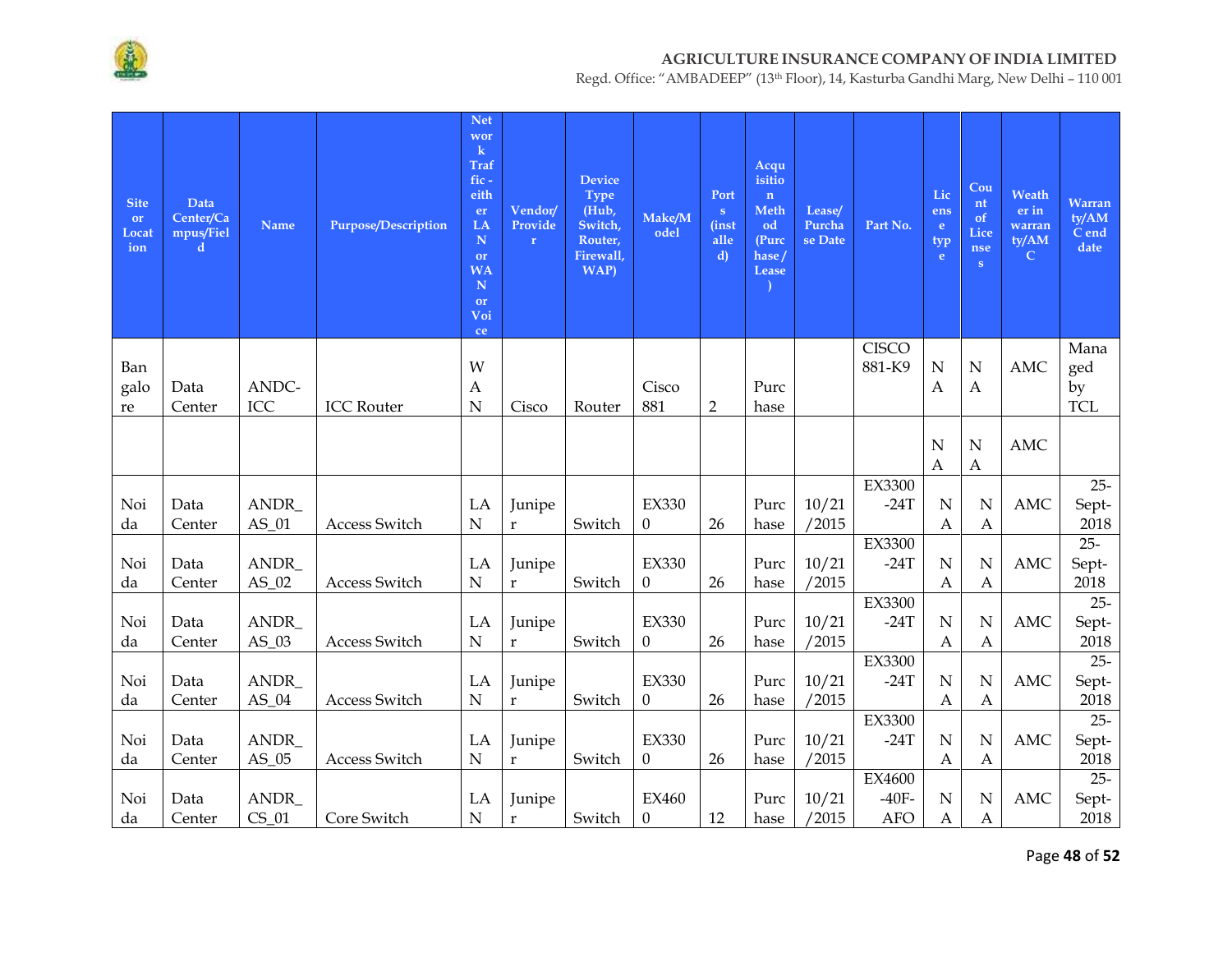| Site or Location | Data Center/Campus/Field | Name | Purpose/Description | Network Traffic - either LAN or WAN or Voice | Vendor/Provider | Device Type (Hub, Switch, Router, Firewall, WAP) | Make/Model | Ports (installed) | Acquisition Method (Purchase/Lease) | Lease/Purchase Date | Part No. | License type | Count of Licenses | Weather in warranty/AMC | Warranty/AMC end date |
|---|---|---|---|---|---|---|---|---|---|---|---|---|---|---|---|
| Bangalore | Data Center | ANDC-ICC | ICC Router | WAN | Cisco | Router | Cisco 881 | 2 | Purchase | | CISCO 881-K9 | NA | NA | AMC | Managed by TCL |
| | | | | | | | | | | | | NA | NA | AMC | |
| Noida | Data Center | ANDR_AS_01 | Access Switch | LAN | Juniper | Switch | EX3300 | 26 | Purchase | 10/21/2015 | EX3300-24T | NA | NA | AMC | 25-Sept-2018 |
| Noida | Data Center | ANDR_AS_02 | Access Switch | LAN | Juniper | Switch | EX3300 | 26 | Purchase | 10/21/2015 | EX3300-24T | NA | NA | AMC | 25-Sept-2018 |
| Noida | Data Center | ANDR_AS_03 | Access Switch | LAN | Juniper | Switch | EX3300 | 26 | Purchase | 10/21/2015 | EX3300-24T | NA | NA | AMC | 25-Sept-2018 |
| Noida | Data Center | ANDR_AS_04 | Access Switch | LAN | Juniper | Switch | EX3300 | 26 | Purchase | 10/21/2015 | EX3300-24T | NA | NA | AMC | 25-Sept-2018 |
| Noida | Data Center | ANDR_AS_05 | Access Switch | LAN | Juniper | Switch | EX3300 | 26 | Purchase | 10/21/2015 | EX3300-24T | NA | NA | AMC | 25-Sept-2018 |
| Noida | Data Center | ANDR_CS_01 | Core Switch | LAN | Juniper | Switch | EX4600 | 12 | Purchase | 10/21/2015 | EX4600-40F-AFO | NA | NA | AMC | 25-Sept-2018 |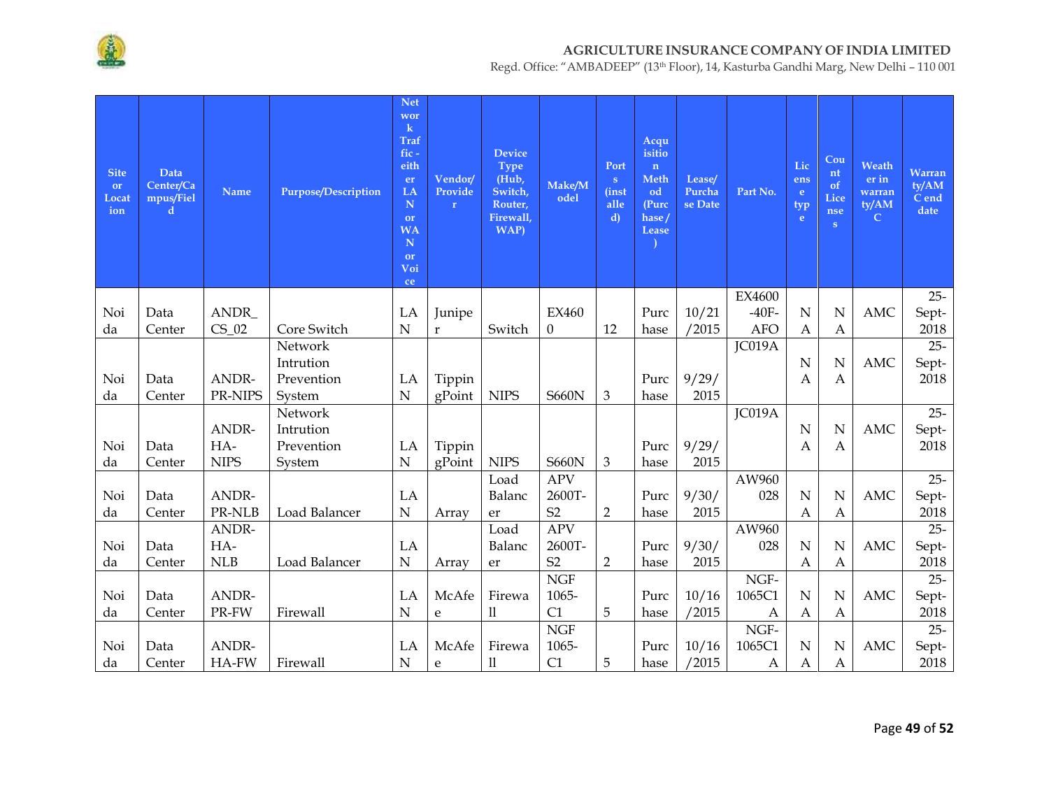| Site or Location | Data Center/Campus/Field | Name | Purpose/Description | Network Traffic - either LAN or WAN or Voice | Vendor/Provider | Device Type (Hub, Switch, Router, Firewall, WAP) | Make/Model | Ports (installed) | Acquisition Method (Purchase/Lease) | Lease/Purchase Date | Part No. | License type | Count of Licenses | Weather in warranty/AMC | Warranty/AMC end date |
|---|---|---|---|---|---|---|---|---|---|---|---|---|---|---|---|
| Noida | Data Center | ANDR_CS_02 | Core Switch | LAN | Juniper | Switch | EX4600 | 12 | Purchase | 10/21/2015 | EX4600-40F-AFO | NA | NA | AMC | 25-Sept-2018 |
| Noida | Data Center | ANDR-PR-NIPS | Network Intrution Prevention System | LAN | TippingPoint | NIPS | S660N | 3 | Purchase | 9/29/2015 | JC019A | NA | NA | AMC | 25-Sept-2018 |
| Noida | Data Center | ANDR-HA-NIPS | Network Intrution Prevention System | LAN | TippingPoint | NIPS | S660N | 3 | Purchase | 9/29/2015 | JC019A | NA | NA | AMC | 25-Sept-2018 |
| Noida | Data Center | ANDR-PR-NLB | Load Balancer | LAN | Array | Load Balancer | APV 2600T-S2 | 2 | Purchase | 9/30/2015 | AW960028 | NA | NA | AMC | 25-Sept-2018 |
| Noida | Data Center | ANDR-HA-NLB | Load Balancer | LAN | Array | Load Balancer | APV 2600T-S2 | 2 | Purchase | 9/30/2015 | AW960028 | NA | NA | AMC | 25-Sept-2018 |
| Noida | Data Center | ANDR-PR-FW | Firewall | LAN | McAfee | Firewall | NGF 1065-C1 | 5 | Purchase | 10/16/2015 | NGF-1065C1A | NA | NA | AMC | 25-Sept-2018 |
| Noida | Data Center | ANDR-HA-FW | Firewall | LAN | McAfee | Firewall | NGF 1065-C1 | 5 | Purchase | 10/16/2015 | NGF-1065C1A | NA | NA | AMC | 25-Sept-2018 |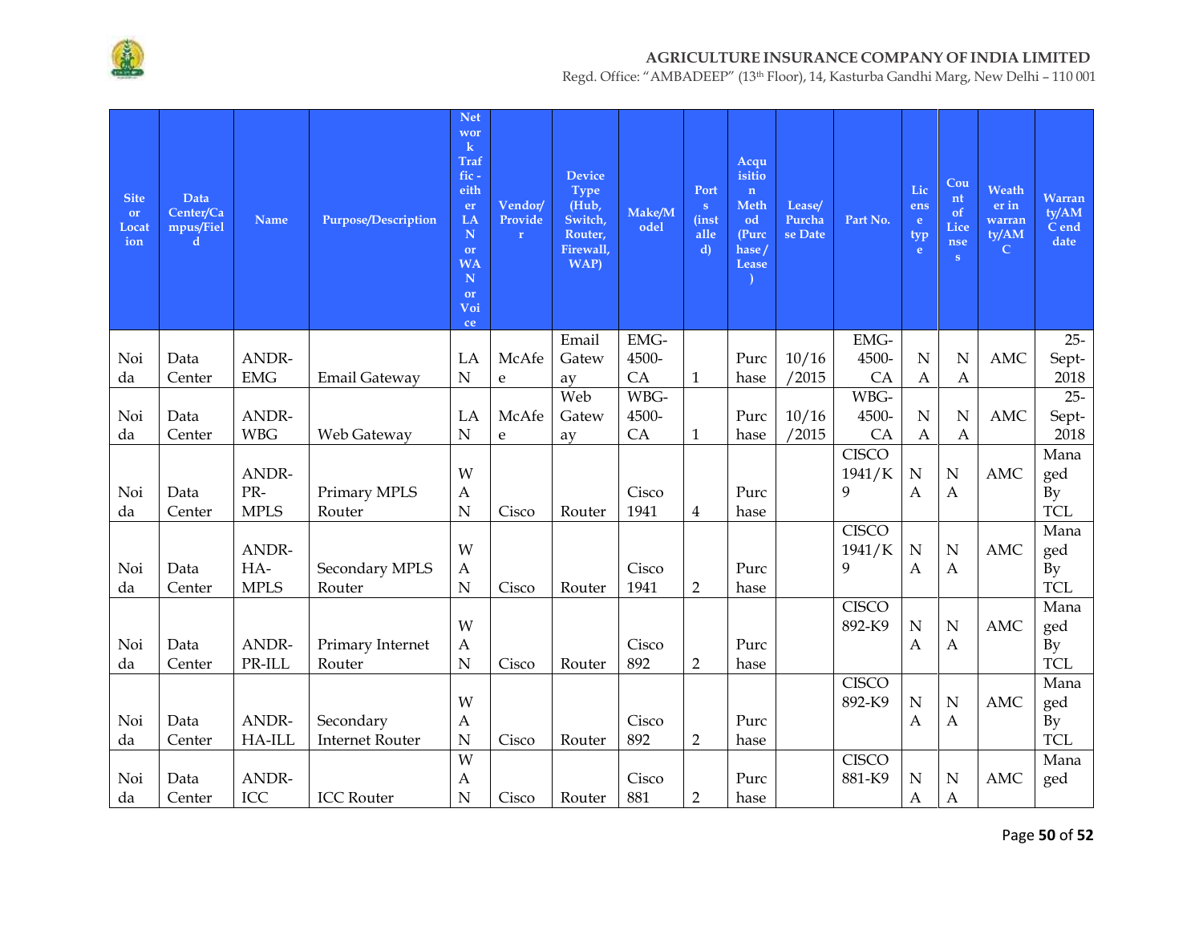| Site or Location | Data Center/Campus/Field | Name | Purpose/Description | Network Traffic - either LAN or WAN or Voice | Vendor/Provider | Device Type (Hub, Switch, Router, Firewall, WAP) | Make/Model | Ports (installed) | Acquisition Method (Purchase/Lease) | Lease/Purchase Date | Part No. | License type | Count of Licenses | Weather in warranty/AMC | Warranty/AMC end date |
|---|---|---|---|---|---|---|---|---|---|---|---|---|---|---|---|
| Noida | Data Center | ANDR-EMG | Email Gateway | LAN | McAfee | Email Gateway | EMG-4500-CA | 1 | Purchase | 10/16/2015 | EMG-4500-CA | NA | NA | AMC | 25-Sept-2018 |
| Noida | Data Center | ANDR-WBG | Web Gateway | LAN | McAfee | Web Gateway | WBG-4500-CA | 1 | Purchase | 10/16/2015 | WBG-4500-CA | NA | NA | AMC | 25-Sept-2018 |
| Noida | Data Center | ANDR-PR-MPLS | Primary MPLS Router | WAN | Cisco | Router | Cisco 1941 | 4 | Purchase | | CISCO 1941/K9 | NA | NA | AMC | Managed By TCL |
| Noida | Data Center | ANDR-HA-MPLS | Secondary MPLS Router | WAN | Cisco | Router | Cisco 1941 | 2 | Purchase | | CISCO 1941/K9 | NA | NA | AMC | Managed By TCL |
| Noida | Data Center | ANDR-PR-ILL | Primary Internet Router | WAN | Cisco | Router | Cisco 892 | 2 | Purchase | | CISCO 892-K9 | NA | NA | AMC | Managed By TCL |
| Noida | Data Center | ANDR-HA-ILL | Secondary Internet Router | WAN | Cisco | Router | Cisco 892 | 2 | Purchase | | CISCO 892-K9 | NA | NA | AMC | Managed By TCL |
| Noida | Data Center | ANDR-ICC | ICC Router | WAN | Cisco | Router | Cisco 881 | 2 | Purchase | | CISCO 881-K9 | NA | NA | AMC | Managed |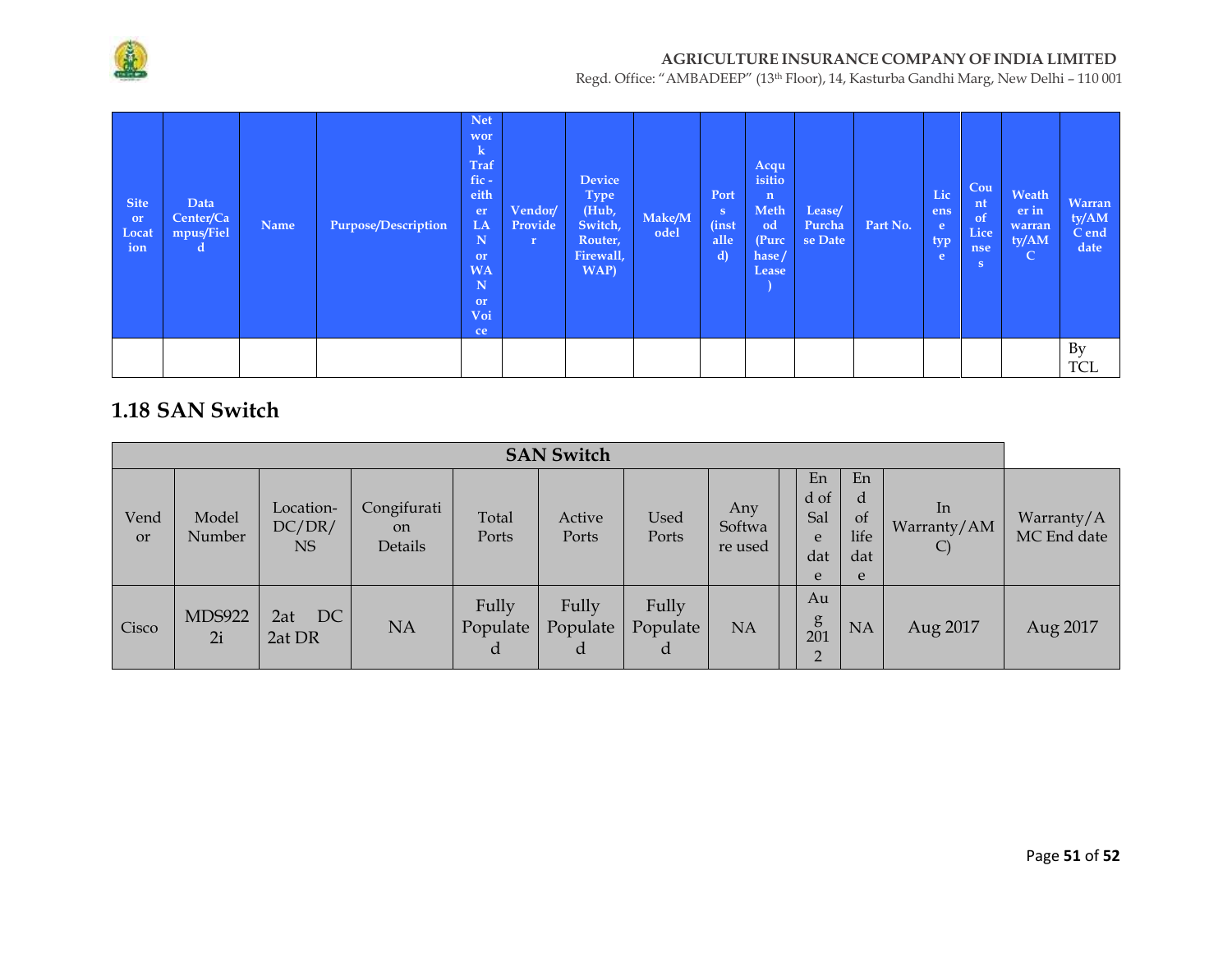| Site or Location | Data Center/Campus/Field | Name | Purpose/Description | Network Traffic - either LAN or WAN or Voice | Vendor/ Provider | Device Type (Hub, Switch, Router, Firewall, WAP) | Make/Model | Ports (installed) | Acquisition Method (Purchase / Lease) | Lease/ Purchase Date | Part No. | License type | Count of Licenses | Weather in warranty/AMC | Warranty/AMC end date |
|---|---|---|---|---|---|---|---|---|---|---|---|---|---|---|---|
| | | | | | | | | | | | | | | | By TCL |

## 1.18 SAN Switch

| SAN Switch | | | | | | | | | | | | |
|---|---|---|---|---|---|---|---|---|---|---|---|---|
| Vendor | Model Number | Location-DC/DR/NS | Congifuration Details | Total Ports | Active Ports | Used Ports | Any Software used | | End of Sale date | End of life date | In Warranty/AMC) | Warranty/AMC End date |
| Cisco | MDS9222i | 2at DC 2at DR | NA | Fully Populated | Fully Populated | Fully Populated | NA | | Aug 2012 | NA | Aug 2017 | Aug 2017 |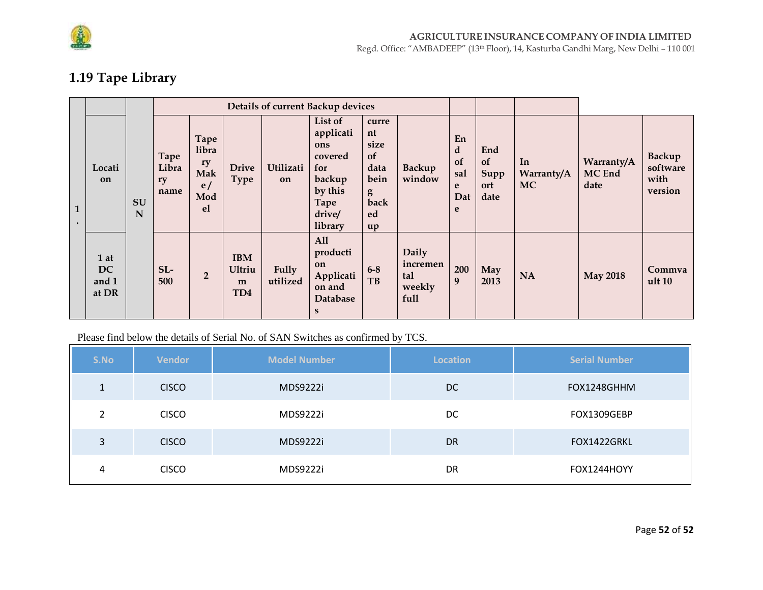## 1.19 Tape Library

| | | | Details of current Backup devices | | | | | | | | | | | |
|---|---|---|---|---|---|---|---|---|---|---|---|---|---|---|
| 1. | Location | SUN | Tape Library name | Tape library Make / Model | Drive Type | Utilization | List of applications covered for backup by this Tape drive/ library | current size of data being backed up | Backup window | End of sale Date | End of Support date | In Warranty/AMC | Warranty/AMC End date | Backup software with version |
| | 1 at DC and 1 at DR | | SL-500 | 2 | IBM Ultrium TD4 | Fully utilized | All production Application and Databases | 6-8 TB | Daily incremental weekly full | 2009 | May 2013 | NA | May 2018 | Commvault 10 |

Please find below the details of Serial No. of SAN Switches as confirmed by TCS.

| S.No | Vendor | Model Number | Location | Serial Number |
|---|---|---|---|---|
| 1 | CISCO | MDS9222i | DC | FOX1248GHHM |
| 2 | CISCO | MDS9222i | DC | FOX1309GEBP |
| 3 | CISCO | MDS9222i | DR | FOX1422GRKL |
| 4 | CISCO | MDS9222i | DR | FOX1244HOYY |